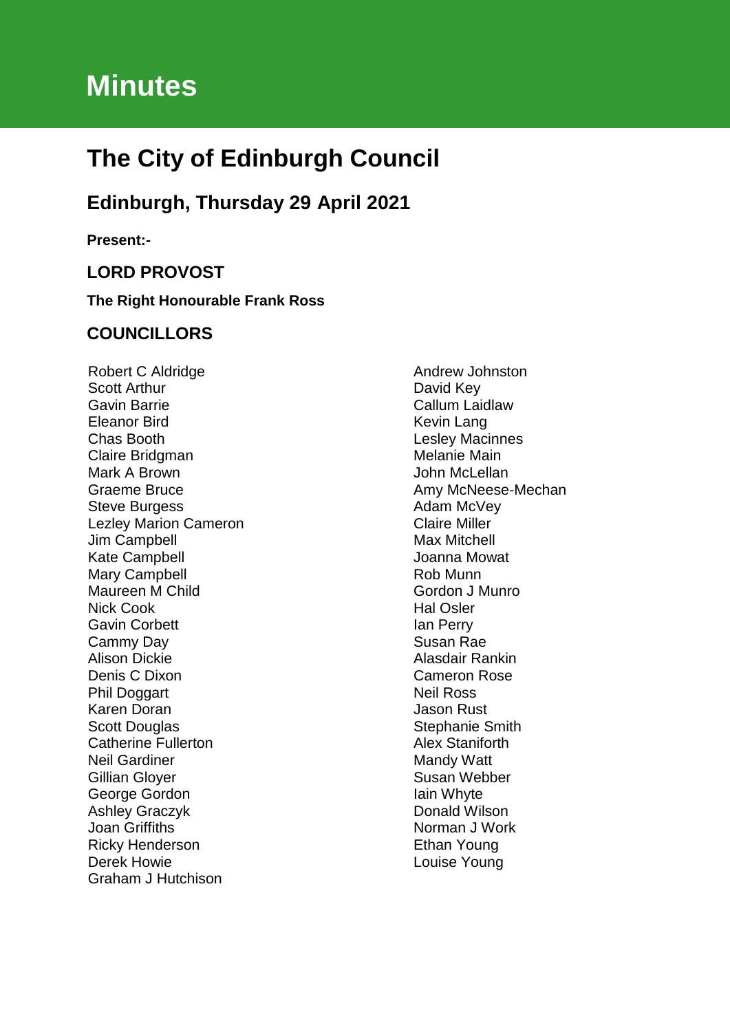# Minutes

# The City of Edinburgh Council

## Edinburgh, Thursday 29 April 2021

**Present:-**

### LORD PROVOST

**The Right Honourable Frank Ross**

### COUNCILLORS

Robert C Aldridge
Scott Arthur
Gavin Barrie
Eleanor Bird
Chas Booth
Claire Bridgman
Mark A Brown
Graeme Bruce
Steve Burgess
Lezley Marion Cameron
Jim Campbell
Kate Campbell
Mary Campbell
Maureen M Child
Nick Cook
Gavin Corbett
Cammy Day
Alison Dickie
Denis C Dixon
Phil Doggart
Karen Doran
Scott Douglas
Catherine Fullerton
Neil Gardiner
Gillian Gloyer
George Gordon
Ashley Graczyk
Joan Griffiths
Ricky Henderson
Derek Howie
Graham J Hutchison
Andrew Johnston
David Key
Callum Laidlaw
Kevin Lang
Lesley Macinnes
Melanie Main
John McLellan
Amy McNeese-Mechan
Adam McVey
Claire Miller
Max Mitchell
Joanna Mowat
Rob Munn
Gordon J Munro
Hal Osler
Ian Perry
Susan Rae
Alasdair Rankin
Cameron Rose
Neil Ross
Jason Rust
Stephanie Smith
Alex Staniforth
Mandy Watt
Susan Webber
Iain Whyte
Donald Wilson
Norman J Work
Ethan Young
Louise Young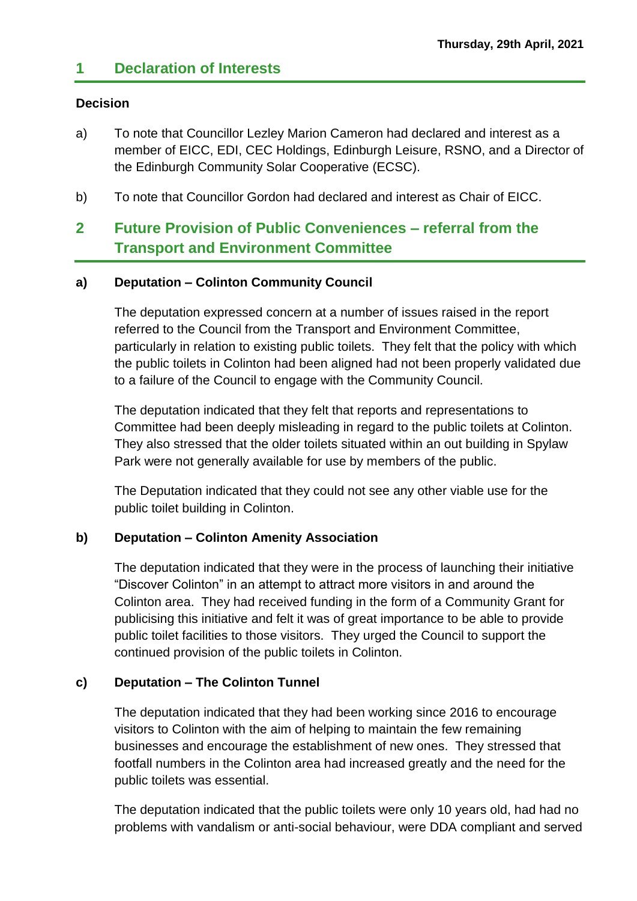Thursday, 29th April, 2021

## 1 Declaration of Interests

**Decision**

a) To note that Councillor Lezley Marion Cameron had declared and interest as a member of EICC, EDI, CEC Holdings, Edinburgh Leisure, RSNO, and a Director of the Edinburgh Community Solar Cooperative (ECSC).

b) To note that Councillor Gordon had declared and interest as Chair of EICC.

## 2 Future Provision of Public Conveniences – referral from the Transport and Environment Committee

### a) Deputation – Colinton Community Council

The deputation expressed concern at a number of issues raised in the report referred to the Council from the Transport and Environment Committee, particularly in relation to existing public toilets. They felt that the policy with which the public toilets in Colinton had been aligned had not been properly validated due to a failure of the Council to engage with the Community Council.

The deputation indicated that they felt that reports and representations to Committee had been deeply misleading in regard to the public toilets at Colinton. They also stressed that the older toilets situated within an out building in Spylaw Park were not generally available for use by members of the public.

The Deputation indicated that they could not see any other viable use for the public toilet building in Colinton.

### b) Deputation – Colinton Amenity Association

The deputation indicated that they were in the process of launching their initiative "Discover Colinton" in an attempt to attract more visitors in and around the Colinton area. They had received funding in the form of a Community Grant for publicising this initiative and felt it was of great importance to be able to provide public toilet facilities to those visitors. They urged the Council to support the continued provision of the public toilets in Colinton.

### c) Deputation – The Colinton Tunnel

The deputation indicated that they had been working since 2016 to encourage visitors to Colinton with the aim of helping to maintain the few remaining businesses and encourage the establishment of new ones. They stressed that footfall numbers in the Colinton area had increased greatly and the need for the public toilets was essential.

The deputation indicated that the public toilets were only 10 years old, had had no problems with vandalism or anti-social behaviour, were DDA compliant and served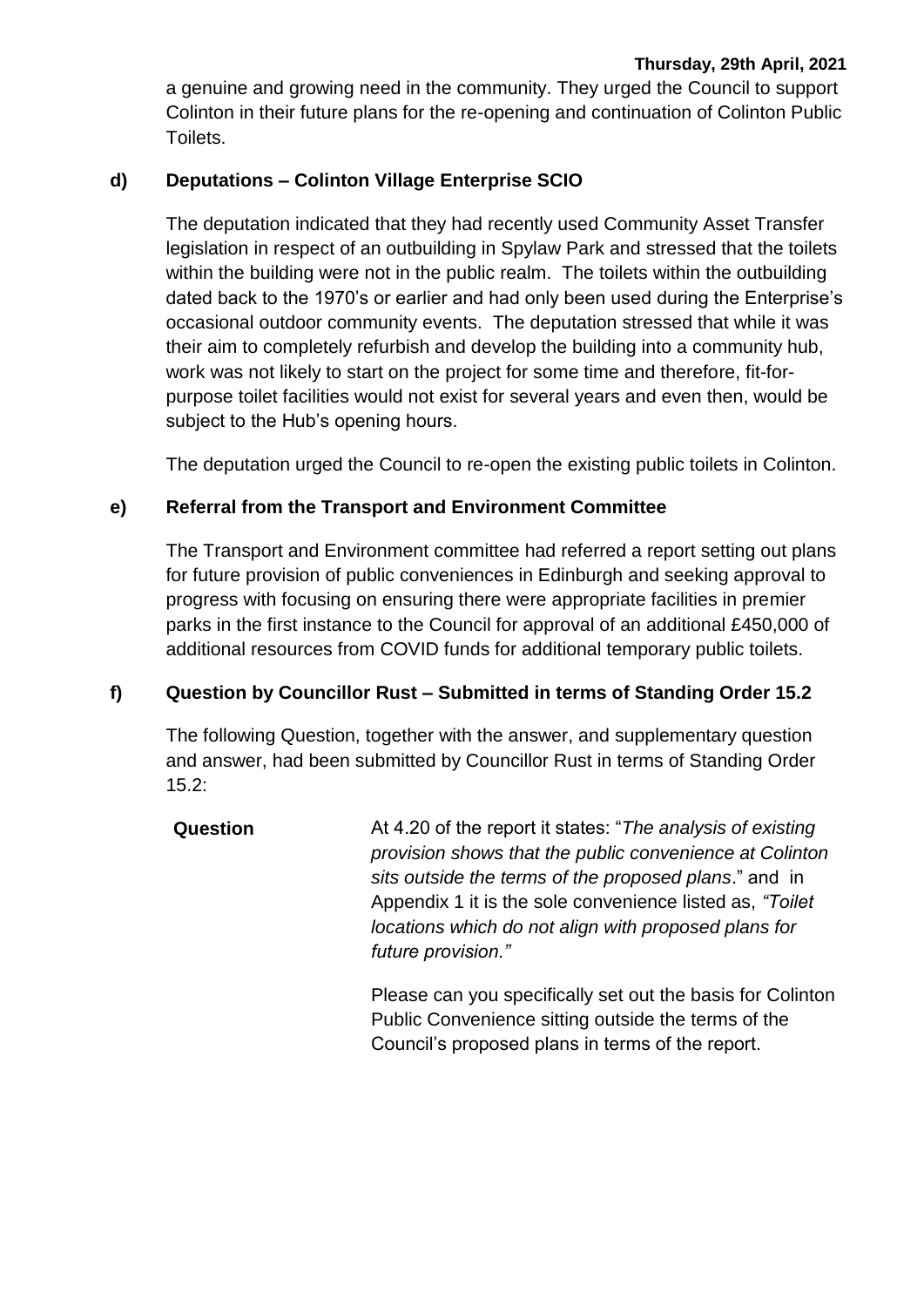a genuine and growing need in the community. They urged the Council to support Colinton in their future plans for the re-opening and continuation of Colinton Public Toilets.

### d) Deputations – Colinton Village Enterprise SCIO

The deputation indicated that they had recently used Community Asset Transfer legislation in respect of an outbuilding in Spylaw Park and stressed that the toilets within the building were not in the public realm. The toilets within the outbuilding dated back to the 1970's or earlier and had only been used during the Enterprise's occasional outdoor community events. The deputation stressed that while it was their aim to completely refurbish and develop the building into a community hub, work was not likely to start on the project for some time and therefore, fit-for-purpose toilet facilities would not exist for several years and even then, would be subject to the Hub's opening hours.

The deputation urged the Council to re-open the existing public toilets in Colinton.

### e) Referral from the Transport and Environment Committee

The Transport and Environment committee had referred a report setting out plans for future provision of public conveniences in Edinburgh and seeking approval to progress with focusing on ensuring there were appropriate facilities in premier parks in the first instance to the Council for approval of an additional £450,000 of additional resources from COVID funds for additional temporary public toilets.

### f) Question by Councillor Rust – Submitted in terms of Standing Order 15.2

The following Question, together with the answer, and supplementary question and answer, had been submitted by Councillor Rust in terms of Standing Order 15.2:

**Question** At 4.20 of the report it states: "*The analysis of existing provision shows that the public convenience at Colinton sits outside the terms of the proposed plans*." and in Appendix 1 it is the sole convenience listed as, *"Toilet locations which do not align with proposed plans for future provision."*

Please can you specifically set out the basis for Colinton Public Convenience sitting outside the terms of the Council's proposed plans in terms of the report.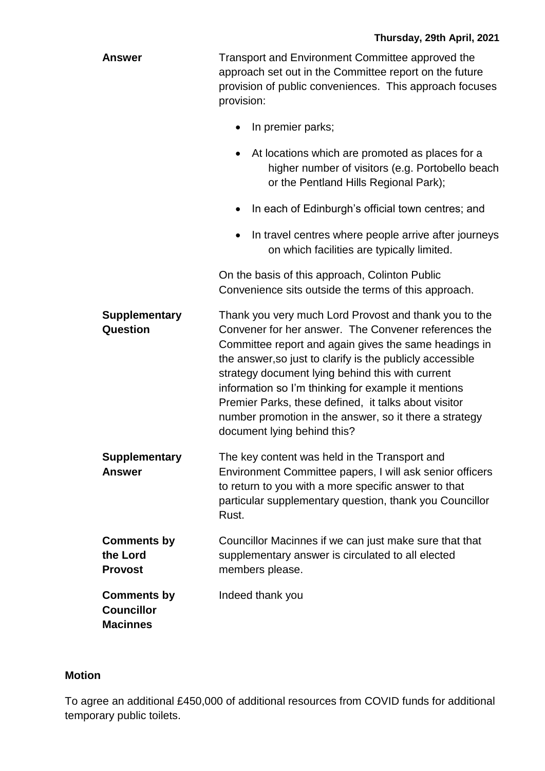| | |
|---|---|
| **Answer** | Transport and Environment Committee approved the approach set out in the Committee report on the future provision of public conveniences. This approach focuses provision:<br><br>• In premier parks;<br>• At locations which are promoted as places for a higher number of visitors (e.g. Portobello beach or the Pentland Hills Regional Park);<br>• In each of Edinburgh's official town centres; and<br>• In travel centres where people arrive after journeys on which facilities are typically limited.<br><br>On the basis of this approach, Colinton Public Convenience sits outside the terms of this approach. |
| **Supplementary Question** | Thank you very much Lord Provost and thank you to the Convener for her answer. The Convener references the Committee report and again gives the same headings in the answer,so just to clarify is the publicly accessible strategy document lying behind this with current information so I'm thinking for example it mentions Premier Parks, these defined, it talks about visitor number promotion in the answer, so it there a strategy document lying behind this? |
| **Supplementary Answer** | The key content was held in the Transport and Environment Committee papers, I will ask senior officers to return to you with a more specific answer to that particular supplementary question, thank you Councillor Rust. |
| **Comments by the Lord Provost** | Councillor Macinnes if we can just make sure that that supplementary answer is circulated to all elected members please. |
| **Comments by Councillor Macinnes** | Indeed thank you |

**Motion**

To agree an additional £450,000 of additional resources from COVID funds for additional temporary public toilets.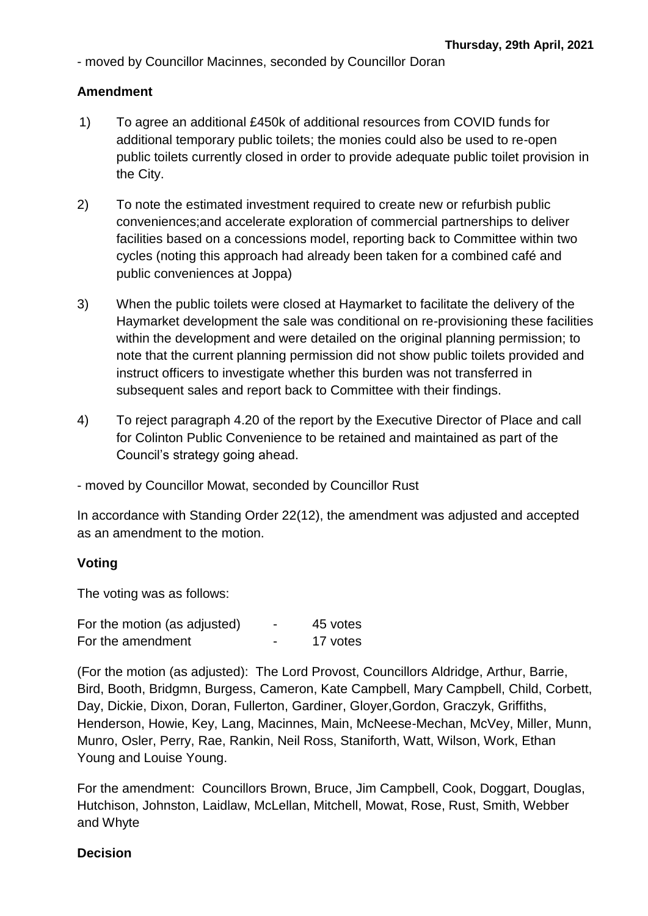- moved by Councillor Macinnes, seconded by Councillor Doran

**Amendment**

1) To agree an additional £450k of additional resources from COVID funds for additional temporary public toilets; the monies could also be used to re-open public toilets currently closed in order to provide adequate public toilet provision in the City.

2) To note the estimated investment required to create new or refurbish public conveniences;and accelerate exploration of commercial partnerships to deliver facilities based on a concessions model, reporting back to Committee within two cycles (noting this approach had already been taken for a combined café and public conveniences at Joppa)

3) When the public toilets were closed at Haymarket to facilitate the delivery of the Haymarket development the sale was conditional on re-provisioning these facilities within the development and were detailed on the original planning permission; to note that the current planning permission did not show public toilets provided and instruct officers to investigate whether this burden was not transferred in subsequent sales and report back to Committee with their findings.

4) To reject paragraph 4.20 of the report by the Executive Director of Place and call for Colinton Public Convenience to be retained and maintained as part of the Council's strategy going ahead.

- moved by Councillor Mowat, seconded by Councillor Rust

In accordance with Standing Order 22(12), the amendment was adjusted and accepted as an amendment to the motion.

**Voting**

The voting was as follows:

| | | |
|---|---|---|
| For the motion (as adjusted) | - | 45 votes |
| For the amendment | - | 17 votes |

(For the motion (as adjusted): The Lord Provost, Councillors Aldridge, Arthur, Barrie, Bird, Booth, Bridgmn, Burgess, Cameron, Kate Campbell, Mary Campbell, Child, Corbett, Day, Dickie, Dixon, Doran, Fullerton, Gardiner, Gloyer,Gordon, Graczyk, Griffiths, Henderson, Howie, Key, Lang, Macinnes, Main, McNeese-Mechan, McVey, Miller, Munn, Munro, Osler, Perry, Rae, Rankin, Neil Ross, Staniforth, Watt, Wilson, Work, Ethan Young and Louise Young.

For the amendment: Councillors Brown, Bruce, Jim Campbell, Cook, Doggart, Douglas, Hutchison, Johnston, Laidlaw, McLellan, Mitchell, Mowat, Rose, Rust, Smith, Webber and Whyte

**Decision**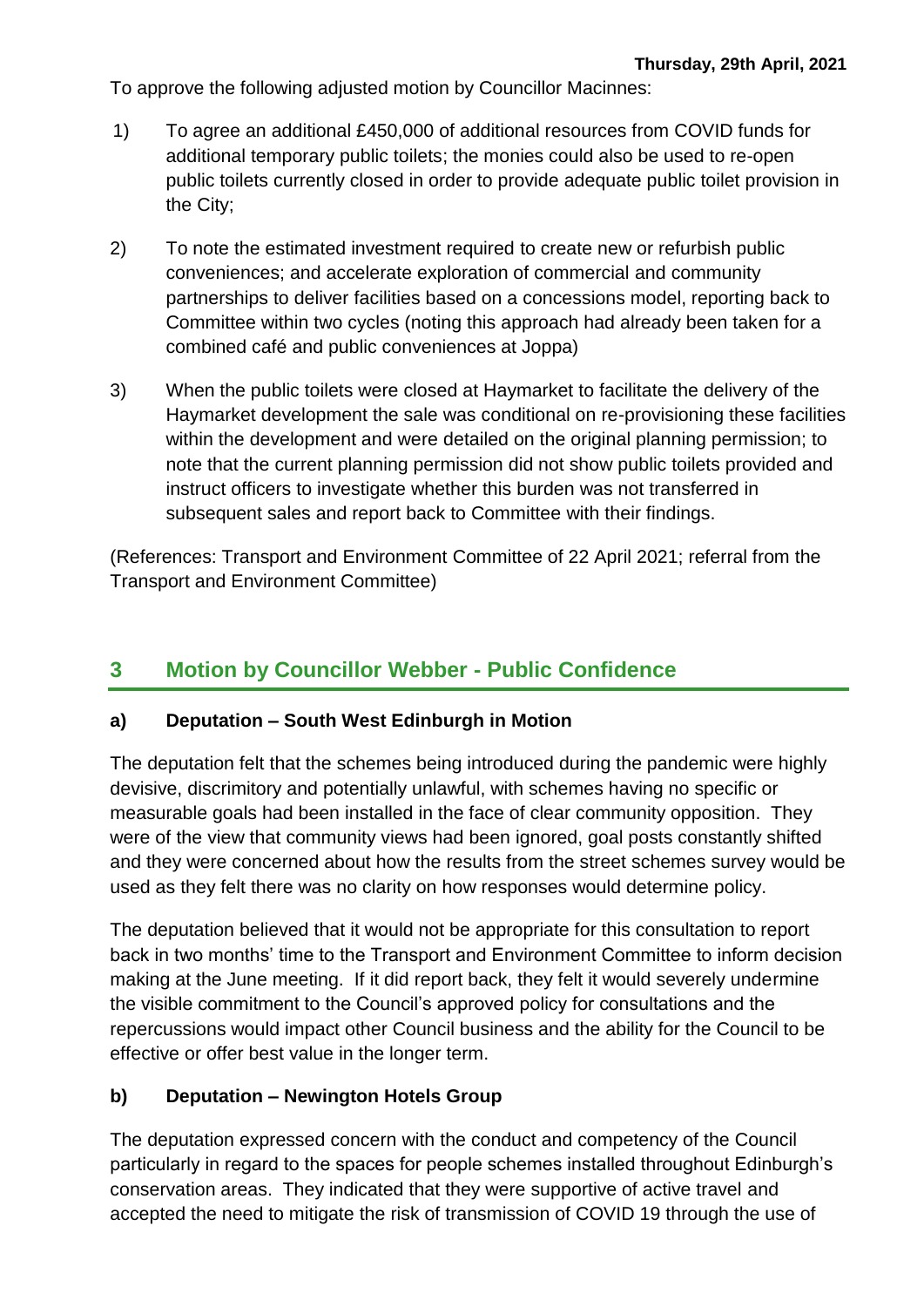To approve the following adjusted motion by Councillor Macinnes:

1) To agree an additional £450,000 of additional resources from COVID funds for additional temporary public toilets; the monies could also be used to re-open public toilets currently closed in order to provide adequate public toilet provision in the City;

2) To note the estimated investment required to create new or refurbish public conveniences; and accelerate exploration of commercial and community partnerships to deliver facilities based on a concessions model, reporting back to Committee within two cycles (noting this approach had already been taken for a combined café and public conveniences at Joppa)

3) When the public toilets were closed at Haymarket to facilitate the delivery of the Haymarket development the sale was conditional on re-provisioning these facilities within the development and were detailed on the original planning permission; to note that the current planning permission did not show public toilets provided and instruct officers to investigate whether this burden was not transferred in subsequent sales and report back to Committee with their findings.

(References: Transport and Environment Committee of 22 April 2021; referral from the Transport and Environment Committee)

## 3 Motion by Councillor Webber - Public Confidence

### a) Deputation – South West Edinburgh in Motion

The deputation felt that the schemes being introduced during the pandemic were highly devisive, discrimitory and potentially unlawful, with schemes having no specific or measurable goals had been installed in the face of clear community opposition. They were of the view that community views had been ignored, goal posts constantly shifted and they were concerned about how the results from the street schemes survey would be used as they felt there was no clarity on how responses would determine policy.

The deputation believed that it would not be appropriate for this consultation to report back in two months' time to the Transport and Environment Committee to inform decision making at the June meeting. If it did report back, they felt it would severely undermine the visible commitment to the Council's approved policy for consultations and the repercussions would impact other Council business and the ability for the Council to be effective or offer best value in the longer term.

### b) Deputation – Newington Hotels Group

The deputation expressed concern with the conduct and competency of the Council particularly in regard to the spaces for people schemes installed throughout Edinburgh's conservation areas. They indicated that they were supportive of active travel and accepted the need to mitigate the risk of transmission of COVID 19 through the use of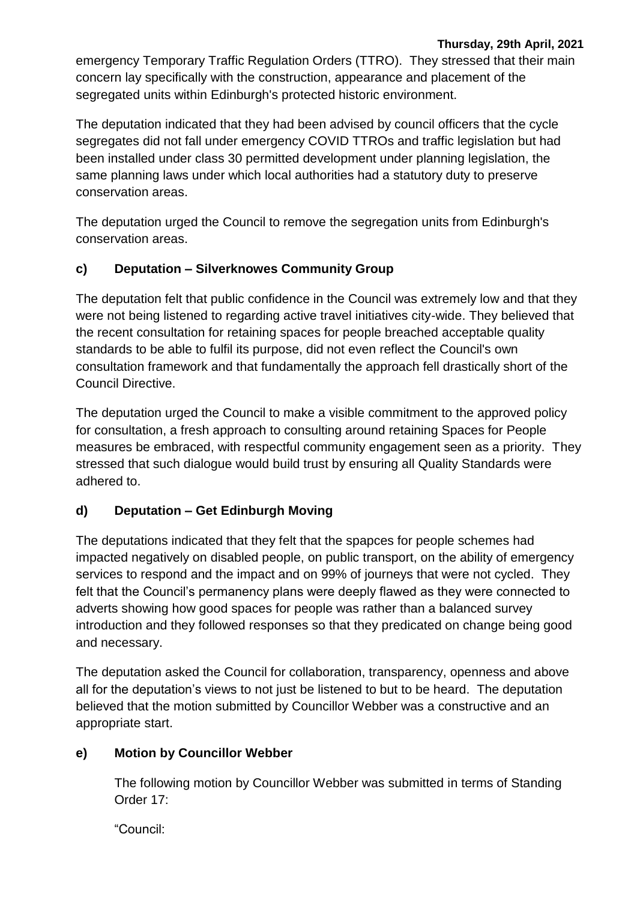emergency Temporary Traffic Regulation Orders (TTRO). They stressed that their main concern lay specifically with the construction, appearance and placement of the segregated units within Edinburgh's protected historic environment.

The deputation indicated that they had been advised by council officers that the cycle segregates did not fall under emergency COVID TTROs and traffic legislation but had been installed under class 30 permitted development under planning legislation, the same planning laws under which local authorities had a statutory duty to preserve conservation areas.

The deputation urged the Council to remove the segregation units from Edinburgh's conservation areas.

### c) Deputation – Silverknowes Community Group

The deputation felt that public confidence in the Council was extremely low and that they were not being listened to regarding active travel initiatives city-wide. They believed that the recent consultation for retaining spaces for people breached acceptable quality standards to be able to fulfil its purpose, did not even reflect the Council's own consultation framework and that fundamentally the approach fell drastically short of the Council Directive.

The deputation urged the Council to make a visible commitment to the approved policy for consultation, a fresh approach to consulting around retaining Spaces for People measures be embraced, with respectful community engagement seen as a priority. They stressed that such dialogue would build trust by ensuring all Quality Standards were adhered to.

### d) Deputation – Get Edinburgh Moving

The deputations indicated that they felt that the spapces for people schemes had impacted negatively on disabled people, on public transport, on the ability of emergency services to respond and the impact and on 99% of journeys that were not cycled. They felt that the Council's permanency plans were deeply flawed as they were connected to adverts showing how good spaces for people was rather than a balanced survey introduction and they followed responses so that they predicated on change being good and necessary.

The deputation asked the Council for collaboration, transparency, openness and above all for the deputation's views to not just be listened to but to be heard. The deputation believed that the motion submitted by Councillor Webber was a constructive and an appropriate start.

### e) Motion by Councillor Webber

The following motion by Councillor Webber was submitted in terms of Standing Order 17:

"Council: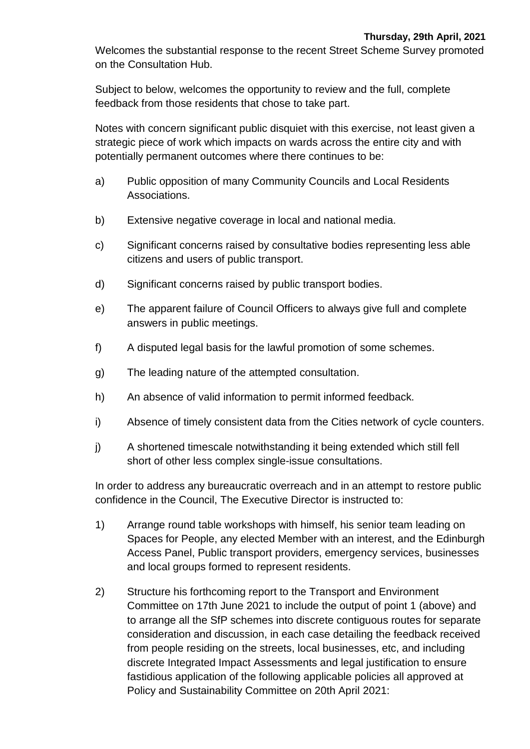**Thursday, 29th April, 2021**

Welcomes the substantial response to the recent Street Scheme Survey promoted on the Consultation Hub.

Subject to below, welcomes the opportunity to review and the full, complete feedback from those residents that chose to take part.

Notes with concern significant public disquiet with this exercise, not least given a strategic piece of work which impacts on wards across the entire city and with potentially permanent outcomes where there continues to be:

a) Public opposition of many Community Councils and Local Residents Associations.

b) Extensive negative coverage in local and national media.

c) Significant concerns raised by consultative bodies representing less able citizens and users of public transport.

d) Significant concerns raised by public transport bodies.

e) The apparent failure of Council Officers to always give full and complete answers in public meetings.

f) A disputed legal basis for the lawful promotion of some schemes.

g) The leading nature of the attempted consultation.

h) An absence of valid information to permit informed feedback.

i) Absence of timely consistent data from the Cities network of cycle counters.

j) A shortened timescale notwithstanding it being extended which still fell short of other less complex single-issue consultations.

In order to address any bureaucratic overreach and in an attempt to restore public confidence in the Council, The Executive Director is instructed to:

1) Arrange round table workshops with himself, his senior team leading on Spaces for People, any elected Member with an interest, and the Edinburgh Access Panel, Public transport providers, emergency services, businesses and local groups formed to represent residents.

2) Structure his forthcoming report to the Transport and Environment Committee on 17th June 2021 to include the output of point 1 (above) and to arrange all the SfP schemes into discrete contiguous routes for separate consideration and discussion, in each case detailing the feedback received from people residing on the streets, local businesses, etc, and including discrete Integrated Impact Assessments and legal justification to ensure fastidious application of the following applicable policies all approved at Policy and Sustainability Committee on 20th April 2021: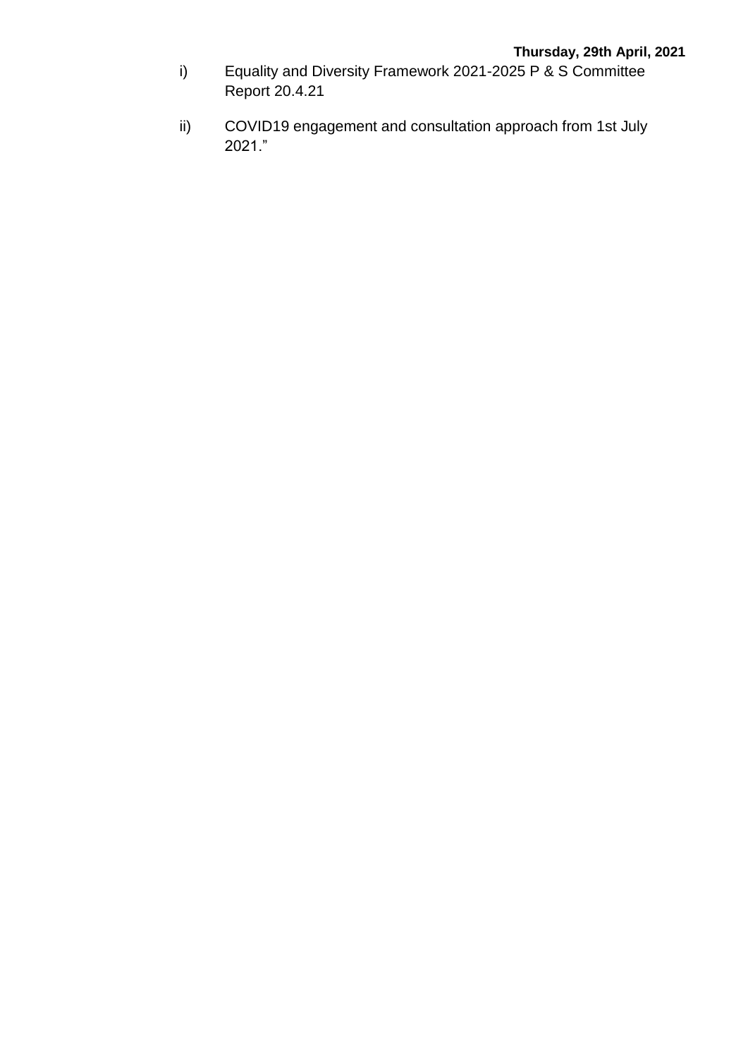i) Equality and Diversity Framework 2021-2025 P & S Committee Report 20.4.21

ii) COVID19 engagement and consultation approach from 1st July 2021."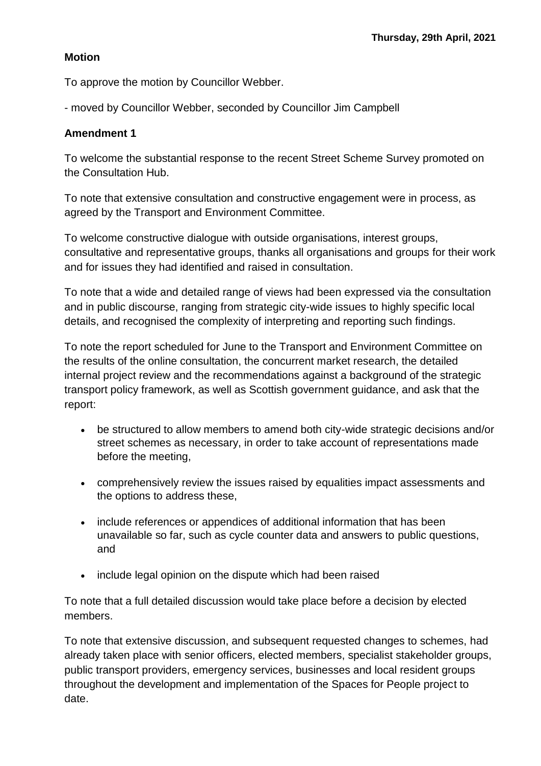**Motion**

To approve the motion by Councillor Webber.

- moved by Councillor Webber, seconded by Councillor Jim Campbell

**Amendment 1**

To welcome the substantial response to the recent Street Scheme Survey promoted on the Consultation Hub.

To note that extensive consultation and constructive engagement were in process, as agreed by the Transport and Environment Committee.

To welcome constructive dialogue with outside organisations, interest groups, consultative and representative groups, thanks all organisations and groups for their work and for issues they had identified and raised in consultation.

To note that a wide and detailed range of views had been expressed via the consultation and in public discourse, ranging from strategic city-wide issues to highly specific local details, and recognised the complexity of interpreting and reporting such findings.

To note the report scheduled for June to the Transport and Environment Committee on the results of the online consultation, the concurrent market research, the detailed internal project review and the recommendations against a background of the strategic transport policy framework, as well as Scottish government guidance, and ask that the report:

- be structured to allow members to amend both city-wide strategic decisions and/or street schemes as necessary, in order to take account of representations made before the meeting,
- comprehensively review the issues raised by equalities impact assessments and the options to address these,
- include references or appendices of additional information that has been unavailable so far, such as cycle counter data and answers to public questions, and
- include legal opinion on the dispute which had been raised

To note that a full detailed discussion would take place before a decision by elected members.

To note that extensive discussion, and subsequent requested changes to schemes, had already taken place with senior officers, elected members, specialist stakeholder groups, public transport providers, emergency services, businesses and local resident groups throughout the development and implementation of the Spaces for People project to date.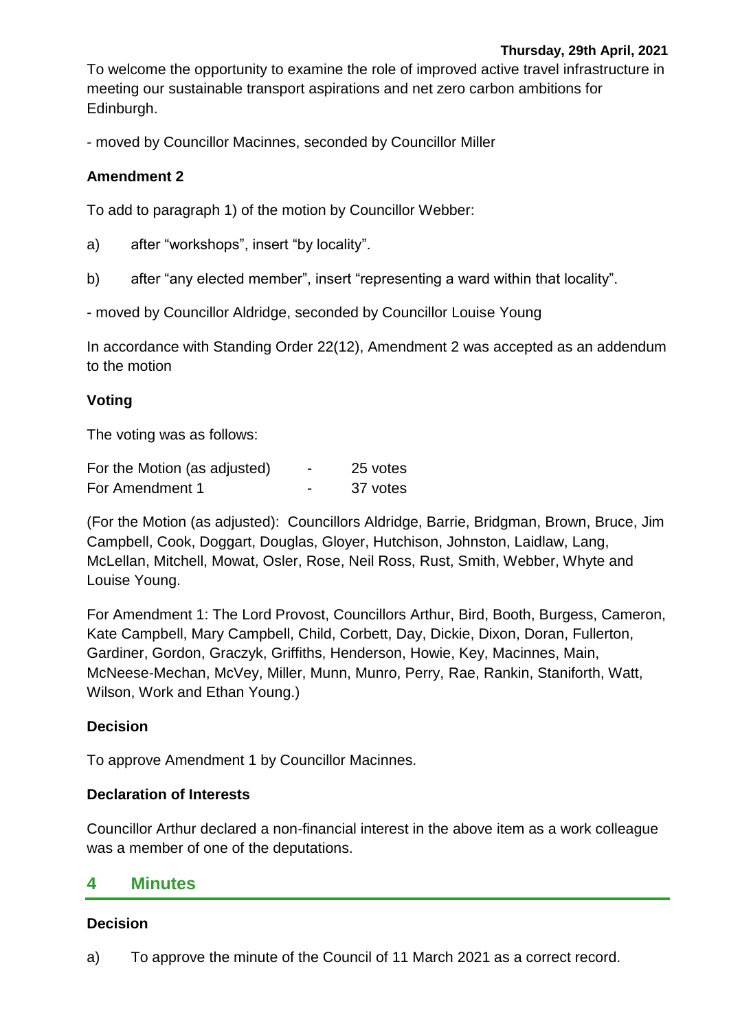To welcome the opportunity to examine the role of improved active travel infrastructure in meeting our sustainable transport aspirations and net zero carbon ambitions for Edinburgh.

- moved by Councillor Macinnes, seconded by Councillor Miller

**Amendment 2**

To add to paragraph 1) of the motion by Councillor Webber:

a) after "workshops", insert "by locality".

b) after "any elected member", insert "representing a ward within that locality".

- moved by Councillor Aldridge, seconded by Councillor Louise Young

In accordance with Standing Order 22(12), Amendment 2 was accepted as an addendum to the motion

**Voting**

The voting was as follows:

| | | |
|---|---|---|
| For the Motion (as adjusted) | - | 25 votes |
| For Amendment 1 | - | 37 votes |

(For the Motion (as adjusted): Councillors Aldridge, Barrie, Bridgman, Brown, Bruce, Jim Campbell, Cook, Doggart, Douglas, Gloyer, Hutchison, Johnston, Laidlaw, Lang, McLellan, Mitchell, Mowat, Osler, Rose, Neil Ross, Rust, Smith, Webber, Whyte and Louise Young.

For Amendment 1: The Lord Provost, Councillors Arthur, Bird, Booth, Burgess, Cameron, Kate Campbell, Mary Campbell, Child, Corbett, Day, Dickie, Dixon, Doran, Fullerton, Gardiner, Gordon, Graczyk, Griffiths, Henderson, Howie, Key, Macinnes, Main, McNeese-Mechan, McVey, Miller, Munn, Munro, Perry, Rae, Rankin, Staniforth, Watt, Wilson, Work and Ethan Young.)

**Decision**

To approve Amendment 1 by Councillor Macinnes.

**Declaration of Interests**

Councillor Arthur declared a non-financial interest in the above item as a work colleague was a member of one of the deputations.

## 4 Minutes

**Decision**

a) To approve the minute of the Council of 11 March 2021 as a correct record.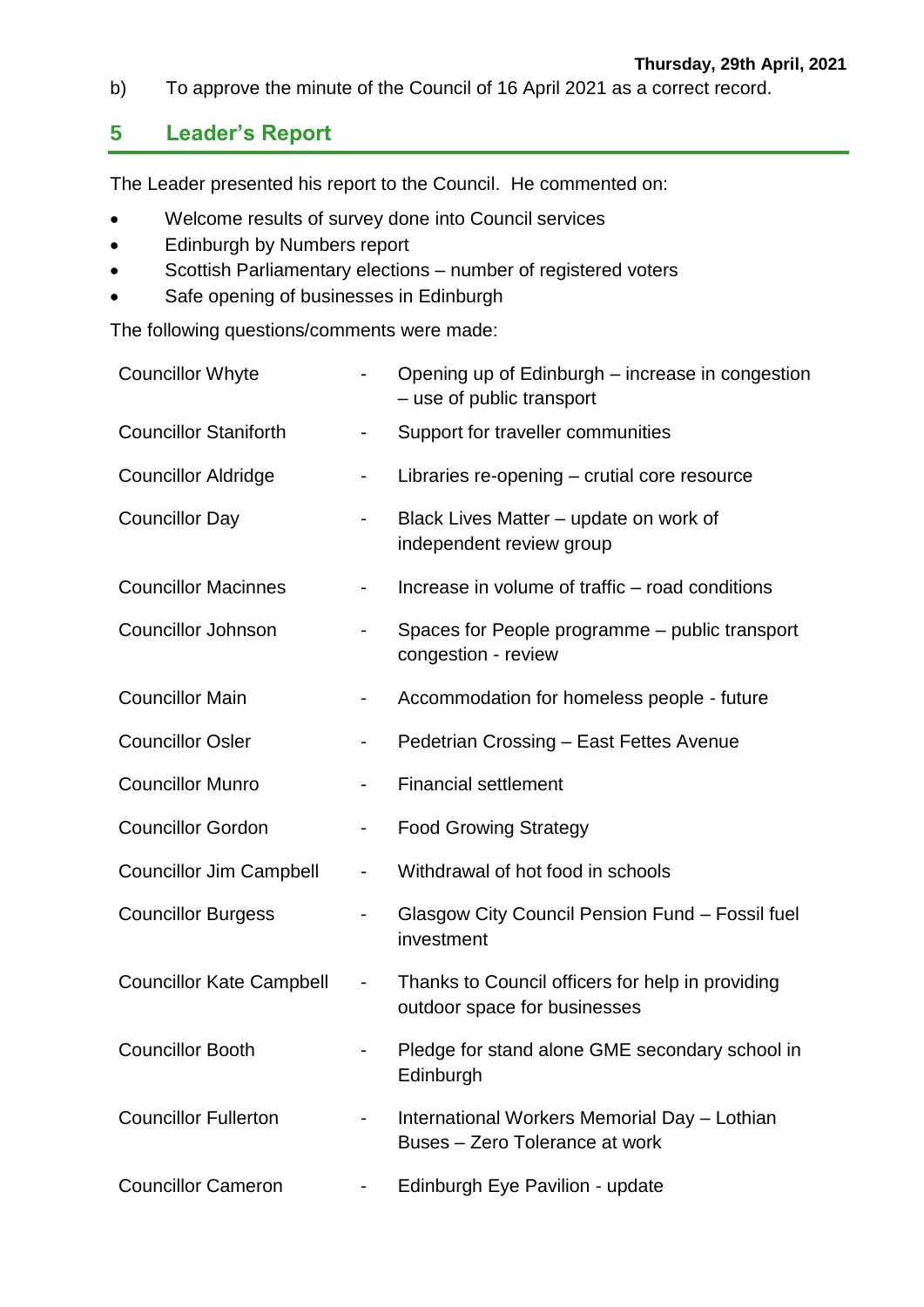b) To approve the minute of the Council of 16 April 2021 as a correct record.

## 5 Leader's Report

The Leader presented his report to the Council. He commented on:

- Welcome results of survey done into Council services
- Edinburgh by Numbers report
- Scottish Parliamentary elections – number of registered voters
- Safe opening of businesses in Edinburgh

The following questions/comments were made:

| | | |
|---|---|---|
| Councillor Whyte | - | Opening up of Edinburgh – increase in congestion – use of public transport |
| Councillor Staniforth | - | Support for traveller communities |
| Councillor Aldridge | - | Libraries re-opening – crutial core resource |
| Councillor Day | - | Black Lives Matter – update on work of independent review group |
| Councillor Macinnes | - | Increase in volume of traffic – road conditions |
| Councillor Johnson | - | Spaces for People programme – public transport congestion - review |
| Councillor Main | - | Accommodation for homeless people - future |
| Councillor Osler | - | Pedetrian Crossing – East Fettes Avenue |
| Councillor Munro | - | Financial settlement |
| Councillor Gordon | - | Food Growing Strategy |
| Councillor Jim Campbell | - | Withdrawal of hot food in schools |
| Councillor Burgess | - | Glasgow City Council Pension Fund – Fossil fuel investment |
| Councillor Kate Campbell | - | Thanks to Council officers for help in providing outdoor space for businesses |
| Councillor Booth | - | Pledge for stand alone GME secondary school in Edinburgh |
| Councillor Fullerton | - | International Workers Memorial Day – Lothian Buses – Zero Tolerance at work |
| Councillor Cameron | - | Edinburgh Eye Pavilion - update |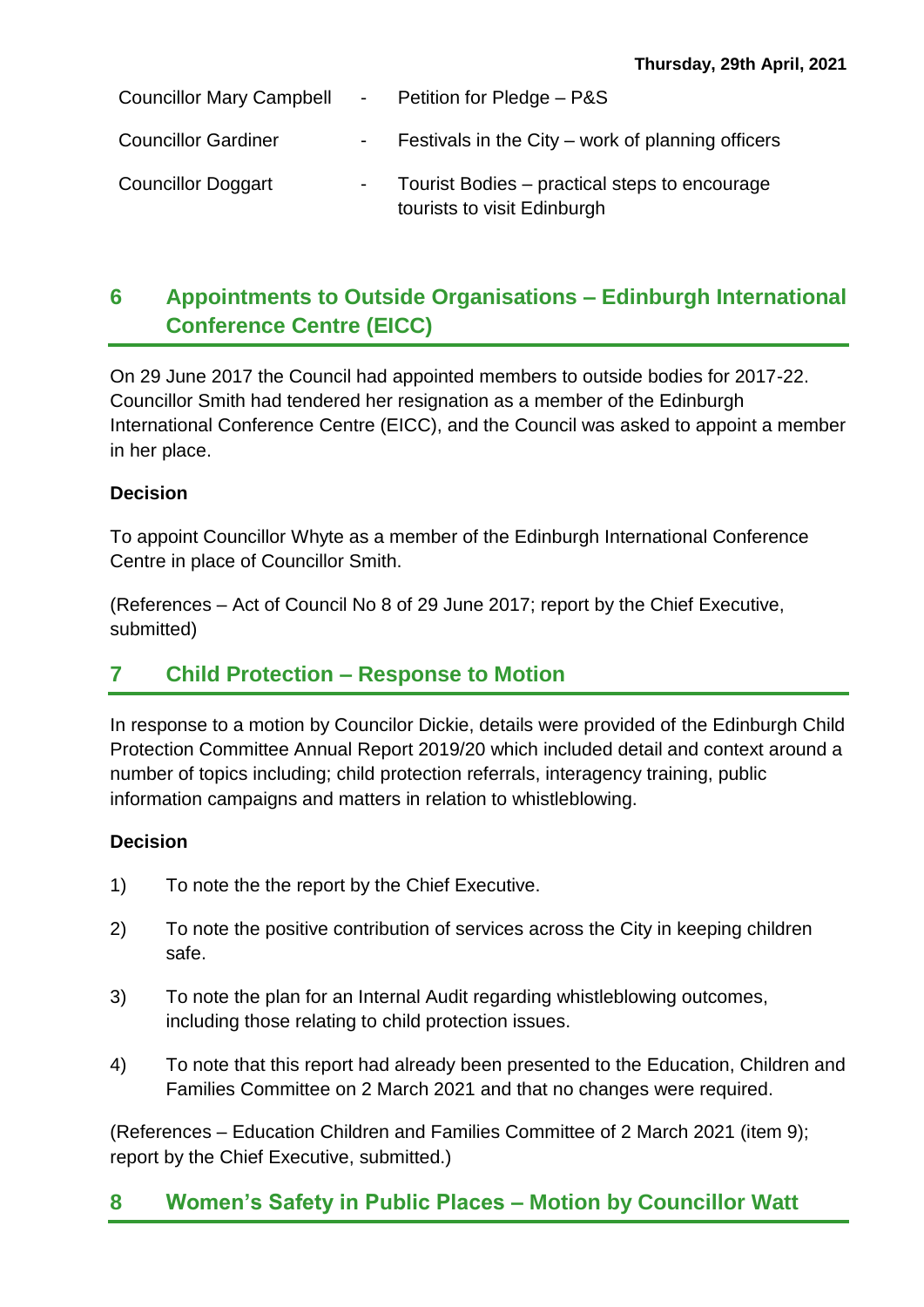| | | |
|---|---|---|
| Councillor Mary Campbell | - | Petition for Pledge – P&S |
| Councillor Gardiner | - | Festivals in the City – work of planning officers |
| Councillor Doggart | - | Tourist Bodies – practical steps to encourage tourists to visit Edinburgh |

## 6 Appointments to Outside Organisations – Edinburgh International Conference Centre (EICC)

On 29 June 2017 the Council had appointed members to outside bodies for 2017-22. Councillor Smith had tendered her resignation as a member of the Edinburgh International Conference Centre (EICC), and the Council was asked to appoint a member in her place.

**Decision**

To appoint Councillor Whyte as a member of the Edinburgh International Conference Centre in place of Councillor Smith.

(References – Act of Council No 8 of 29 June 2017; report by the Chief Executive, submitted)

## 7 Child Protection – Response to Motion

In response to a motion by Councilor Dickie, details were provided of the Edinburgh Child Protection Committee Annual Report 2019/20 which included detail and context around a number of topics including; child protection referrals, interagency training, public information campaigns and matters in relation to whistleblowing.

**Decision**

1) To note the the report by the Chief Executive.

2) To note the positive contribution of services across the City in keeping children safe.

3) To note the plan for an Internal Audit regarding whistleblowing outcomes, including those relating to child protection issues.

4) To note that this report had already been presented to the Education, Children and Families Committee on 2 March 2021 and that no changes were required.

(References – Education Children and Families Committee of 2 March 2021 (item 9); report by the Chief Executive, submitted.)

## 8 Women's Safety in Public Places – Motion by Councillor Watt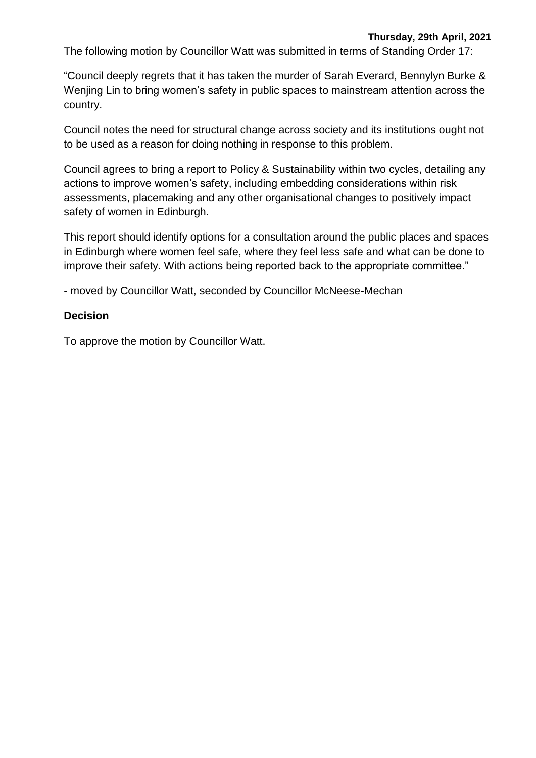The following motion by Councillor Watt was submitted in terms of Standing Order 17:

"Council deeply regrets that it has taken the murder of Sarah Everard, Bennylyn Burke & Wenjing Lin to bring women's safety in public spaces to mainstream attention across the country.

Council notes the need for structural change across society and its institutions ought not to be used as a reason for doing nothing in response to this problem.

Council agrees to bring a report to Policy & Sustainability within two cycles, detailing any actions to improve women's safety, including embedding considerations within risk assessments, placemaking and any other organisational changes to positively impact safety of women in Edinburgh.

This report should identify options for a consultation around the public places and spaces in Edinburgh where women feel safe, where they feel less safe and what can be done to improve their safety. With actions being reported back to the appropriate committee."

- moved by Councillor Watt, seconded by Councillor McNeese-Mechan

**Decision**

To approve the motion by Councillor Watt.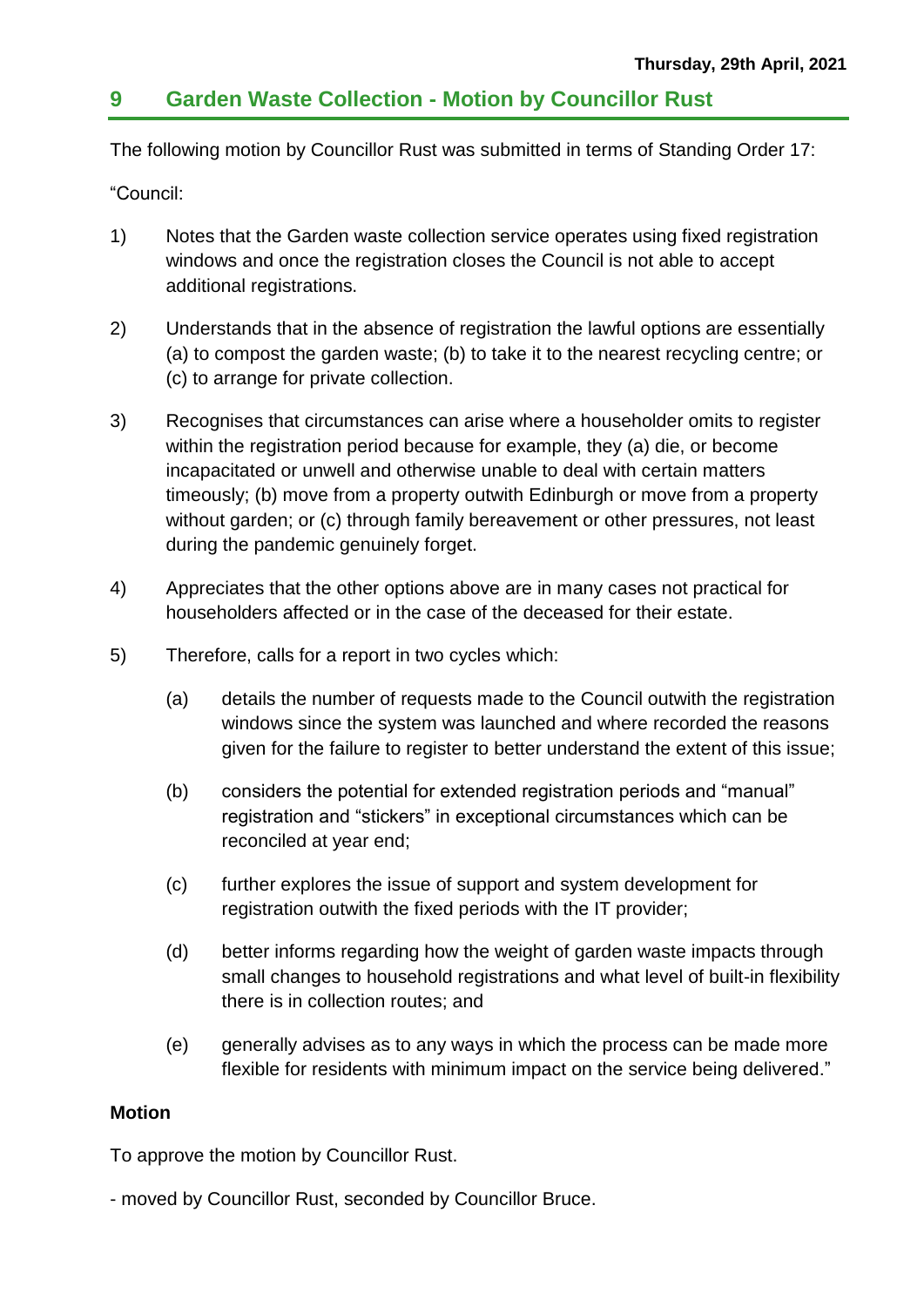## 9 Garden Waste Collection - Motion by Councillor Rust

The following motion by Councillor Rust was submitted in terms of Standing Order 17:

"Council:

1) Notes that the Garden waste collection service operates using fixed registration windows and once the registration closes the Council is not able to accept additional registrations.

2) Understands that in the absence of registration the lawful options are essentially (a) to compost the garden waste; (b) to take it to the nearest recycling centre; or (c) to arrange for private collection.

3) Recognises that circumstances can arise where a householder omits to register within the registration period because for example, they (a) die, or become incapacitated or unwell and otherwise unable to deal with certain matters timeously; (b) move from a property outwith Edinburgh or move from a property without garden; or (c) through family bereavement or other pressures, not least during the pandemic genuinely forget.

4) Appreciates that the other options above are in many cases not practical for householders affected or in the case of the deceased for their estate.

5) Therefore, calls for a report in two cycles which:

   (a) details the number of requests made to the Council outwith the registration windows since the system was launched and where recorded the reasons given for the failure to register to better understand the extent of this issue;

   (b) considers the potential for extended registration periods and "manual" registration and "stickers" in exceptional circumstances which can be reconciled at year end;

   (c) further explores the issue of support and system development for registration outwith the fixed periods with the IT provider;

   (d) better informs regarding how the weight of garden waste impacts through small changes to household registrations and what level of built-in flexibility there is in collection routes; and

   (e) generally advises as to any ways in which the process can be made more flexible for residents with minimum impact on the service being delivered."

**Motion**

To approve the motion by Councillor Rust.

- moved by Councillor Rust, seconded by Councillor Bruce.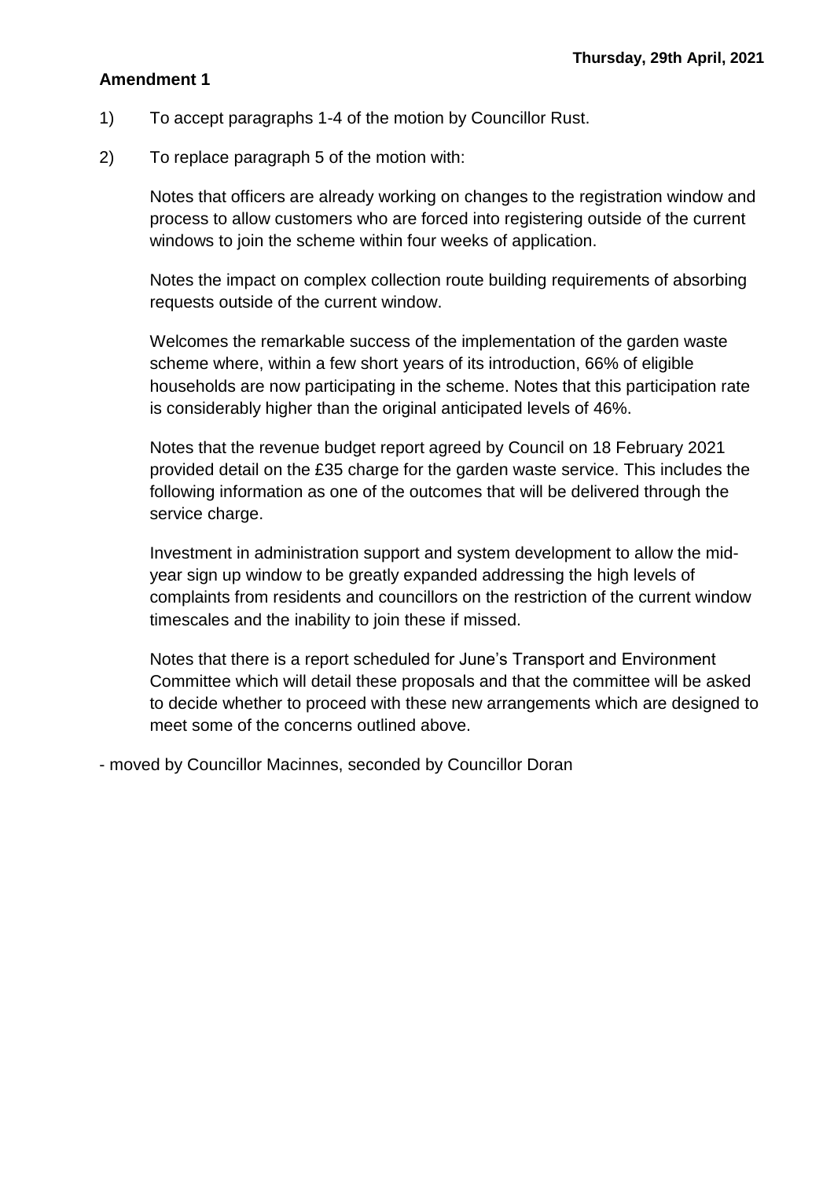**Thursday, 29th April, 2021**

**Amendment 1**

1) To accept paragraphs 1-4 of the motion by Councillor Rust.

2) To replace paragraph 5 of the motion with:

   Notes that officers are already working on changes to the registration window and process to allow customers who are forced into registering outside of the current windows to join the scheme within four weeks of application.

   Notes the impact on complex collection route building requirements of absorbing requests outside of the current window.

   Welcomes the remarkable success of the implementation of the garden waste scheme where, within a few short years of its introduction, 66% of eligible households are now participating in the scheme. Notes that this participation rate is considerably higher than the original anticipated levels of 46%.

   Notes that the revenue budget report agreed by Council on 18 February 2021 provided detail on the £35 charge for the garden waste service. This includes the following information as one of the outcomes that will be delivered through the service charge.

   Investment in administration support and system development to allow the mid-year sign up window to be greatly expanded addressing the high levels of complaints from residents and councillors on the restriction of the current window timescales and the inability to join these if missed.

   Notes that there is a report scheduled for June's Transport and Environment Committee which will detail these proposals and that the committee will be asked to decide whether to proceed with these new arrangements which are designed to meet some of the concerns outlined above.

- moved by Councillor Macinnes, seconded by Councillor Doran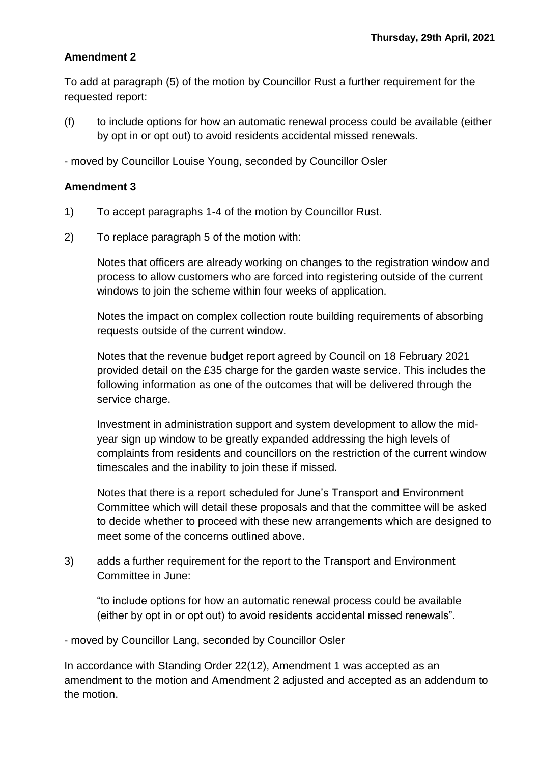**Amendment 2**

To add at paragraph (5) of the motion by Councillor Rust a further requirement for the requested report:

(f) to include options for how an automatic renewal process could be available (either by opt in or opt out) to avoid residents accidental missed renewals.

- moved by Councillor Louise Young, seconded by Councillor Osler

**Amendment 3**

1) To accept paragraphs 1-4 of the motion by Councillor Rust.

2) To replace paragraph 5 of the motion with:

   Notes that officers are already working on changes to the registration window and process to allow customers who are forced into registering outside of the current windows to join the scheme within four weeks of application.

   Notes the impact on complex collection route building requirements of absorbing requests outside of the current window.

   Notes that the revenue budget report agreed by Council on 18 February 2021 provided detail on the £35 charge for the garden waste service. This includes the following information as one of the outcomes that will be delivered through the service charge.

   Investment in administration support and system development to allow the mid-year sign up window to be greatly expanded addressing the high levels of complaints from residents and councillors on the restriction of the current window timescales and the inability to join these if missed.

   Notes that there is a report scheduled for June's Transport and Environment Committee which will detail these proposals and that the committee will be asked to decide whether to proceed with these new arrangements which are designed to meet some of the concerns outlined above.

3) adds a further requirement for the report to the Transport and Environment Committee in June:

   "to include options for how an automatic renewal process could be available (either by opt in or opt out) to avoid residents accidental missed renewals".

- moved by Councillor Lang, seconded by Councillor Osler

In accordance with Standing Order 22(12), Amendment 1 was accepted as an amendment to the motion and Amendment 2 adjusted and accepted as an addendum to the motion.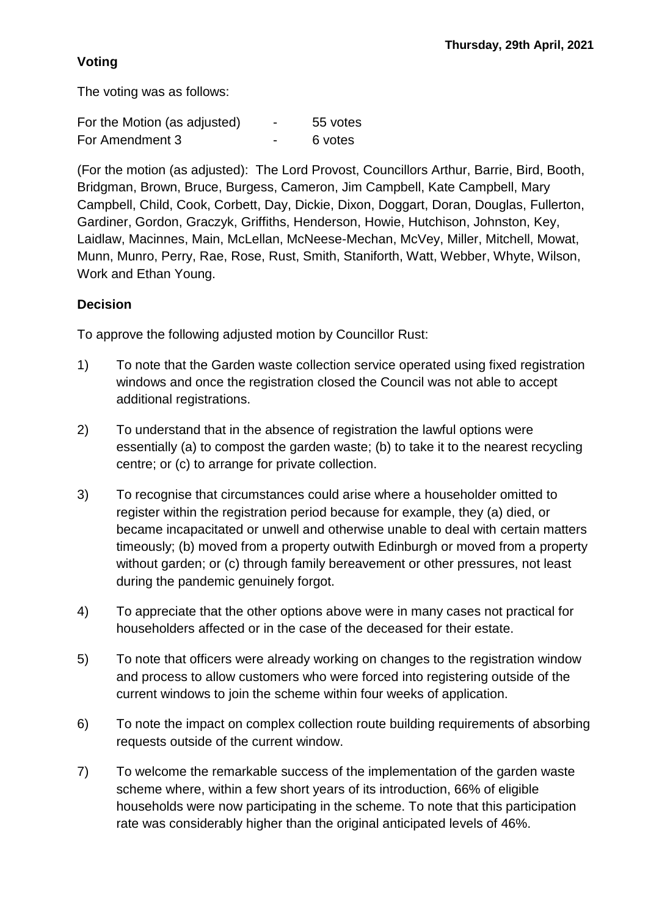**Voting**

The voting was as follows:

| | | |
|---|---|---|
| For the Motion (as adjusted) | - | 55 votes |
| For Amendment 3 | - | 6 votes |

(For the motion (as adjusted): The Lord Provost, Councillors Arthur, Barrie, Bird, Booth, Bridgman, Brown, Bruce, Burgess, Cameron, Jim Campbell, Kate Campbell, Mary Campbell, Child, Cook, Corbett, Day, Dickie, Dixon, Doggart, Doran, Douglas, Fullerton, Gardiner, Gordon, Graczyk, Griffiths, Henderson, Howie, Hutchison, Johnston, Key, Laidlaw, Macinnes, Main, McLellan, McNeese-Mechan, McVey, Miller, Mitchell, Mowat, Munn, Munro, Perry, Rae, Rose, Rust, Smith, Staniforth, Watt, Webber, Whyte, Wilson, Work and Ethan Young.

**Decision**

To approve the following adjusted motion by Councillor Rust:

1) To note that the Garden waste collection service operated using fixed registration windows and once the registration closed the Council was not able to accept additional registrations.

2) To understand that in the absence of registration the lawful options were essentially (a) to compost the garden waste; (b) to take it to the nearest recycling centre; or (c) to arrange for private collection.

3) To recognise that circumstances could arise where a householder omitted to register within the registration period because for example, they (a) died, or became incapacitated or unwell and otherwise unable to deal with certain matters timeously; (b) moved from a property outwith Edinburgh or moved from a property without garden; or (c) through family bereavement or other pressures, not least during the pandemic genuinely forgot.

4) To appreciate that the other options above were in many cases not practical for householders affected or in the case of the deceased for their estate.

5) To note that officers were already working on changes to the registration window and process to allow customers who were forced into registering outside of the current windows to join the scheme within four weeks of application.

6) To note the impact on complex collection route building requirements of absorbing requests outside of the current window.

7) To welcome the remarkable success of the implementation of the garden waste scheme where, within a few short years of its introduction, 66% of eligible households were now participating in the scheme. To note that this participation rate was considerably higher than the original anticipated levels of 46%.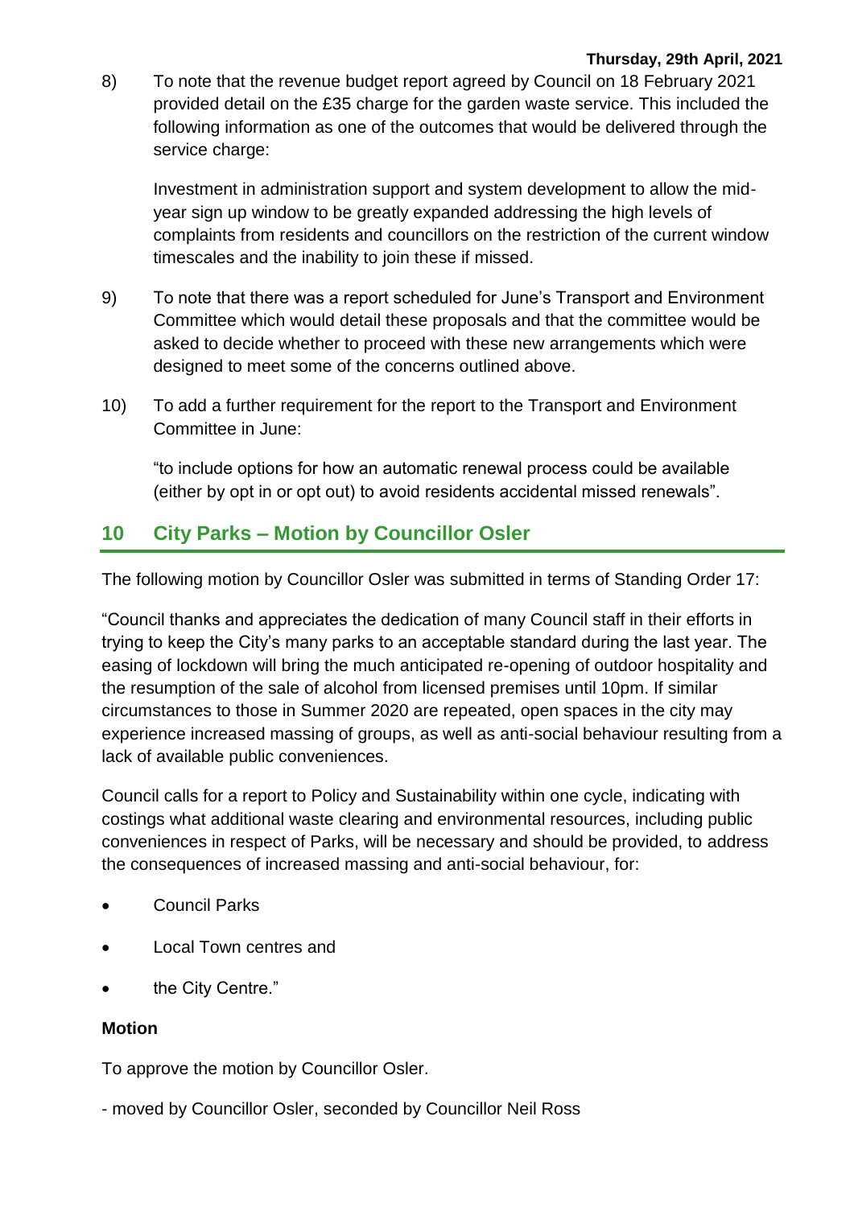8) To note that the revenue budget report agreed by Council on 18 February 2021 provided detail on the £35 charge for the garden waste service. This included the following information as one of the outcomes that would be delivered through the service charge:

   Investment in administration support and system development to allow the mid-year sign up window to be greatly expanded addressing the high levels of complaints from residents and councillors on the restriction of the current window timescales and the inability to join these if missed.

9) To note that there was a report scheduled for June's Transport and Environment Committee which would detail these proposals and that the committee would be asked to decide whether to proceed with these new arrangements which were designed to meet some of the concerns outlined above.

10) To add a further requirement for the report to the Transport and Environment Committee in June:

    "to include options for how an automatic renewal process could be available (either by opt in or opt out) to avoid residents accidental missed renewals".

## 10 City Parks – Motion by Councillor Osler

The following motion by Councillor Osler was submitted in terms of Standing Order 17:

"Council thanks and appreciates the dedication of many Council staff in their efforts in trying to keep the City's many parks to an acceptable standard during the last year. The easing of lockdown will bring the much anticipated re-opening of outdoor hospitality and the resumption of the sale of alcohol from licensed premises until 10pm. If similar circumstances to those in Summer 2020 are repeated, open spaces in the city may experience increased massing of groups, as well as anti-social behaviour resulting from a lack of available public conveniences.

Council calls for a report to Policy and Sustainability within one cycle, indicating with costings what additional waste clearing and environmental resources, including public conveniences in respect of Parks, will be necessary and should be provided, to address the consequences of increased massing and anti-social behaviour, for:

- Council Parks
- Local Town centres and
- the City Centre."

**Motion**

To approve the motion by Councillor Osler.

- moved by Councillor Osler, seconded by Councillor Neil Ross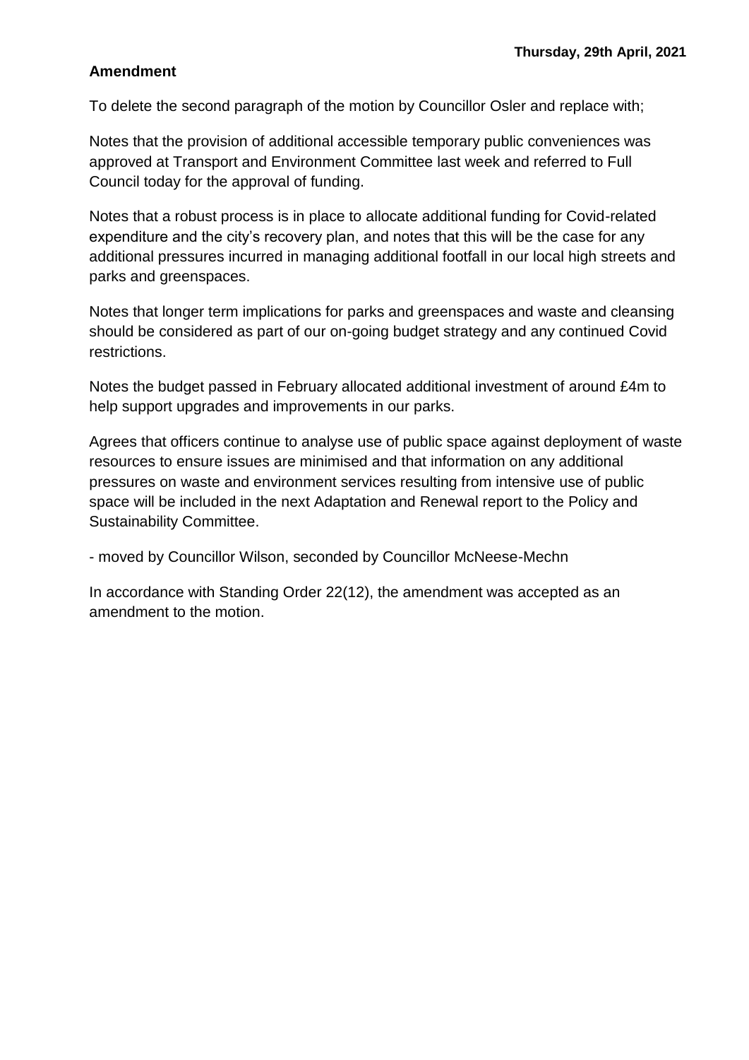**Thursday, 29th April, 2021**

**Amendment**

To delete the second paragraph of the motion by Councillor Osler and replace with;

Notes that the provision of additional accessible temporary public conveniences was approved at Transport and Environment Committee last week and referred to Full Council today for the approval of funding.

Notes that a robust process is in place to allocate additional funding for Covid-related expenditure and the city's recovery plan, and notes that this will be the case for any additional pressures incurred in managing additional footfall in our local high streets and parks and greenspaces.

Notes that longer term implications for parks and greenspaces and waste and cleansing should be considered as part of our on-going budget strategy and any continued Covid restrictions.

Notes the budget passed in February allocated additional investment of around £4m to help support upgrades and improvements in our parks.

Agrees that officers continue to analyse use of public space against deployment of waste resources to ensure issues are minimised and that information on any additional pressures on waste and environment services resulting from intensive use of public space will be included in the next Adaptation and Renewal report to the Policy and Sustainability Committee.

- moved by Councillor Wilson, seconded by Councillor McNeese-Mechn

In accordance with Standing Order 22(12), the amendment was accepted as an amendment to the motion.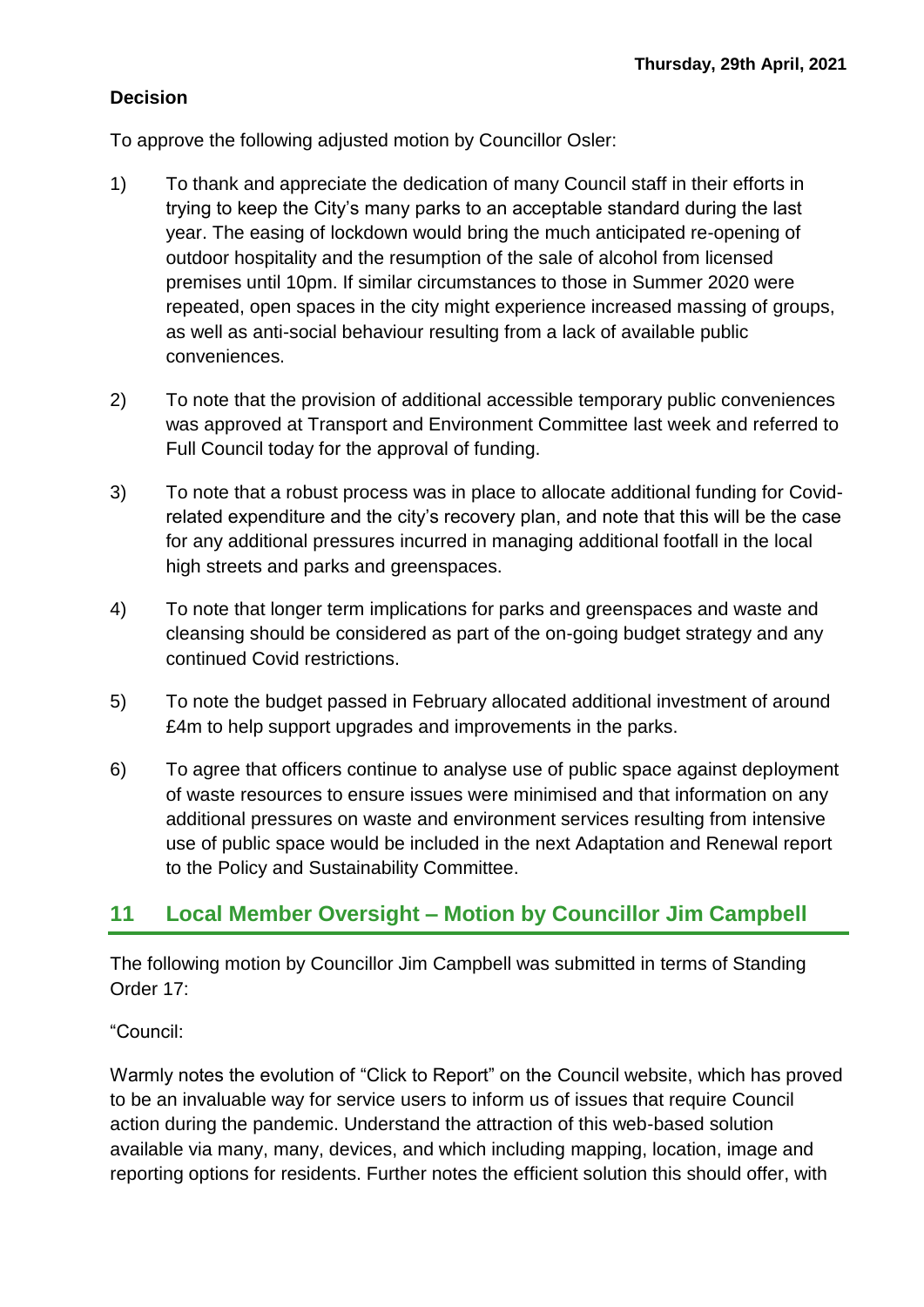**Decision**

To approve the following adjusted motion by Councillor Osler:

1) To thank and appreciate the dedication of many Council staff in their efforts in trying to keep the City's many parks to an acceptable standard during the last year. The easing of lockdown would bring the much anticipated re-opening of outdoor hospitality and the resumption of the sale of alcohol from licensed premises until 10pm. If similar circumstances to those in Summer 2020 were repeated, open spaces in the city might experience increased massing of groups, as well as anti-social behaviour resulting from a lack of available public conveniences.

2) To note that the provision of additional accessible temporary public conveniences was approved at Transport and Environment Committee last week and referred to Full Council today for the approval of funding.

3) To note that a robust process was in place to allocate additional funding for Covid-related expenditure and the city's recovery plan, and note that this will be the case for any additional pressures incurred in managing additional footfall in the local high streets and parks and greenspaces.

4) To note that longer term implications for parks and greenspaces and waste and cleansing should be considered as part of the on-going budget strategy and any continued Covid restrictions.

5) To note the budget passed in February allocated additional investment of around £4m to help support upgrades and improvements in the parks.

6) To agree that officers continue to analyse use of public space against deployment of waste resources to ensure issues were minimised and that information on any additional pressures on waste and environment services resulting from intensive use of public space would be included in the next Adaptation and Renewal report to the Policy and Sustainability Committee.

## 11 Local Member Oversight – Motion by Councillor Jim Campbell

The following motion by Councillor Jim Campbell was submitted in terms of Standing Order 17:

"Council:

Warmly notes the evolution of "Click to Report" on the Council website, which has proved to be an invaluable way for service users to inform us of issues that require Council action during the pandemic. Understand the attraction of this web-based solution available via many, many, devices, and which including mapping, location, image and reporting options for residents. Further notes the efficient solution this should offer, with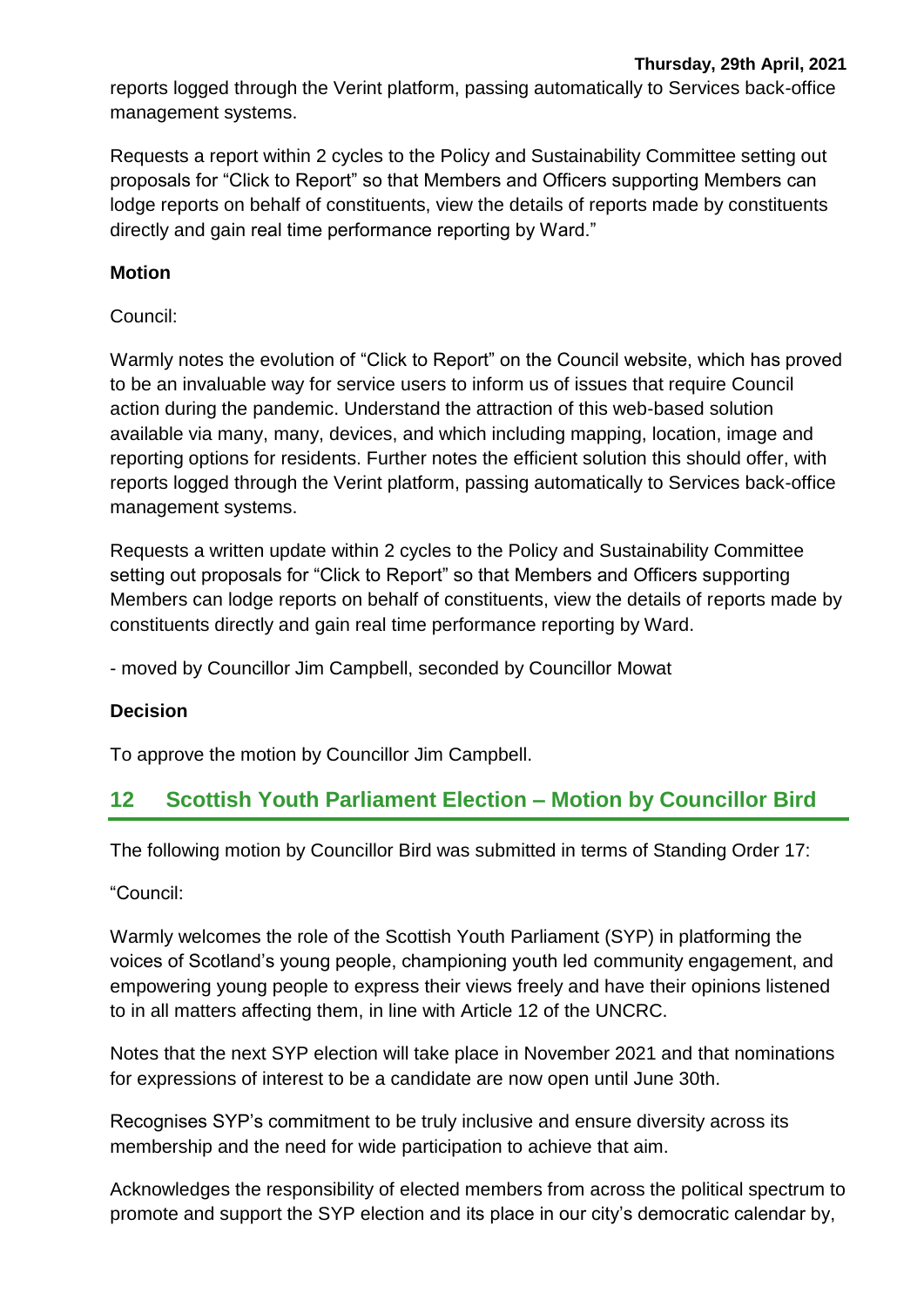reports logged through the Verint platform, passing automatically to Services back-office management systems.

Requests a report within 2 cycles to the Policy and Sustainability Committee setting out proposals for "Click to Report" so that Members and Officers supporting Members can lodge reports on behalf of constituents, view the details of reports made by constituents directly and gain real time performance reporting by Ward."

**Motion**

Council:

Warmly notes the evolution of "Click to Report" on the Council website, which has proved to be an invaluable way for service users to inform us of issues that require Council action during the pandemic. Understand the attraction of this web-based solution available via many, many, devices, and which including mapping, location, image and reporting options for residents. Further notes the efficient solution this should offer, with reports logged through the Verint platform, passing automatically to Services back-office management systems.

Requests a written update within 2 cycles to the Policy and Sustainability Committee setting out proposals for "Click to Report" so that Members and Officers supporting Members can lodge reports on behalf of constituents, view the details of reports made by constituents directly and gain real time performance reporting by Ward.

- moved by Councillor Jim Campbell, seconded by Councillor Mowat

**Decision**

To approve the motion by Councillor Jim Campbell.

## 12 Scottish Youth Parliament Election – Motion by Councillor Bird

The following motion by Councillor Bird was submitted in terms of Standing Order 17:

"Council:

Warmly welcomes the role of the Scottish Youth Parliament (SYP) in platforming the voices of Scotland's young people, championing youth led community engagement, and empowering young people to express their views freely and have their opinions listened to in all matters affecting them, in line with Article 12 of the UNCRC.

Notes that the next SYP election will take place in November 2021 and that nominations for expressions of interest to be a candidate are now open until June 30th.

Recognises SYP's commitment to be truly inclusive and ensure diversity across its membership and the need for wide participation to achieve that aim.

Acknowledges the responsibility of elected members from across the political spectrum to promote and support the SYP election and its place in our city's democratic calendar by,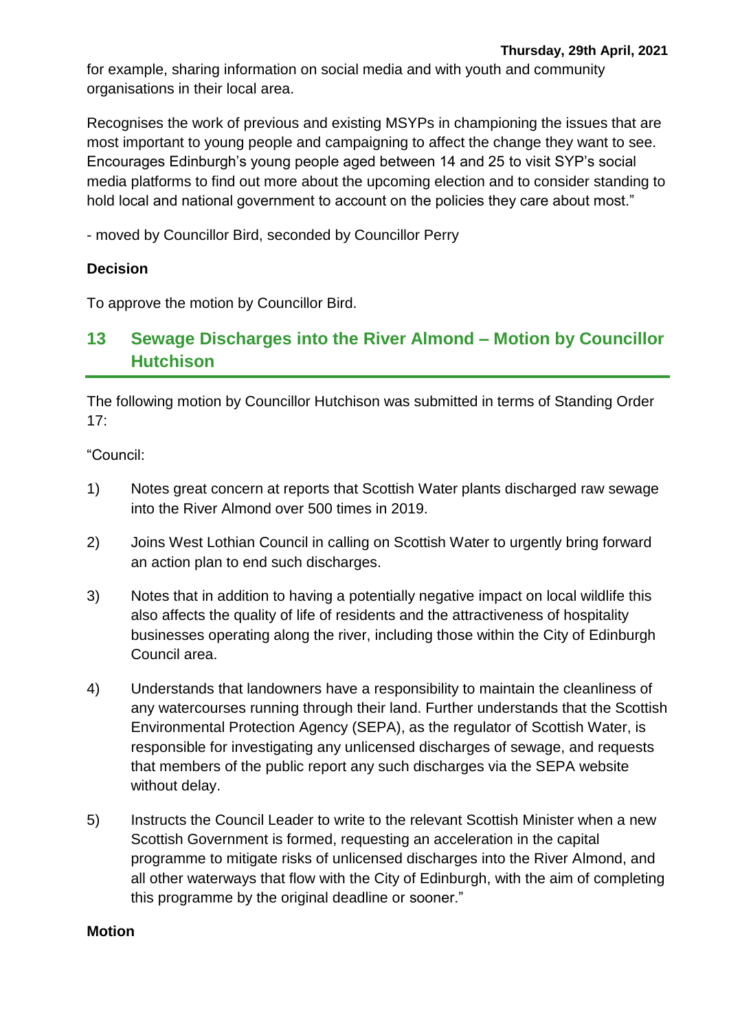for example, sharing information on social media and with youth and community organisations in their local area.

Recognises the work of previous and existing MSYPs in championing the issues that are most important to young people and campaigning to affect the change they want to see. Encourages Edinburgh's young people aged between 14 and 25 to visit SYP's social media platforms to find out more about the upcoming election and to consider standing to hold local and national government to account on the policies they care about most."

- moved by Councillor Bird, seconded by Councillor Perry

**Decision**

To approve the motion by Councillor Bird.

## 13 Sewage Discharges into the River Almond – Motion by Councillor Hutchison

The following motion by Councillor Hutchison was submitted in terms of Standing Order 17:

"Council:

1) Notes great concern at reports that Scottish Water plants discharged raw sewage into the River Almond over 500 times in 2019.

2) Joins West Lothian Council in calling on Scottish Water to urgently bring forward an action plan to end such discharges.

3) Notes that in addition to having a potentially negative impact on local wildlife this also affects the quality of life of residents and the attractiveness of hospitality businesses operating along the river, including those within the City of Edinburgh Council area.

4) Understands that landowners have a responsibility to maintain the cleanliness of any watercourses running through their land. Further understands that the Scottish Environmental Protection Agency (SEPA), as the regulator of Scottish Water, is responsible for investigating any unlicensed discharges of sewage, and requests that members of the public report any such discharges via the SEPA website without delay.

5) Instructs the Council Leader to write to the relevant Scottish Minister when a new Scottish Government is formed, requesting an acceleration in the capital programme to mitigate risks of unlicensed discharges into the River Almond, and all other waterways that flow with the City of Edinburgh, with the aim of completing this programme by the original deadline or sooner."

**Motion**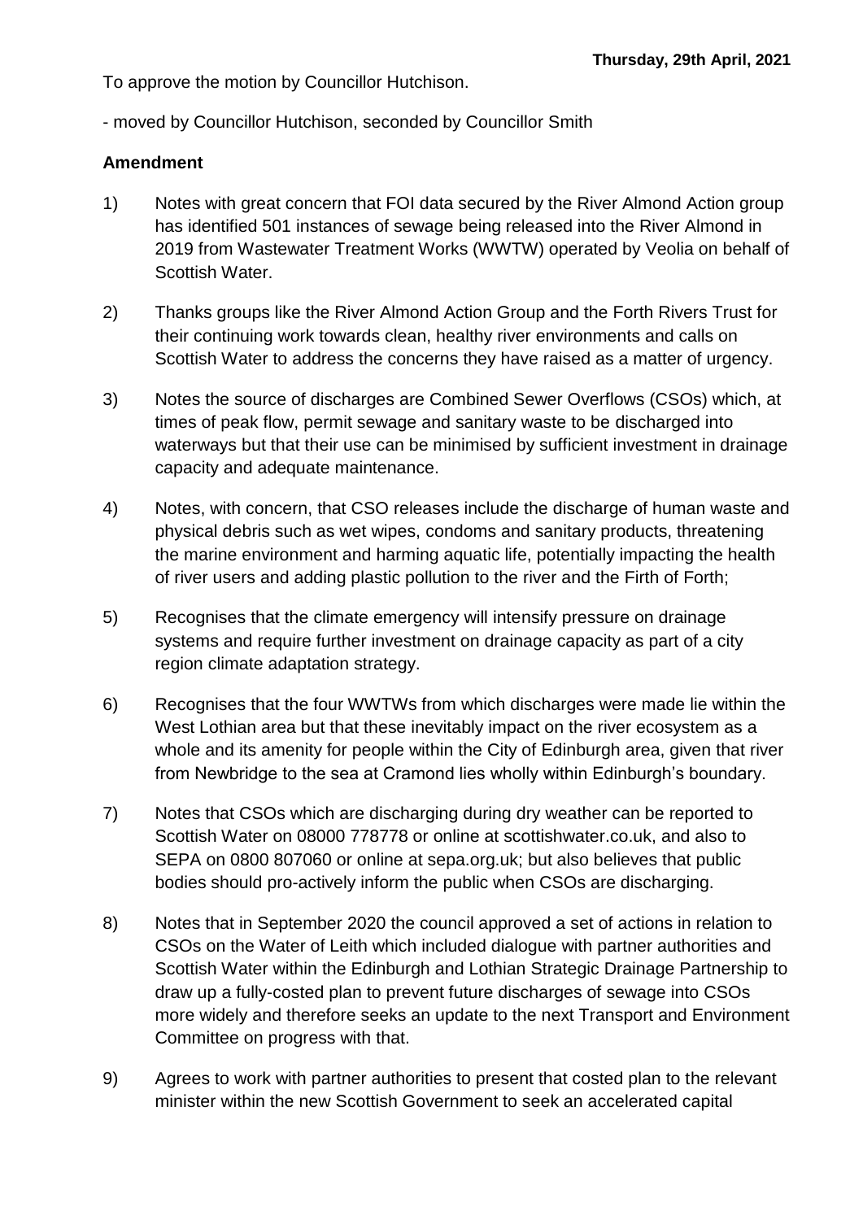To approve the motion by Councillor Hutchison.

- moved by Councillor Hutchison, seconded by Councillor Smith

**Amendment**

1) Notes with great concern that FOI data secured by the River Almond Action group has identified 501 instances of sewage being released into the River Almond in 2019 from Wastewater Treatment Works (WWTW) operated by Veolia on behalf of Scottish Water.

2) Thanks groups like the River Almond Action Group and the Forth Rivers Trust for their continuing work towards clean, healthy river environments and calls on Scottish Water to address the concerns they have raised as a matter of urgency.

3) Notes the source of discharges are Combined Sewer Overflows (CSOs) which, at times of peak flow, permit sewage and sanitary waste to be discharged into waterways but that their use can be minimised by sufficient investment in drainage capacity and adequate maintenance.

4) Notes, with concern, that CSO releases include the discharge of human waste and physical debris such as wet wipes, condoms and sanitary products, threatening the marine environment and harming aquatic life, potentially impacting the health of river users and adding plastic pollution to the river and the Firth of Forth;

5) Recognises that the climate emergency will intensify pressure on drainage systems and require further investment on drainage capacity as part of a city region climate adaptation strategy.

6) Recognises that the four WWTWs from which discharges were made lie within the West Lothian area but that these inevitably impact on the river ecosystem as a whole and its amenity for people within the City of Edinburgh area, given that river from Newbridge to the sea at Cramond lies wholly within Edinburgh's boundary.

7) Notes that CSOs which are discharging during dry weather can be reported to Scottish Water on 08000 778778 or online at scottishwater.co.uk, and also to SEPA on 0800 807060 or online at sepa.org.uk; but also believes that public bodies should pro-actively inform the public when CSOs are discharging.

8) Notes that in September 2020 the council approved a set of actions in relation to CSOs on the Water of Leith which included dialogue with partner authorities and Scottish Water within the Edinburgh and Lothian Strategic Drainage Partnership to draw up a fully-costed plan to prevent future discharges of sewage into CSOs more widely and therefore seeks an update to the next Transport and Environment Committee on progress with that.

9) Agrees to work with partner authorities to present that costed plan to the relevant minister within the new Scottish Government to seek an accelerated capital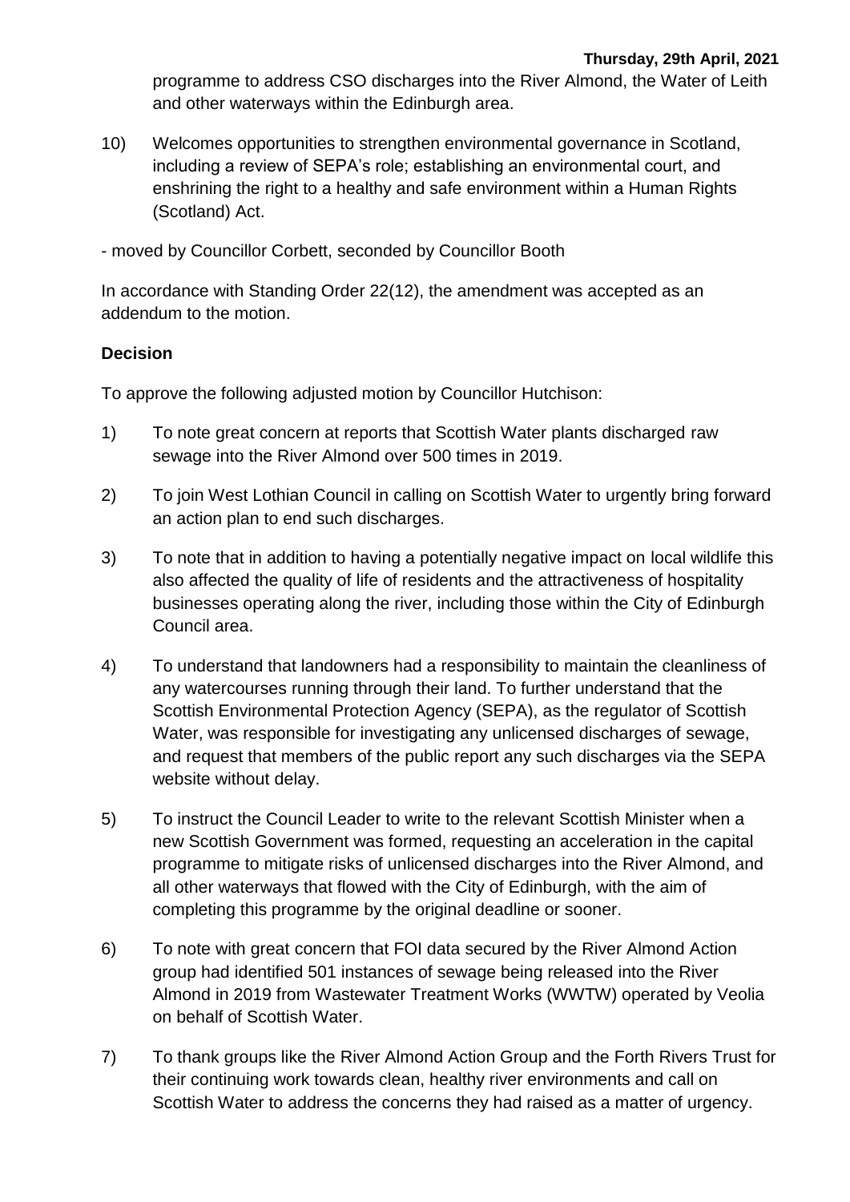programme to address CSO discharges into the River Almond, the Water of Leith and other waterways within the Edinburgh area.

10) Welcomes opportunities to strengthen environmental governance in Scotland, including a review of SEPA's role; establishing an environmental court, and enshrining the right to a healthy and safe environment within a Human Rights (Scotland) Act.

- moved by Councillor Corbett, seconded by Councillor Booth

In accordance with Standing Order 22(12), the amendment was accepted as an addendum to the motion.

**Decision**

To approve the following adjusted motion by Councillor Hutchison:

1) To note great concern at reports that Scottish Water plants discharged raw sewage into the River Almond over 500 times in 2019.

2) To join West Lothian Council in calling on Scottish Water to urgently bring forward an action plan to end such discharges.

3) To note that in addition to having a potentially negative impact on local wildlife this also affected the quality of life of residents and the attractiveness of hospitality businesses operating along the river, including those within the City of Edinburgh Council area.

4) To understand that landowners had a responsibility to maintain the cleanliness of any watercourses running through their land. To further understand that the Scottish Environmental Protection Agency (SEPA), as the regulator of Scottish Water, was responsible for investigating any unlicensed discharges of sewage, and request that members of the public report any such discharges via the SEPA website without delay.

5) To instruct the Council Leader to write to the relevant Scottish Minister when a new Scottish Government was formed, requesting an acceleration in the capital programme to mitigate risks of unlicensed discharges into the River Almond, and all other waterways that flowed with the City of Edinburgh, with the aim of completing this programme by the original deadline or sooner.

6) To note with great concern that FOI data secured by the River Almond Action group had identified 501 instances of sewage being released into the River Almond in 2019 from Wastewater Treatment Works (WWTW) operated by Veolia on behalf of Scottish Water.

7) To thank groups like the River Almond Action Group and the Forth Rivers Trust for their continuing work towards clean, healthy river environments and call on Scottish Water to address the concerns they had raised as a matter of urgency.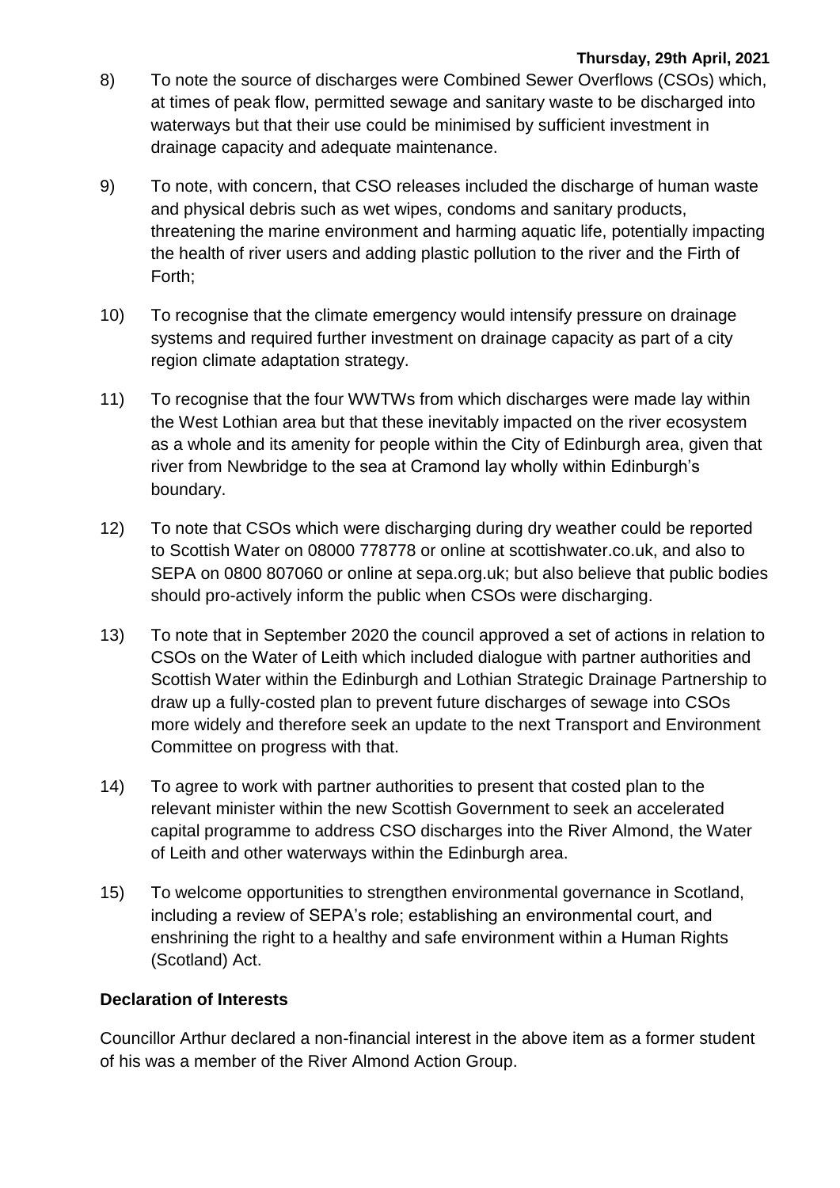8) To note the source of discharges were Combined Sewer Overflows (CSOs) which, at times of peak flow, permitted sewage and sanitary waste to be discharged into waterways but that their use could be minimised by sufficient investment in drainage capacity and adequate maintenance.

9) To note, with concern, that CSO releases included the discharge of human waste and physical debris such as wet wipes, condoms and sanitary products, threatening the marine environment and harming aquatic life, potentially impacting the health of river users and adding plastic pollution to the river and the Firth of Forth;

10) To recognise that the climate emergency would intensify pressure on drainage systems and required further investment on drainage capacity as part of a city region climate adaptation strategy.

11) To recognise that the four WWTWs from which discharges were made lay within the West Lothian area but that these inevitably impacted on the river ecosystem as a whole and its amenity for people within the City of Edinburgh area, given that river from Newbridge to the sea at Cramond lay wholly within Edinburgh's boundary.

12) To note that CSOs which were discharging during dry weather could be reported to Scottish Water on 08000 778778 or online at scottishwater.co.uk, and also to SEPA on 0800 807060 or online at sepa.org.uk; but also believe that public bodies should pro-actively inform the public when CSOs were discharging.

13) To note that in September 2020 the council approved a set of actions in relation to CSOs on the Water of Leith which included dialogue with partner authorities and Scottish Water within the Edinburgh and Lothian Strategic Drainage Partnership to draw up a fully-costed plan to prevent future discharges of sewage into CSOs more widely and therefore seek an update to the next Transport and Environment Committee on progress with that.

14) To agree to work with partner authorities to present that costed plan to the relevant minister within the new Scottish Government to seek an accelerated capital programme to address CSO discharges into the River Almond, the Water of Leith and other waterways within the Edinburgh area.

15) To welcome opportunities to strengthen environmental governance in Scotland, including a review of SEPA's role; establishing an environmental court, and enshrining the right to a healthy and safe environment within a Human Rights (Scotland) Act.

**Declaration of Interests**

Councillor Arthur declared a non-financial interest in the above item as a former student of his was a member of the River Almond Action Group.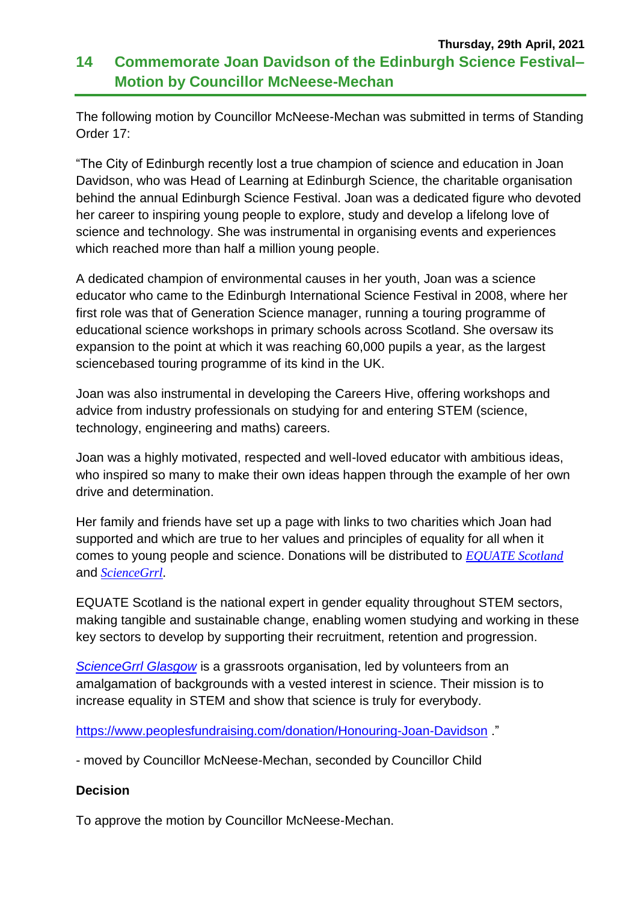## 14 Commemorate Joan Davidson of the Edinburgh Science Festival– Motion by Councillor McNeese-Mechan

The following motion by Councillor McNeese-Mechan was submitted in terms of Standing Order 17:

"The City of Edinburgh recently lost a true champion of science and education in Joan Davidson, who was Head of Learning at Edinburgh Science, the charitable organisation behind the annual Edinburgh Science Festival. Joan was a dedicated figure who devoted her career to inspiring young people to explore, study and develop a lifelong love of science and technology. She was instrumental in organising events and experiences which reached more than half a million young people.

A dedicated champion of environmental causes in her youth, Joan was a science educator who came to the Edinburgh International Science Festival in 2008, where her first role was that of Generation Science manager, running a touring programme of educational science workshops in primary schools across Scotland. She oversaw its expansion to the point at which it was reaching 60,000 pupils a year, as the largest sciencebased touring programme of its kind in the UK.

Joan was also instrumental in developing the Careers Hive, offering workshops and advice from industry professionals on studying for and entering STEM (science, technology, engineering and maths) careers.

Joan was a highly motivated, respected and well-loved educator with ambitious ideas, who inspired so many to make their own ideas happen through the example of her own drive and determination.

Her family and friends have set up a page with links to two charities which Joan had supported and which are true to her values and principles of equality for all when it comes to young people and science. Donations will be distributed to *EQUATE Scotland* and *ScienceGrrl*.

EQUATE Scotland is the national expert in gender equality throughout STEM sectors, making tangible and sustainable change, enabling women studying and working in these key sectors to develop by supporting their recruitment, retention and progression.

*ScienceGrrl Glasgow* is a grassroots organisation, led by volunteers from an amalgamation of backgrounds with a vested interest in science. Their mission is to increase equality in STEM and show that science is truly for everybody.

https://www.peoplesfundraising.com/donation/Honouring-Joan-Davidson ."

- moved by Councillor McNeese-Mechan, seconded by Councillor Child

**Decision**

To approve the motion by Councillor McNeese-Mechan.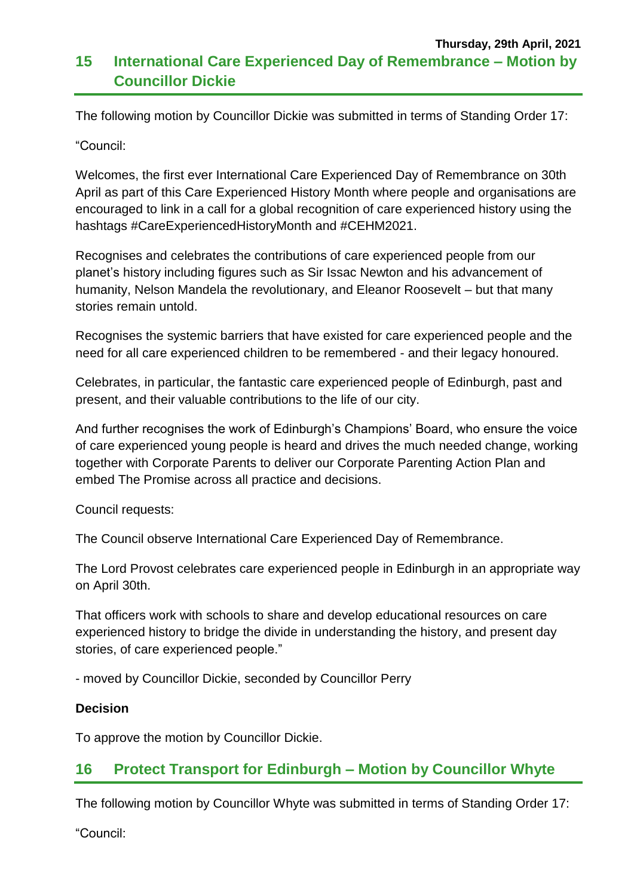## 15 International Care Experienced Day of Remembrance – Motion by Councillor Dickie

The following motion by Councillor Dickie was submitted in terms of Standing Order 17:

"Council:

Welcomes, the first ever International Care Experienced Day of Remembrance on 30th April as part of this Care Experienced History Month where people and organisations are encouraged to link in a call for a global recognition of care experienced history using the hashtags #CareExperiencedHistoryMonth and #CEHM2021.

Recognises and celebrates the contributions of care experienced people from our planet's history including figures such as Sir Issac Newton and his advancement of humanity, Nelson Mandela the revolutionary, and Eleanor Roosevelt – but that many stories remain untold.

Recognises the systemic barriers that have existed for care experienced people and the need for all care experienced children to be remembered - and their legacy honoured.

Celebrates, in particular, the fantastic care experienced people of Edinburgh, past and present, and their valuable contributions to the life of our city.

And further recognises the work of Edinburgh's Champions' Board, who ensure the voice of care experienced young people is heard and drives the much needed change, working together with Corporate Parents to deliver our Corporate Parenting Action Plan and embed The Promise across all practice and decisions.

Council requests:

The Council observe International Care Experienced Day of Remembrance.

The Lord Provost celebrates care experienced people in Edinburgh in an appropriate way on April 30th.

That officers work with schools to share and develop educational resources on care experienced history to bridge the divide in understanding the history, and present day stories, of care experienced people."

- moved by Councillor Dickie, seconded by Councillor Perry

**Decision**

To approve the motion by Councillor Dickie.

## 16 Protect Transport for Edinburgh – Motion by Councillor Whyte

The following motion by Councillor Whyte was submitted in terms of Standing Order 17:

"Council: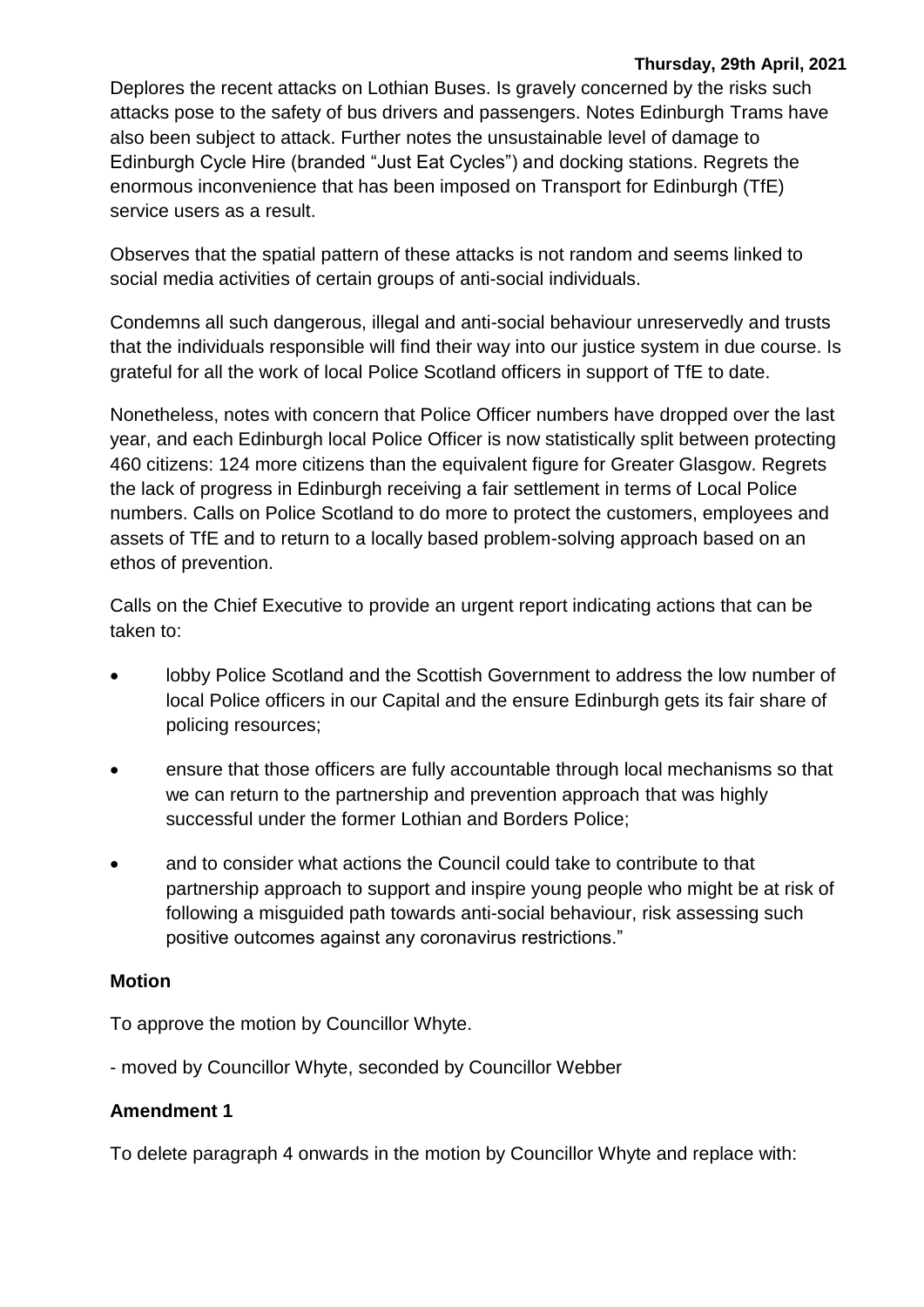Deplores the recent attacks on Lothian Buses. Is gravely concerned by the risks such attacks pose to the safety of bus drivers and passengers. Notes Edinburgh Trams have also been subject to attack. Further notes the unsustainable level of damage to Edinburgh Cycle Hire (branded "Just Eat Cycles") and docking stations. Regrets the enormous inconvenience that has been imposed on Transport for Edinburgh (TfE) service users as a result.

Observes that the spatial pattern of these attacks is not random and seems linked to social media activities of certain groups of anti-social individuals.

Condemns all such dangerous, illegal and anti-social behaviour unreservedly and trusts that the individuals responsible will find their way into our justice system in due course. Is grateful for all the work of local Police Scotland officers in support of TfE to date.

Nonetheless, notes with concern that Police Officer numbers have dropped over the last year, and each Edinburgh local Police Officer is now statistically split between protecting 460 citizens: 124 more citizens than the equivalent figure for Greater Glasgow. Regrets the lack of progress in Edinburgh receiving a fair settlement in terms of Local Police numbers. Calls on Police Scotland to do more to protect the customers, employees and assets of TfE and to return to a locally based problem-solving approach based on an ethos of prevention.

Calls on the Chief Executive to provide an urgent report indicating actions that can be taken to:

- lobby Police Scotland and the Scottish Government to address the low number of local Police officers in our Capital and the ensure Edinburgh gets its fair share of policing resources;
- ensure that those officers are fully accountable through local mechanisms so that we can return to the partnership and prevention approach that was highly successful under the former Lothian and Borders Police;
- and to consider what actions the Council could take to contribute to that partnership approach to support and inspire young people who might be at risk of following a misguided path towards anti-social behaviour, risk assessing such positive outcomes against any coronavirus restrictions."

**Motion**

To approve the motion by Councillor Whyte.

- moved by Councillor Whyte, seconded by Councillor Webber

**Amendment 1**

To delete paragraph 4 onwards in the motion by Councillor Whyte and replace with: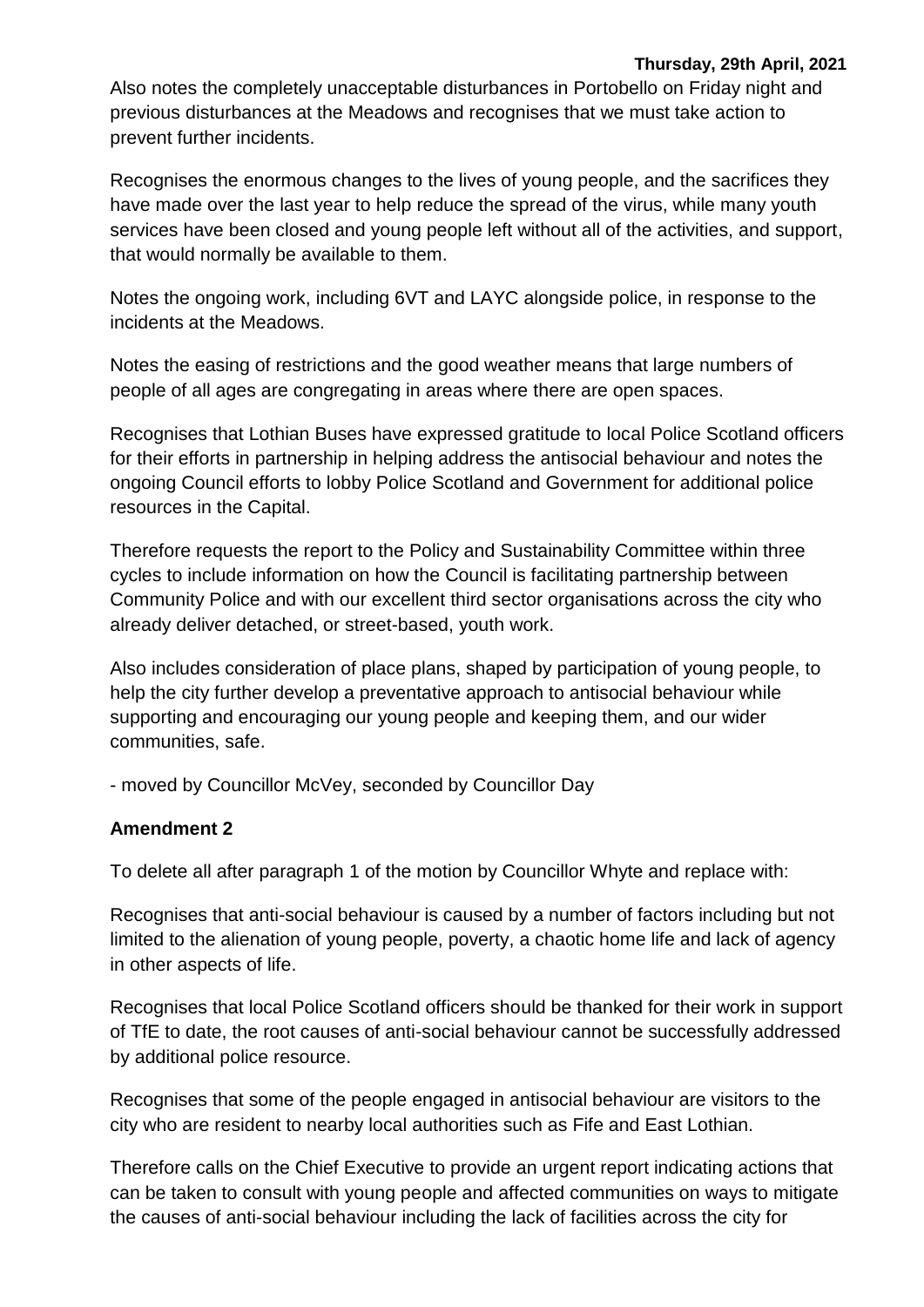Also notes the completely unacceptable disturbances in Portobello on Friday night and previous disturbances at the Meadows and recognises that we must take action to prevent further incidents.

Recognises the enormous changes to the lives of young people, and the sacrifices they have made over the last year to help reduce the spread of the virus, while many youth services have been closed and young people left without all of the activities, and support, that would normally be available to them.

Notes the ongoing work, including 6VT and LAYC alongside police, in response to the incidents at the Meadows.

Notes the easing of restrictions and the good weather means that large numbers of people of all ages are congregating in areas where there are open spaces.

Recognises that Lothian Buses have expressed gratitude to local Police Scotland officers for their efforts in partnership in helping address the antisocial behaviour and notes the ongoing Council efforts to lobby Police Scotland and Government for additional police resources in the Capital.

Therefore requests the report to the Policy and Sustainability Committee within three cycles to include information on how the Council is facilitating partnership between Community Police and with our excellent third sector organisations across the city who already deliver detached, or street-based, youth work.

Also includes consideration of place plans, shaped by participation of young people, to help the city further develop a preventative approach to antisocial behaviour while supporting and encouraging our young people and keeping them, and our wider communities, safe.

- moved by Councillor McVey, seconded by Councillor Day

**Amendment 2**

To delete all after paragraph 1 of the motion by Councillor Whyte and replace with:

Recognises that anti-social behaviour is caused by a number of factors including but not limited to the alienation of young people, poverty, a chaotic home life and lack of agency in other aspects of life.

Recognises that local Police Scotland officers should be thanked for their work in support of TfE to date, the root causes of anti-social behaviour cannot be successfully addressed by additional police resource.

Recognises that some of the people engaged in antisocial behaviour are visitors to the city who are resident to nearby local authorities such as Fife and East Lothian.

Therefore calls on the Chief Executive to provide an urgent report indicating actions that can be taken to consult with young people and affected communities on ways to mitigate the causes of anti-social behaviour including the lack of facilities across the city for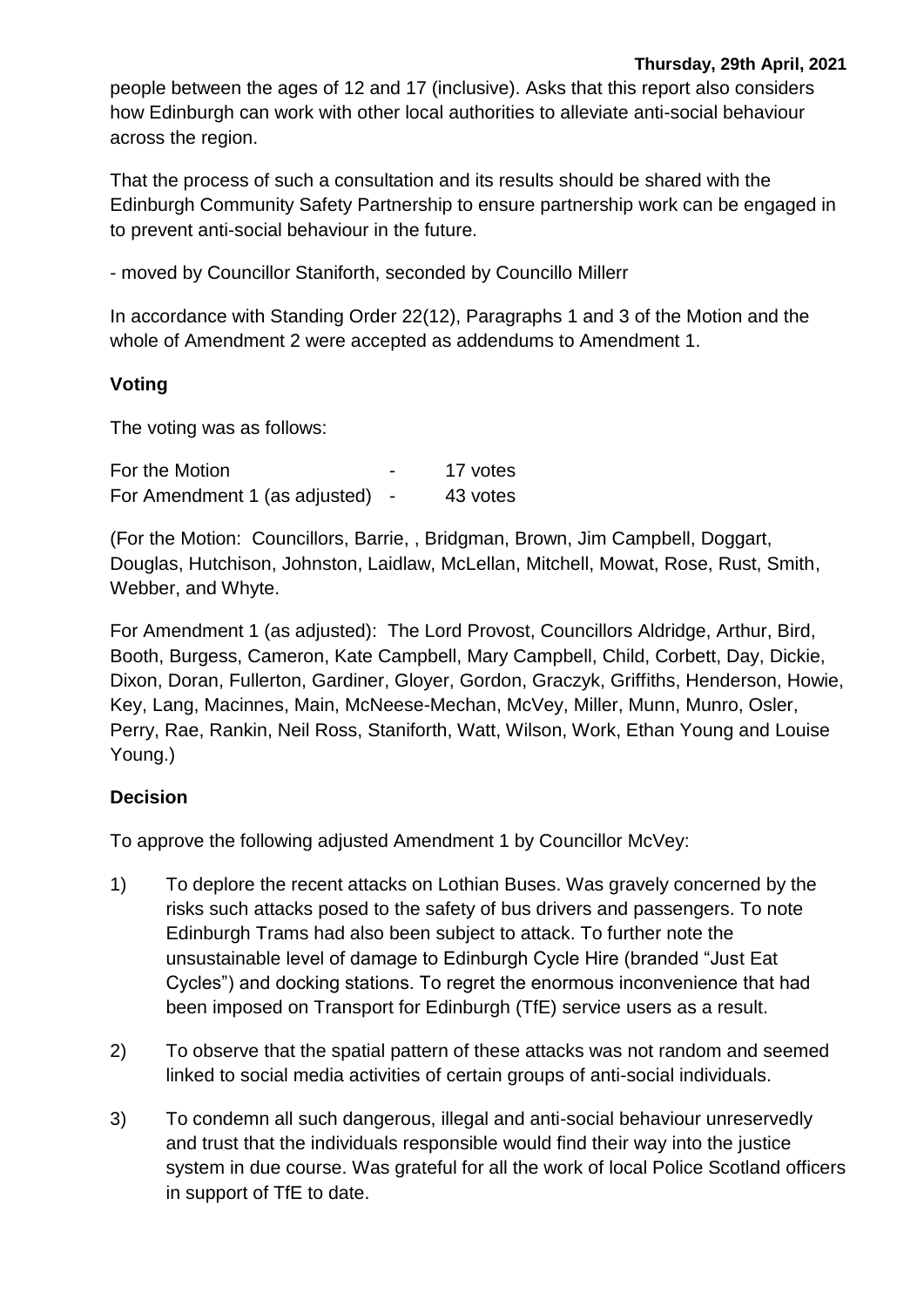people between the ages of 12 and 17 (inclusive). Asks that this report also considers how Edinburgh can work with other local authorities to alleviate anti-social behaviour across the region.

That the process of such a consultation and its results should be shared with the Edinburgh Community Safety Partnership to ensure partnership work can be engaged in to prevent anti-social behaviour in the future.

- moved by Councillor Staniforth, seconded by Councillo Millerr

In accordance with Standing Order 22(12), Paragraphs 1 and 3 of the Motion and the whole of Amendment 2 were accepted as addendums to Amendment 1.

**Voting**

The voting was as follows:

| | | |
|---|---|---|
| For the Motion | - | 17 votes |
| For Amendment 1 (as adjusted) | - | 43 votes |

(For the Motion: Councillors, Barrie, , Bridgman, Brown, Jim Campbell, Doggart, Douglas, Hutchison, Johnston, Laidlaw, McLellan, Mitchell, Mowat, Rose, Rust, Smith, Webber, and Whyte.

For Amendment 1 (as adjusted): The Lord Provost, Councillors Aldridge, Arthur, Bird, Booth, Burgess, Cameron, Kate Campbell, Mary Campbell, Child, Corbett, Day, Dickie, Dixon, Doran, Fullerton, Gardiner, Gloyer, Gordon, Graczyk, Griffiths, Henderson, Howie, Key, Lang, Macinnes, Main, McNeese-Mechan, McVey, Miller, Munn, Munro, Osler, Perry, Rae, Rankin, Neil Ross, Staniforth, Watt, Wilson, Work, Ethan Young and Louise Young.)

**Decision**

To approve the following adjusted Amendment 1 by Councillor McVey:

1) To deplore the recent attacks on Lothian Buses. Was gravely concerned by the risks such attacks posed to the safety of bus drivers and passengers. To note Edinburgh Trams had also been subject to attack. To further note the unsustainable level of damage to Edinburgh Cycle Hire (branded "Just Eat Cycles") and docking stations. To regret the enormous inconvenience that had been imposed on Transport for Edinburgh (TfE) service users as a result.

2) To observe that the spatial pattern of these attacks was not random and seemed linked to social media activities of certain groups of anti-social individuals.

3) To condemn all such dangerous, illegal and anti-social behaviour unreservedly and trust that the individuals responsible would find their way into the justice system in due course. Was grateful for all the work of local Police Scotland officers in support of TfE to date.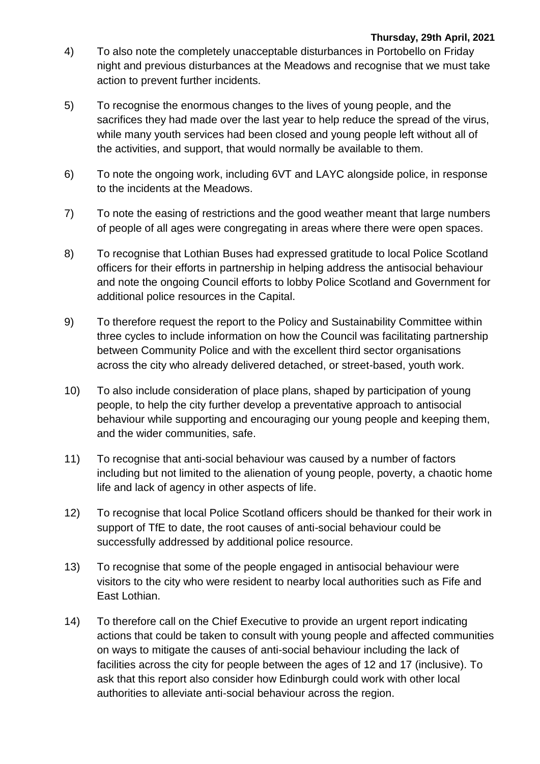4) To also note the completely unacceptable disturbances in Portobello on Friday night and previous disturbances at the Meadows and recognise that we must take action to prevent further incidents.

5) To recognise the enormous changes to the lives of young people, and the sacrifices they had made over the last year to help reduce the spread of the virus, while many youth services had been closed and young people left without all of the activities, and support, that would normally be available to them.

6) To note the ongoing work, including 6VT and LAYC alongside police, in response to the incidents at the Meadows.

7) To note the easing of restrictions and the good weather meant that large numbers of people of all ages were congregating in areas where there were open spaces.

8) To recognise that Lothian Buses had expressed gratitude to local Police Scotland officers for their efforts in partnership in helping address the antisocial behaviour and note the ongoing Council efforts to lobby Police Scotland and Government for additional police resources in the Capital.

9) To therefore request the report to the Policy and Sustainability Committee within three cycles to include information on how the Council was facilitating partnership between Community Police and with the excellent third sector organisations across the city who already delivered detached, or street-based, youth work.

10) To also include consideration of place plans, shaped by participation of young people, to help the city further develop a preventative approach to antisocial behaviour while supporting and encouraging our young people and keeping them, and the wider communities, safe.

11) To recognise that anti-social behaviour was caused by a number of factors including but not limited to the alienation of young people, poverty, a chaotic home life and lack of agency in other aspects of life.

12) To recognise that local Police Scotland officers should be thanked for their work in support of TfE to date, the root causes of anti-social behaviour could be successfully addressed by additional police resource.

13) To recognise that some of the people engaged in antisocial behaviour were visitors to the city who were resident to nearby local authorities such as Fife and East Lothian.

14) To therefore call on the Chief Executive to provide an urgent report indicating actions that could be taken to consult with young people and affected communities on ways to mitigate the causes of anti-social behaviour including the lack of facilities across the city for people between the ages of 12 and 17 (inclusive). To ask that this report also consider how Edinburgh could work with other local authorities to alleviate anti-social behaviour across the region.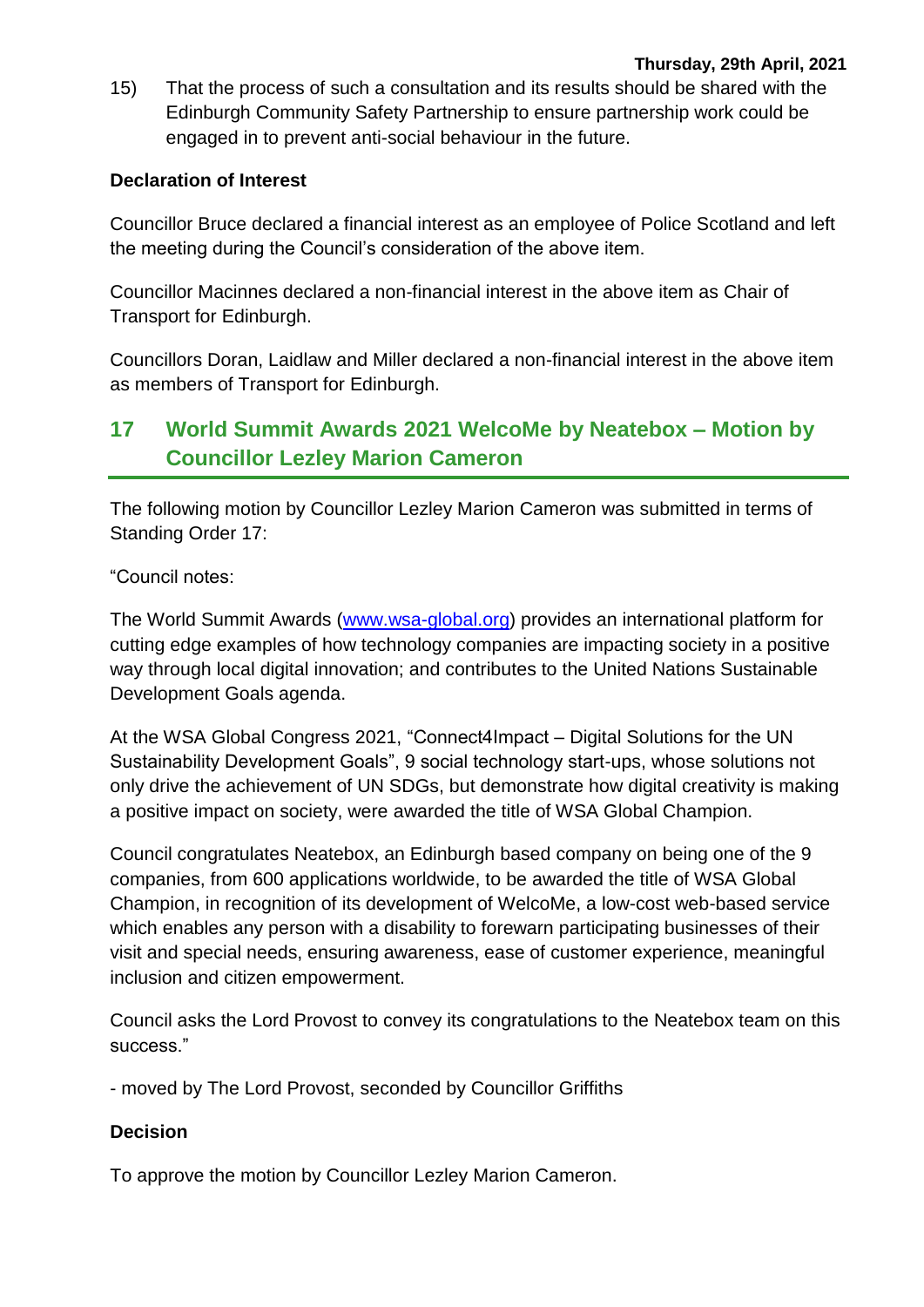15) That the process of such a consultation and its results should be shared with the Edinburgh Community Safety Partnership to ensure partnership work could be engaged in to prevent anti-social behaviour in the future.

**Declaration of Interest**

Councillor Bruce declared a financial interest as an employee of Police Scotland and left the meeting during the Council's consideration of the above item.

Councillor Macinnes declared a non-financial interest in the above item as Chair of Transport for Edinburgh.

Councillors Doran, Laidlaw and Miller declared a non-financial interest in the above item as members of Transport for Edinburgh.

## 17 World Summit Awards 2021 WelcoMe by Neatebox – Motion by Councillor Lezley Marion Cameron

The following motion by Councillor Lezley Marion Cameron was submitted in terms of Standing Order 17:

"Council notes:

The World Summit Awards (www.wsa-global.org) provides an international platform for cutting edge examples of how technology companies are impacting society in a positive way through local digital innovation; and contributes to the United Nations Sustainable Development Goals agenda.

At the WSA Global Congress 2021, "Connect4Impact – Digital Solutions for the UN Sustainability Development Goals", 9 social technology start-ups, whose solutions not only drive the achievement of UN SDGs, but demonstrate how digital creativity is making a positive impact on society, were awarded the title of WSA Global Champion.

Council congratulates Neatebox, an Edinburgh based company on being one of the 9 companies, from 600 applications worldwide, to be awarded the title of WSA Global Champion, in recognition of its development of WelcoMe, a low-cost web-based service which enables any person with a disability to forewarn participating businesses of their visit and special needs, ensuring awareness, ease of customer experience, meaningful inclusion and citizen empowerment.

Council asks the Lord Provost to convey its congratulations to the Neatebox team on this success."

- moved by The Lord Provost, seconded by Councillor Griffiths

**Decision**

To approve the motion by Councillor Lezley Marion Cameron.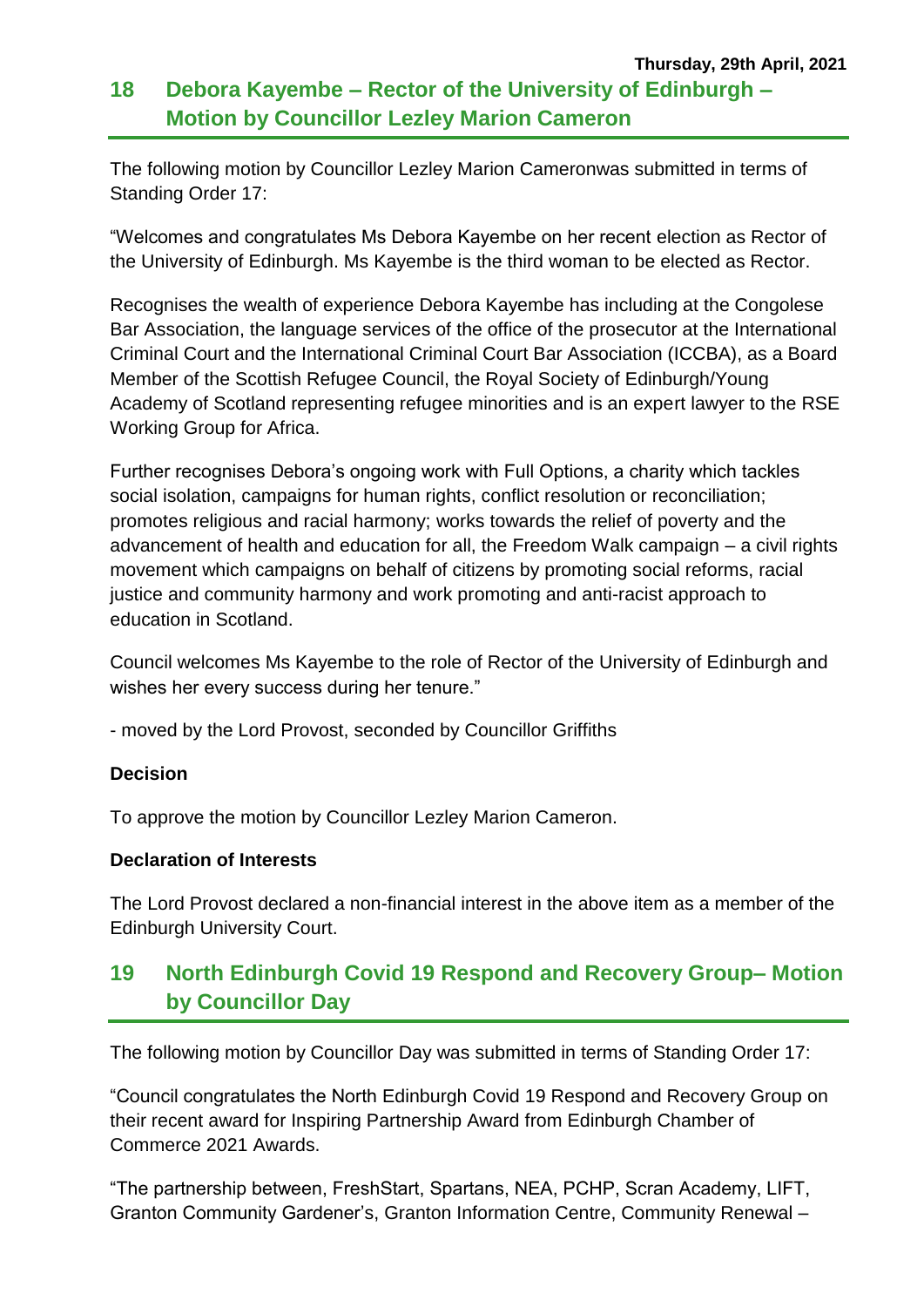Thursday, 29th April, 2021

## 18 Debora Kayembe – Rector of the University of Edinburgh – Motion by Councillor Lezley Marion Cameron

The following motion by Councillor Lezley Marion Cameronwas submitted in terms of Standing Order 17:

"Welcomes and congratulates Ms Debora Kayembe on her recent election as Rector of the University of Edinburgh. Ms Kayembe is the third woman to be elected as Rector.

Recognises the wealth of experience Debora Kayembe has including at the Congolese Bar Association, the language services of the office of the prosecutor at the International Criminal Court and the International Criminal Court Bar Association (ICCBA), as a Board Member of the Scottish Refugee Council, the Royal Society of Edinburgh/Young Academy of Scotland representing refugee minorities and is an expert lawyer to the RSE Working Group for Africa.

Further recognises Debora's ongoing work with Full Options, a charity which tackles social isolation, campaigns for human rights, conflict resolution or reconciliation; promotes religious and racial harmony; works towards the relief of poverty and the advancement of health and education for all, the Freedom Walk campaign – a civil rights movement which campaigns on behalf of citizens by promoting social reforms, racial justice and community harmony and work promoting and anti-racist approach to education in Scotland.

Council welcomes Ms Kayembe to the role of Rector of the University of Edinburgh and wishes her every success during her tenure."

- moved by the Lord Provost, seconded by Councillor Griffiths

**Decision**

To approve the motion by Councillor Lezley Marion Cameron.

**Declaration of Interests**

The Lord Provost declared a non-financial interest in the above item as a member of the Edinburgh University Court.

## 19 North Edinburgh Covid 19 Respond and Recovery Group– Motion by Councillor Day

The following motion by Councillor Day was submitted in terms of Standing Order 17:

"Council congratulates the North Edinburgh Covid 19 Respond and Recovery Group on their recent award for Inspiring Partnership Award from Edinburgh Chamber of Commerce 2021 Awards.

"The partnership between, FreshStart, Spartans, NEA, PCHP, Scran Academy, LIFT, Granton Community Gardener's, Granton Information Centre, Community Renewal –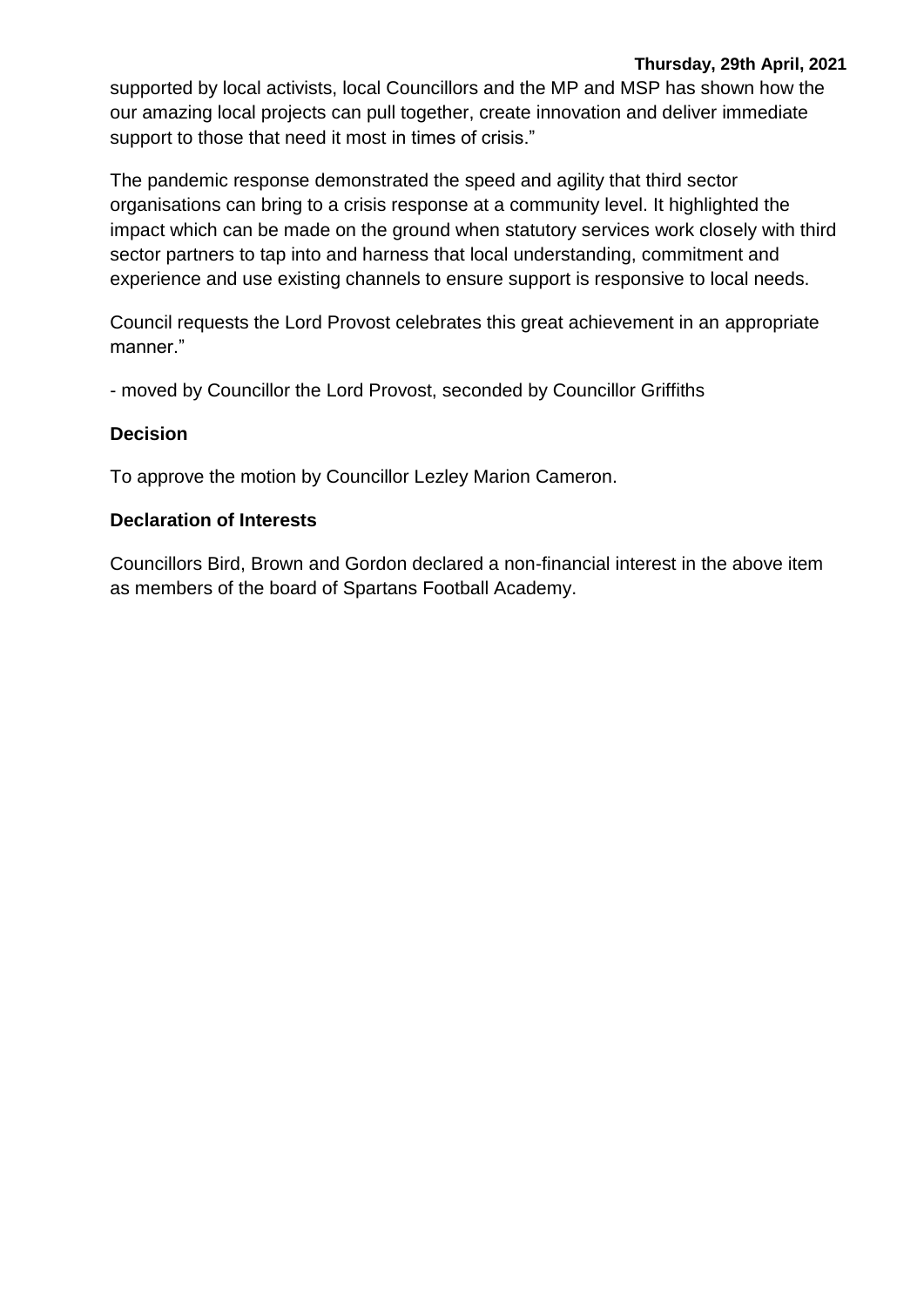supported by local activists, local Councillors and the MP and MSP has shown how the our amazing local projects can pull together, create innovation and deliver immediate support to those that need it most in times of crisis."

The pandemic response demonstrated the speed and agility that third sector organisations can bring to a crisis response at a community level. It highlighted the impact which can be made on the ground when statutory services work closely with third sector partners to tap into and harness that local understanding, commitment and experience and use existing channels to ensure support is responsive to local needs.

Council requests the Lord Provost celebrates this great achievement in an appropriate manner."

- moved by Councillor the Lord Provost, seconded by Councillor Griffiths

**Decision**

To approve the motion by Councillor Lezley Marion Cameron.

**Declaration of Interests**

Councillors Bird, Brown and Gordon declared a non-financial interest in the above item as members of the board of Spartans Football Academy.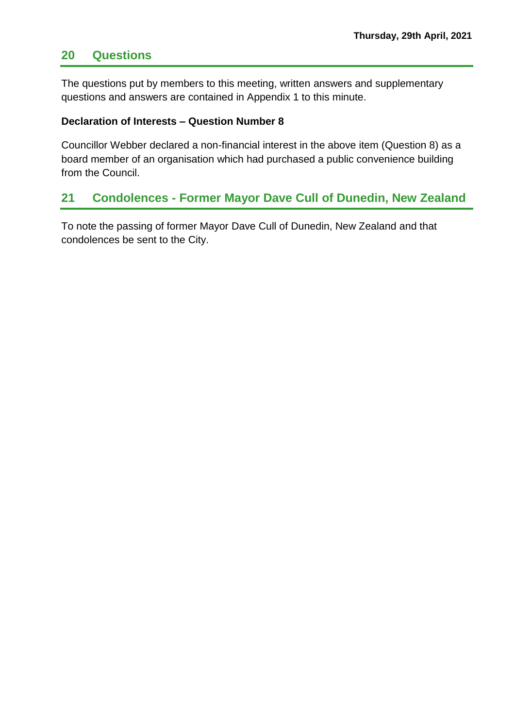## 20 Questions

The questions put by members to this meeting, written answers and supplementary questions and answers are contained in Appendix 1 to this minute.

**Declaration of Interests – Question Number 8**

Councillor Webber declared a non-financial interest in the above item (Question 8) as a board member of an organisation which had purchased a public convenience building from the Council.

## 21 Condolences - Former Mayor Dave Cull of Dunedin, New Zealand

To note the passing of former Mayor Dave Cull of Dunedin, New Zealand and that condolences be sent to the City.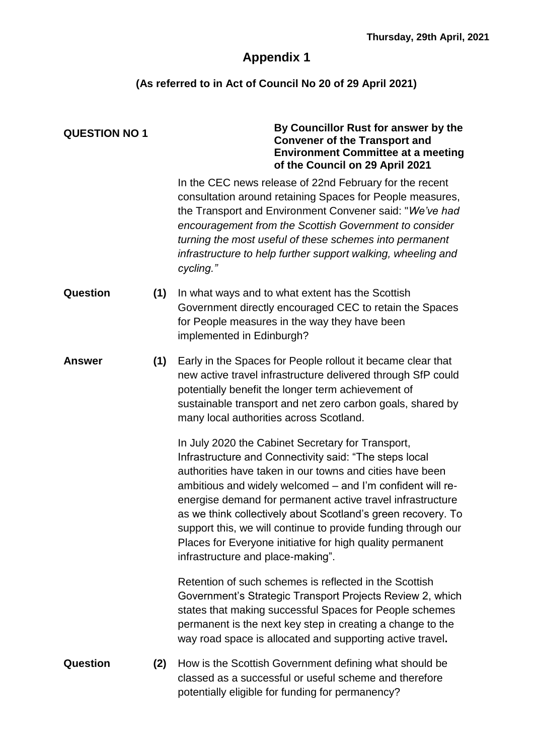**Thursday, 29th April, 2021**

# Appendix 1

## (As referred to in Act of Council No 20 of 29 April 2021)

**QUESTION NO 1**

**By Councillor Rust for answer by the Convener of the Transport and Environment Committee at a meeting of the Council on 29 April 2021**

In the CEC news release of 22nd February for the recent consultation around retaining Spaces for People measures, the Transport and Environment Convener said: "*We've had encouragement from the Scottish Government to consider turning the most useful of these schemes into permanent infrastructure to help further support walking, wheeling and cycling."*

**Question (1)** In what ways and to what extent has the Scottish Government directly encouraged CEC to retain the Spaces for People measures in the way they have been implemented in Edinburgh?

**Answer (1)** Early in the Spaces for People rollout it became clear that new active travel infrastructure delivered through SfP could potentially benefit the longer term achievement of sustainable transport and net zero carbon goals, shared by many local authorities across Scotland.

In July 2020 the Cabinet Secretary for Transport, Infrastructure and Connectivity said: "The steps local authorities have taken in our towns and cities have been ambitious and widely welcomed – and I'm confident will re-energise demand for permanent active travel infrastructure as we think collectively about Scotland's green recovery. To support this, we will continue to provide funding through our Places for Everyone initiative for high quality permanent infrastructure and place-making".

Retention of such schemes is reflected in the Scottish Government's Strategic Transport Projects Review 2, which states that making successful Spaces for People schemes permanent is the next key step in creating a change to the way road space is allocated and supporting active travel**.**

**Question (2)** How is the Scottish Government defining what should be classed as a successful or useful scheme and therefore potentially eligible for funding for permanency?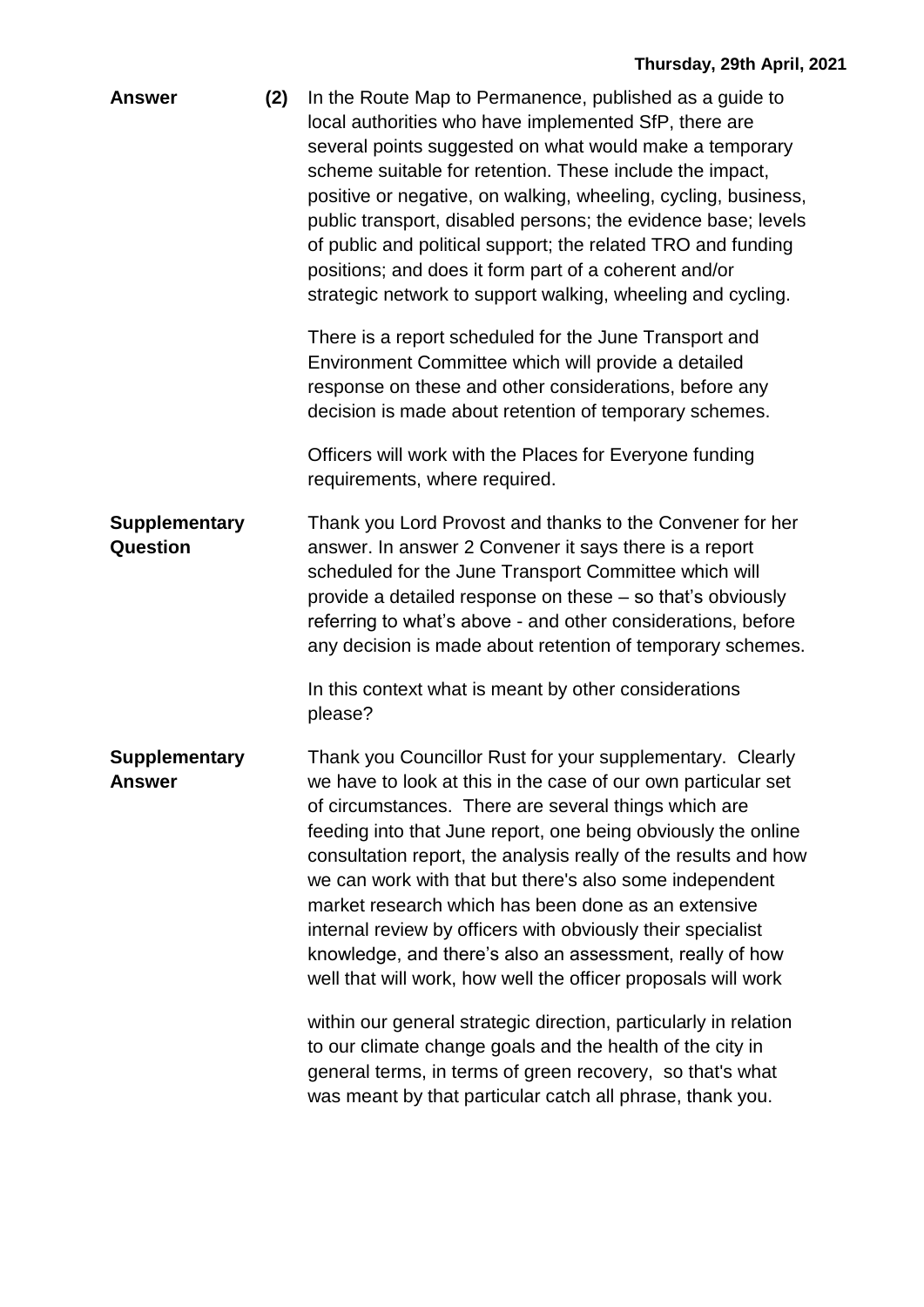**Answer** **(2)** In the Route Map to Permanence, published as a guide to local authorities who have implemented SfP, there are several points suggested on what would make a temporary scheme suitable for retention. These include the impact, positive or negative, on walking, wheeling, cycling, business, public transport, disabled persons; the evidence base; levels of public and political support; the related TRO and funding positions; and does it form part of a coherent and/or strategic network to support walking, wheeling and cycling.

There is a report scheduled for the June Transport and Environment Committee which will provide a detailed response on these and other considerations, before any decision is made about retention of temporary schemes.

Officers will work with the Places for Everyone funding requirements, where required.

**Supplementary Question**

Thank you Lord Provost and thanks to the Convener for her answer. In answer 2 Convener it says there is a report scheduled for the June Transport Committee which will provide a detailed response on these – so that's obviously referring to what's above - and other considerations, before any decision is made about retention of temporary schemes.

In this context what is meant by other considerations please?

**Supplementary Answer**

Thank you Councillor Rust for your supplementary. Clearly we have to look at this in the case of our own particular set of circumstances. There are several things which are feeding into that June report, one being obviously the online consultation report, the analysis really of the results and how we can work with that but there's also some independent market research which has been done as an extensive internal review by officers with obviously their specialist knowledge, and there's also an assessment, really of how well that will work, how well the officer proposals will work

within our general strategic direction, particularly in relation to our climate change goals and the health of the city in general terms, in terms of green recovery, so that's what was meant by that particular catch all phrase, thank you.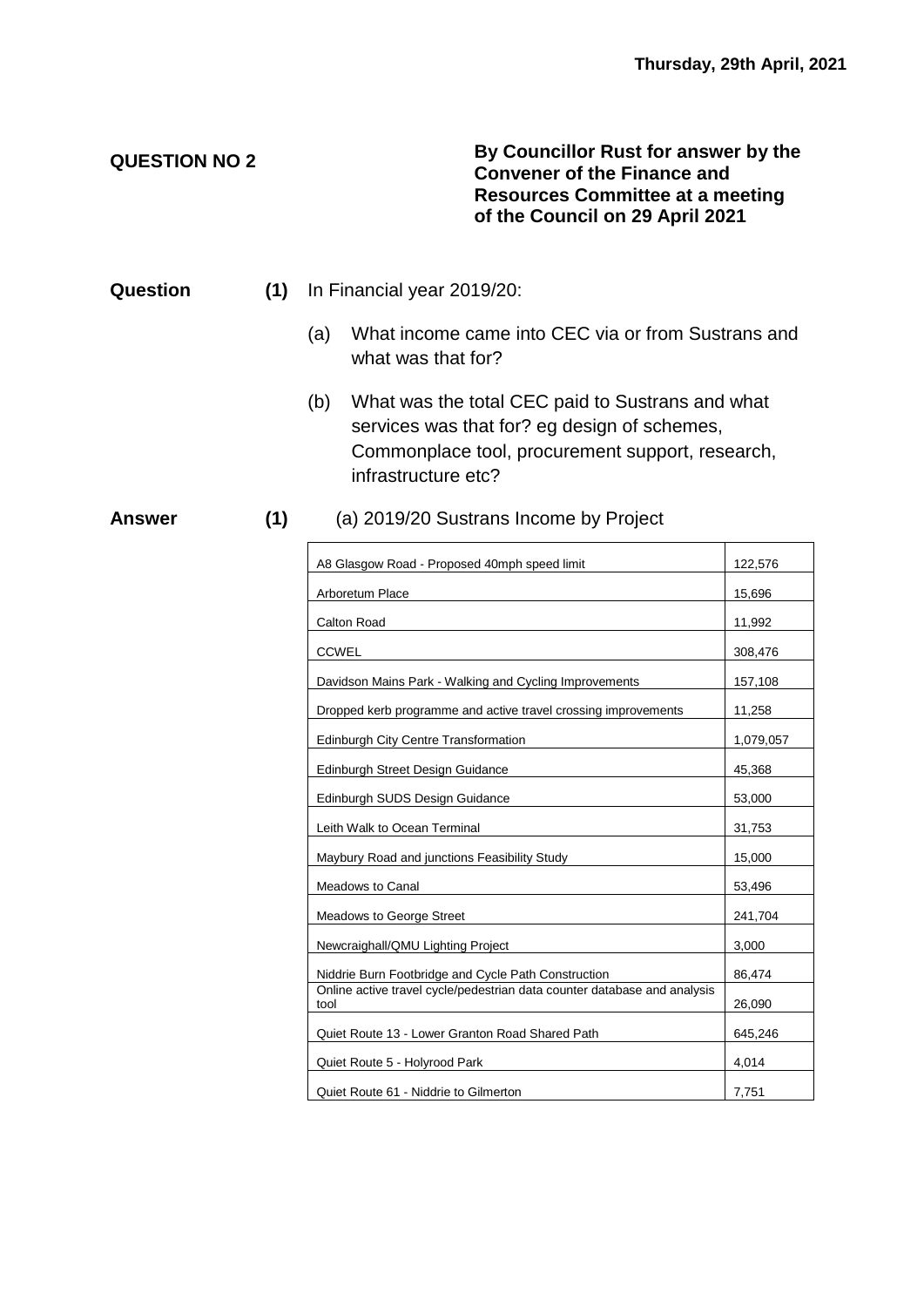Thursday, 29th April, 2021

**QUESTION NO 2**

**By Councillor Rust for answer by the Convener of the Finance and Resources Committee at a meeting of the Council on 29 April 2021**

**Question** **(1)** In Financial year 2019/20:

(a) What income came into CEC via or from Sustrans and what was that for?

(b) What was the total CEC paid to Sustrans and what services was that for? eg design of schemes, Commonplace tool, procurement support, research, infrastructure etc?

**Answer** **(1)** (a) 2019/20 Sustrans Income by Project

| Project | Amount |
|---|---|
| A8 Glasgow Road - Proposed 40mph speed limit | 122,576 |
| Arboretum Place | 15,696 |
| Calton Road | 11,992 |
| CCWEL | 308,476 |
| Davidson Mains Park - Walking and Cycling Improvements | 157,108 |
| Dropped kerb programme and active travel crossing improvements | 11,258 |
| Edinburgh City Centre Transformation | 1,079,057 |
| Edinburgh Street Design Guidance | 45,368 |
| Edinburgh SUDS Design Guidance | 53,000 |
| Leith Walk to Ocean Terminal | 31,753 |
| Maybury Road and junctions Feasibility Study | 15,000 |
| Meadows to Canal | 53,496 |
| Meadows to George Street | 241,704 |
| Newcraighall/QMU Lighting Project | 3,000 |
| Niddrie Burn Footbridge and Cycle Path Construction | 86,474 |
| Online active travel cycle/pedestrian data counter database and analysis tool | 26,090 |
| Quiet Route 13 - Lower Granton Road Shared Path | 645,246 |
| Quiet Route 5 - Holyrood Park | 4,014 |
| Quiet Route 61 - Niddrie to Gilmerton | 7,751 |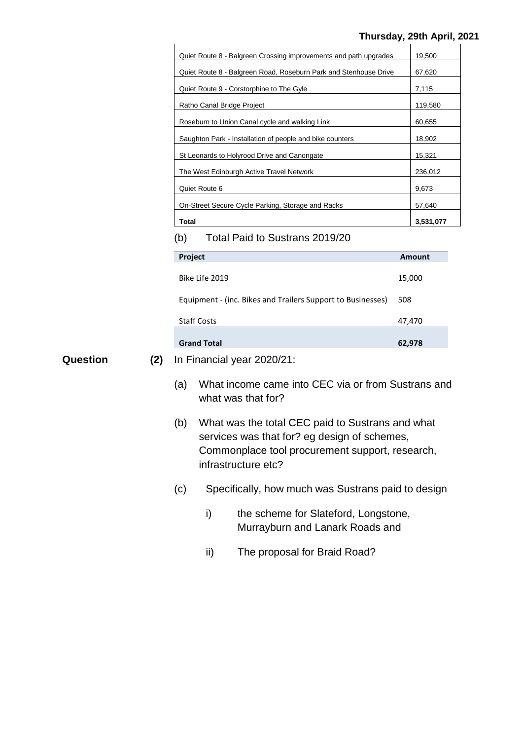| | |
|---|---|
| Quiet Route 8 - Balgreen Crossing improvements and path upgrades | 19,500 |
| Quiet Route 8 - Balgreen Road, Roseburn Park and Stenhouse Drive | 67,620 |
| Quiet Route 9 - Corstorphine to The Gyle | 7,115 |
| Ratho Canal Bridge Project | 119,580 |
| Roseburn to Union Canal cycle and walking Link | 60,655 |
| Saughton Park - Installation of people and bike counters | 18,902 |
| St Leonards to Holyrood Drive and Canongate | 15,321 |
| The West Edinburgh Active Travel Network | 236,012 |
| Quiet Route 6 | 9,673 |
| On-Street Secure Cycle Parking, Storage and Racks | 57,640 |
| **Total** | **3,531,077** |

(b) Total Paid to Sustrans 2019/20

| Project | Amount |
|---|---|
| Bike Life 2019 | 15,000 |
| Equipment - (inc. Bikes and Trailers Support to Businesses) | 508 |
| Staff Costs | 47,470 |
| **Grand Total** | **62,978** |

**Question** **(2)** In Financial year 2020/21:

(a) What income came into CEC via or from Sustrans and what was that for?

(b) What was the total CEC paid to Sustrans and what services was that for? eg design of schemes, Commonplace tool procurement support, research, infrastructure etc?

(c) Specifically, how much was Sustrans paid to design

i) the scheme for Slateford, Longstone, Murrayburn and Lanark Roads and

ii) The proposal for Braid Road?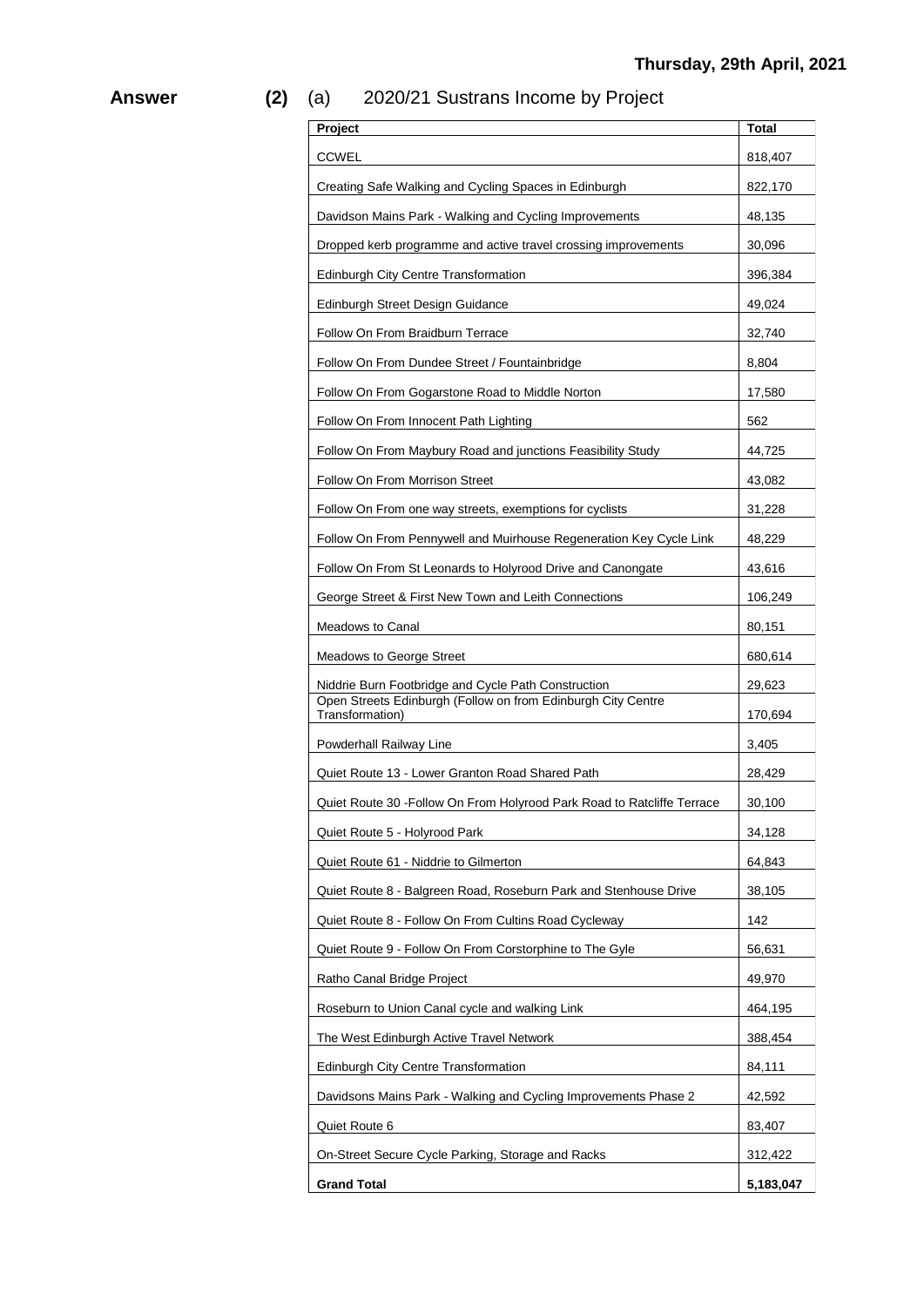**Answer** **(2)** (a) 2020/21 Sustrans Income by Project

| Project | Total |
|---|---|
| CCWEL | 818,407 |
| Creating Safe Walking and Cycling Spaces in Edinburgh | 822,170 |
| Davidson Mains Park - Walking and Cycling Improvements | 48,135 |
| Dropped kerb programme and active travel crossing improvements | 30,096 |
| Edinburgh City Centre Transformation | 396,384 |
| Edinburgh Street Design Guidance | 49,024 |
| Follow On From Braidburn Terrace | 32,740 |
| Follow On From Dundee Street / Fountainbridge | 8,804 |
| Follow On From Gogarstone Road to Middle Norton | 17,580 |
| Follow On From Innocent Path Lighting | 562 |
| Follow On From Maybury Road and junctions Feasibility Study | 44,725 |
| Follow On From Morrison Street | 43,082 |
| Follow On From one way streets, exemptions for cyclists | 31,228 |
| Follow On From Pennywell and Muirhouse Regeneration Key Cycle Link | 48,229 |
| Follow On From St Leonards to Holyrood Drive and Canongate | 43,616 |
| George Street & First New Town and Leith Connections | 106,249 |
| Meadows to Canal | 80,151 |
| Meadows to George Street | 680,614 |
| Niddrie Burn Footbridge and Cycle Path Construction | 29,623 |
| Open Streets Edinburgh (Follow on from Edinburgh City Centre Transformation) | 170,694 |
| Powderhall Railway Line | 3,405 |
| Quiet Route 13 - Lower Granton Road Shared Path | 28,429 |
| Quiet Route 30 -Follow On From Holyrood Park Road to Ratcliffe Terrace | 30,100 |
| Quiet Route 5 - Holyrood Park | 34,128 |
| Quiet Route 61 - Niddrie to Gilmerton | 64,843 |
| Quiet Route 8 - Balgreen Road, Roseburn Park and Stenhouse Drive | 38,105 |
| Quiet Route 8 - Follow On From Cultins Road Cycleway | 142 |
| Quiet Route 9 - Follow On From Corstorphine to The Gyle | 56,631 |
| Ratho Canal Bridge Project | 49,970 |
| Roseburn to Union Canal cycle and walking Link | 464,195 |
| The West Edinburgh Active Travel Network | 388,454 |
| Edinburgh City Centre Transformation | 84,111 |
| Davidsons Mains Park - Walking and Cycling Improvements Phase 2 | 42,592 |
| Quiet Route 6 | 83,407 |
| On-Street Secure Cycle Parking, Storage and Racks | 312,422 |
| **Grand Total** | **5,183,047** |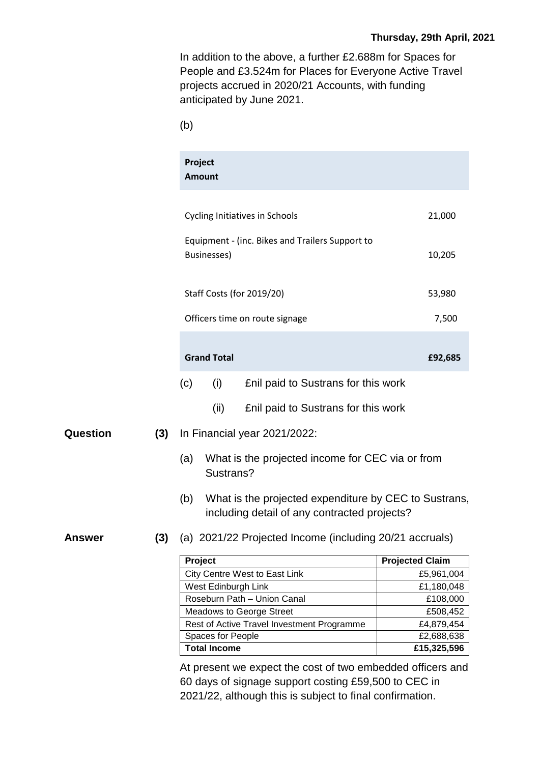In addition to the above, a further £2.688m for Spaces for People and £3.524m for Places for Everyone Active Travel projects accrued in 2020/21 Accounts, with funding anticipated by June 2021.

(b)

| Project Amount | |
|---|---|
| Cycling Initiatives in Schools | 21,000 |
| Equipment - (inc. Bikes and Trailers Support to Businesses) | 10,205 |
| Staff Costs (for 2019/20) | 53,980 |
| Officers time on route signage | 7,500 |
| **Grand Total** | **£92,685** |

(c) (i) £nil paid to Sustrans for this work

(ii) £nil paid to Sustrans for this work

**Question (3)** In Financial year 2021/2022:

(a) What is the projected income for CEC via or from Sustrans?

(b) What is the projected expenditure by CEC to Sustrans, including detail of any contracted projects?

**Answer (3)** (a) 2021/22 Projected Income (including 20/21 accruals)

| Project | Projected Claim |
|---|---|
| City Centre West to East Link | £5,961,004 |
| West Edinburgh Link | £1,180,048 |
| Roseburn Path – Union Canal | £108,000 |
| Meadows to George Street | £508,452 |
| Rest of Active Travel Investment Programme | £4,879,454 |
| Spaces for People | £2,688,638 |
| **Total Income** | **£15,325,596** |

At present we expect the cost of two embedded officers and 60 days of signage support costing £59,500 to CEC in 2021/22, although this is subject to final confirmation.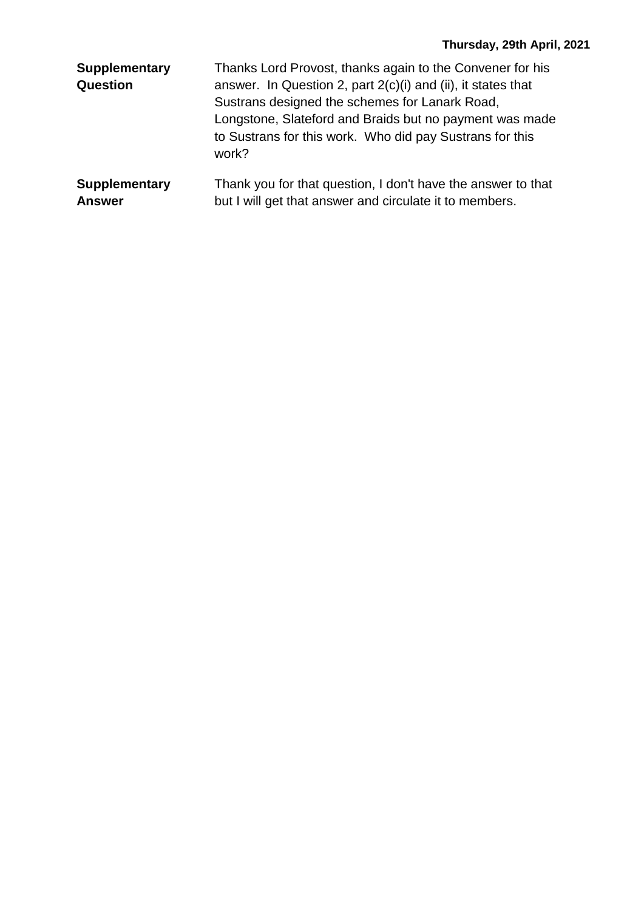| | |
|---|---|
| **Supplementary Question** | Thanks Lord Provost, thanks again to the Convener for his answer. In Question 2, part 2(c)(i) and (ii), it states that Sustrans designed the schemes for Lanark Road, Longstone, Slateford and Braids but no payment was made to Sustrans for this work. Who did pay Sustrans for this work? |
| **Supplementary Answer** | Thank you for that question, I don't have the answer to that but I will get that answer and circulate it to members. |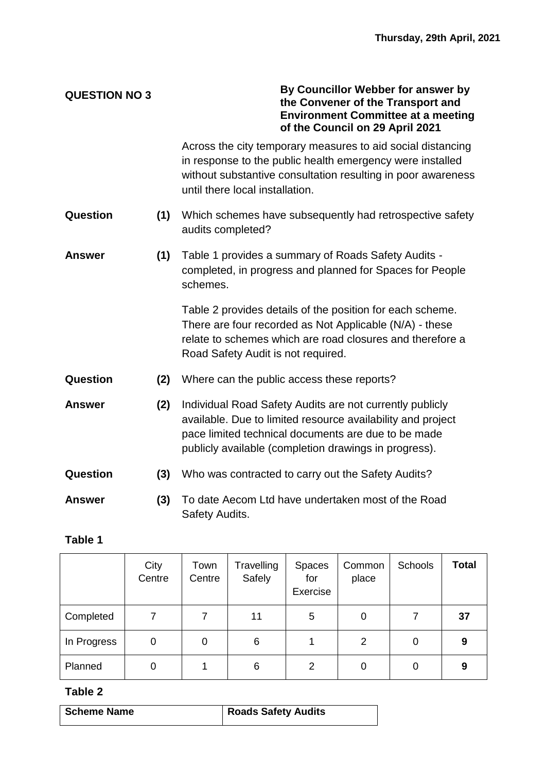Thursday, 29th April, 2021

**QUESTION NO 3**

**By Councillor Webber for answer by the Convener of the Transport and Environment Committee at a meeting of the Council on 29 April 2021**

Across the city temporary measures to aid social distancing in response to the public health emergency were installed without substantive consultation resulting in poor awareness until there local installation.

**Question** **(1)** Which schemes have subsequently had retrospective safety audits completed?

**Answer** **(1)** Table 1 provides a summary of Roads Safety Audits - completed, in progress and planned for Spaces for People schemes.

Table 2 provides details of the position for each scheme. There are four recorded as Not Applicable (N/A) - these relate to schemes which are road closures and therefore a Road Safety Audit is not required.

**Question** **(2)** Where can the public access these reports?

**Answer** **(2)** Individual Road Safety Audits are not currently publicly available. Due to limited resource availability and project pace limited technical documents are due to be made publicly available (completion drawings in progress).

**Question** **(3)** Who was contracted to carry out the Safety Audits?

**Answer** **(3)** To date Aecom Ltd have undertaken most of the Road Safety Audits.

**Table 1**

| | City Centre | Town Centre | Travelling Safely | Spaces for Exercise | Common place | Schools | **Total** |
|---|---|---|---|---|---|---|---|
| Completed | 7 | 7 | 11 | 5 | 0 | 7 | **37** |
| In Progress | 0 | 0 | 6 | 1 | 2 | 0 | **9** |
| Planned | 0 | 1 | 6 | 2 | 0 | 0 | **9** |

**Table 2**

| Scheme Name | Roads Safety Audits |
|---|---|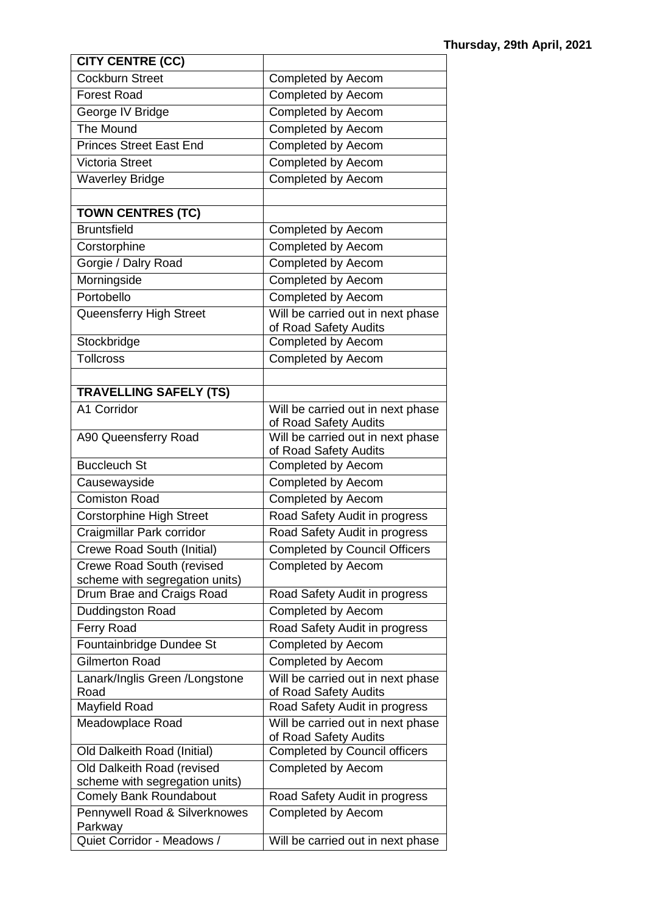| CITY CENTRE (CC) | |
|---|---|
| Cockburn Street | Completed by Aecom |
| Forest Road | Completed by Aecom |
| George IV Bridge | Completed by Aecom |
| The Mound | Completed by Aecom |
| Princes Street East End | Completed by Aecom |
| Victoria Street | Completed by Aecom |
| Waverley Bridge | Completed by Aecom |
| | |
| **TOWN CENTRES (TC)** | |
| Bruntsfield | Completed by Aecom |
| Corstorphine | Completed by Aecom |
| Gorgie / Dalry Road | Completed by Aecom |
| Morningside | Completed by Aecom |
| Portobello | Completed by Aecom |
| Queensferry High Street | Will be carried out in next phase of Road Safety Audits |
| Stockbridge | Completed by Aecom |
| Tollcross | Completed by Aecom |
| | |
| **TRAVELLING SAFELY (TS)** | |
| A1 Corridor | Will be carried out in next phase of Road Safety Audits |
| A90 Queensferry Road | Will be carried out in next phase of Road Safety Audits |
| Buccleuch St | Completed by Aecom |
| Causewayside | Completed by Aecom |
| Comiston Road | Completed by Aecom |
| Corstorphine High Street | Road Safety Audit in progress |
| Craigmillar Park corridor | Road Safety Audit in progress |
| Crewe Road South (Initial) | Completed by Council Officers |
| Crewe Road South (revised scheme with segregation units) | Completed by Aecom |
| Drum Brae and Craigs Road | Road Safety Audit in progress |
| Duddingston Road | Completed by Aecom |
| Ferry Road | Road Safety Audit in progress |
| Fountainbridge Dundee St | Completed by Aecom |
| Gilmerton Road | Completed by Aecom |
| Lanark/Inglis Green /Longstone Road | Will be carried out in next phase of Road Safety Audits |
| Mayfield Road | Road Safety Audit in progress |
| Meadowplace Road | Will be carried out in next phase of Road Safety Audits |
| Old Dalkeith Road (Initial) | Completed by Council officers |
| Old Dalkeith Road (revised scheme with segregation units) | Completed by Aecom |
| Comely Bank Roundabout | Road Safety Audit in progress |
| Pennywell Road & Silverknowes Parkway | Completed by Aecom |
| Quiet Corridor - Meadows / | Will be carried out in next phase |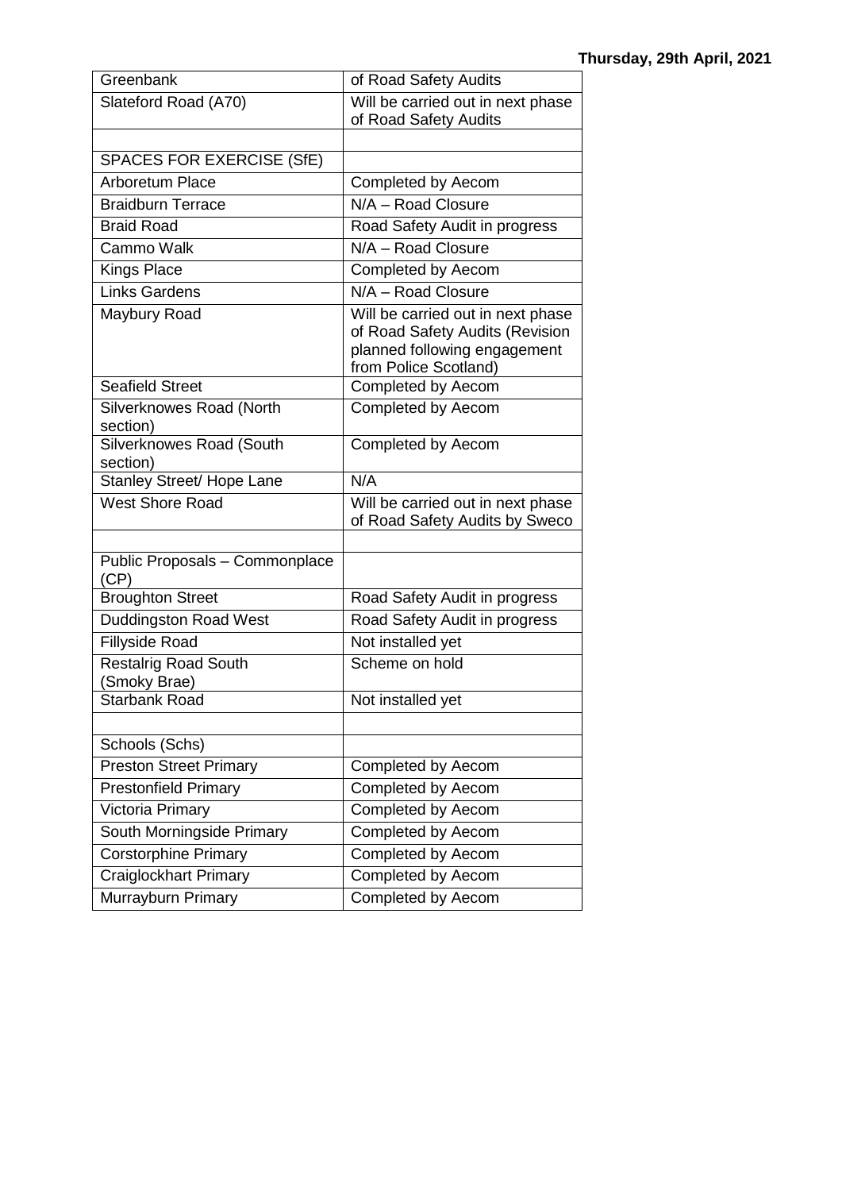| Greenbank | of Road Safety Audits |
|---|---|
| Slateford Road (A70) | Will be carried out in next phase of Road Safety Audits |
| | |
| SPACES FOR EXERCISE (SfE) | |
| Arboretum Place | Completed by Aecom |
| Braidburn Terrace | N/A – Road Closure |
| Braid Road | Road Safety Audit in progress |
| Cammo Walk | N/A – Road Closure |
| Kings Place | Completed by Aecom |
| Links Gardens | N/A – Road Closure |
| Maybury Road | Will be carried out in next phase of Road Safety Audits (Revision planned following engagement from Police Scotland) |
| Seafield Street | Completed by Aecom |
| Silverknowes Road (North section) | Completed by Aecom |
| Silverknowes Road (South section) | Completed by Aecom |
| Stanley Street/ Hope Lane | N/A |
| West Shore Road | Will be carried out in next phase of Road Safety Audits by Sweco |
| | |
| Public Proposals – Commonplace (CP) | |
| Broughton Street | Road Safety Audit in progress |
| Duddingston Road West | Road Safety Audit in progress |
| Fillyside Road | Not installed yet |
| Restalrig Road South (Smoky Brae) | Scheme on hold |
| Starbank Road | Not installed yet |
| | |
| Schools (Schs) | |
| Preston Street Primary | Completed by Aecom |
| Prestonfield Primary | Completed by Aecom |
| Victoria Primary | Completed by Aecom |
| South Morningside Primary | Completed by Aecom |
| Corstorphine Primary | Completed by Aecom |
| Craiglockhart Primary | Completed by Aecom |
| Murrayburn Primary | Completed by Aecom |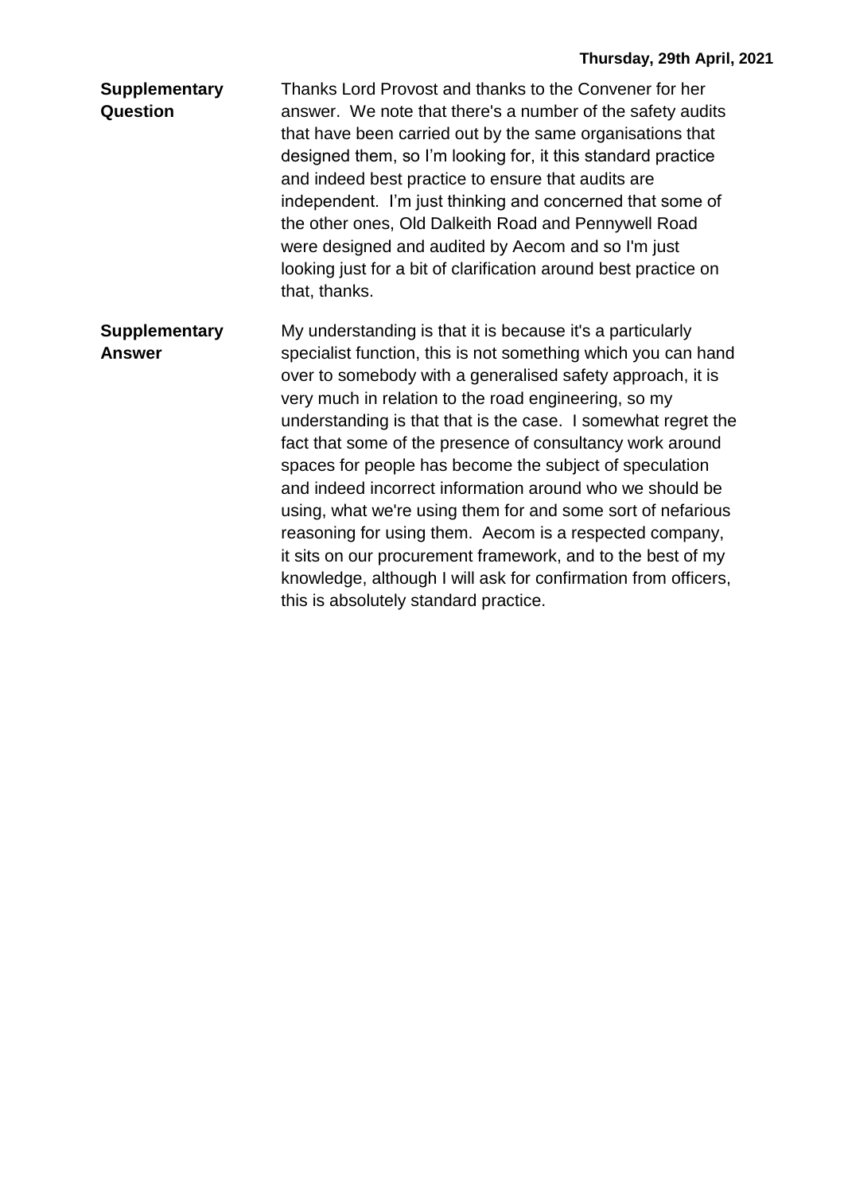| | |
|---|---|
| **Supplementary Question** | Thanks Lord Provost and thanks to the Convener for her answer. We note that there's a number of the safety audits that have been carried out by the same organisations that designed them, so I'm looking for, it this standard practice and indeed best practice to ensure that audits are independent. I'm just thinking and concerned that some of the other ones, Old Dalkeith Road and Pennywell Road were designed and audited by Aecom and so I'm just looking just for a bit of clarification around best practice on that, thanks. |
| **Supplementary Answer** | My understanding is that it is because it's a particularly specialist function, this is not something which you can hand over to somebody with a generalised safety approach, it is very much in relation to the road engineering, so my understanding is that that is the case. I somewhat regret the fact that some of the presence of consultancy work around spaces for people has become the subject of speculation and indeed incorrect information around who we should be using, what we're using them for and some sort of nefarious reasoning for using them. Aecom is a respected company, it sits on our procurement framework, and to the best of my knowledge, although I will ask for confirmation from officers, this is absolutely standard practice. |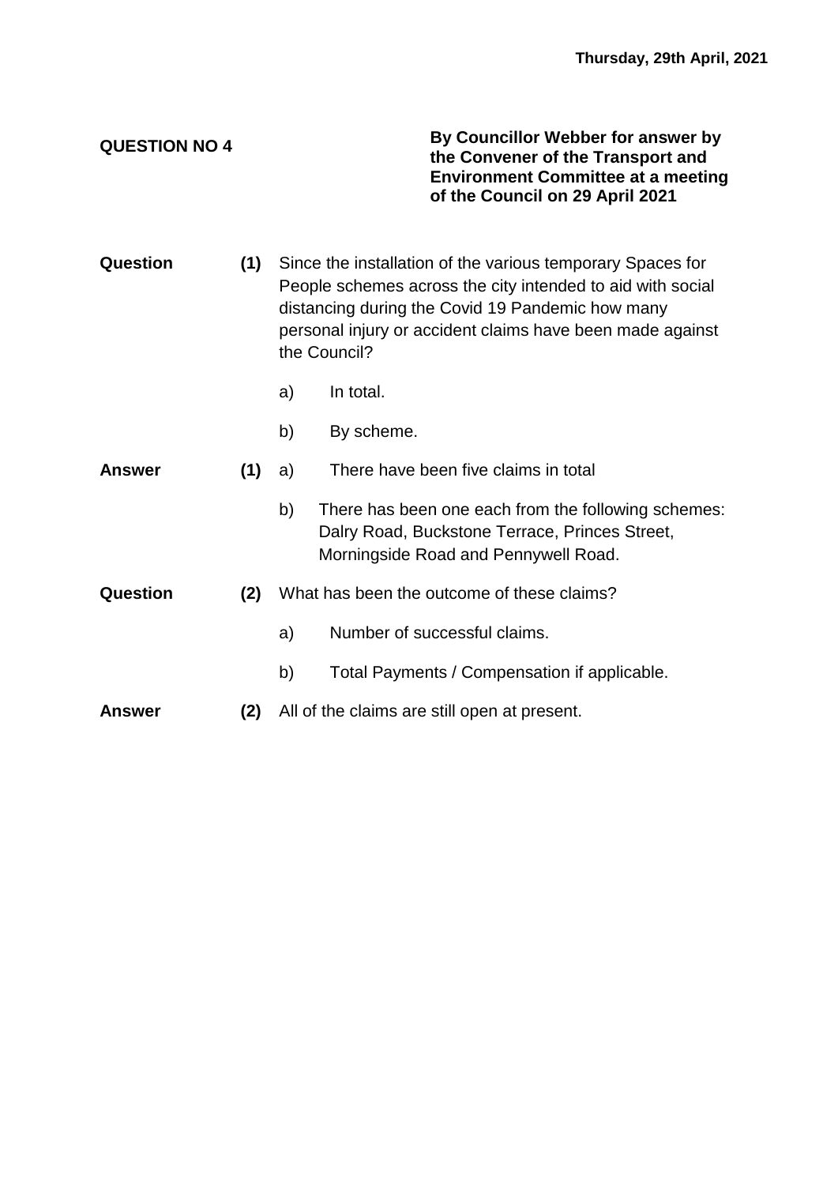**Thursday, 29th April, 2021**

**QUESTION NO 4**

**By Councillor Webber for answer by the Convener of the Transport and Environment Committee at a meeting of the Council on 29 April 2021**

**Question** **(1)** Since the installation of the various temporary Spaces for People schemes across the city intended to aid with social distancing during the Covid 19 Pandemic how many personal injury or accident claims have been made against the Council?

a) In total.

b) By scheme.

**Answer** **(1)** a) There have been five claims in total

b) There has been one each from the following schemes: Dalry Road, Buckstone Terrace, Princes Street, Morningside Road and Pennywell Road.

**Question** **(2)** What has been the outcome of these claims?

a) Number of successful claims.

b) Total Payments / Compensation if applicable.

**Answer** **(2)** All of the claims are still open at present.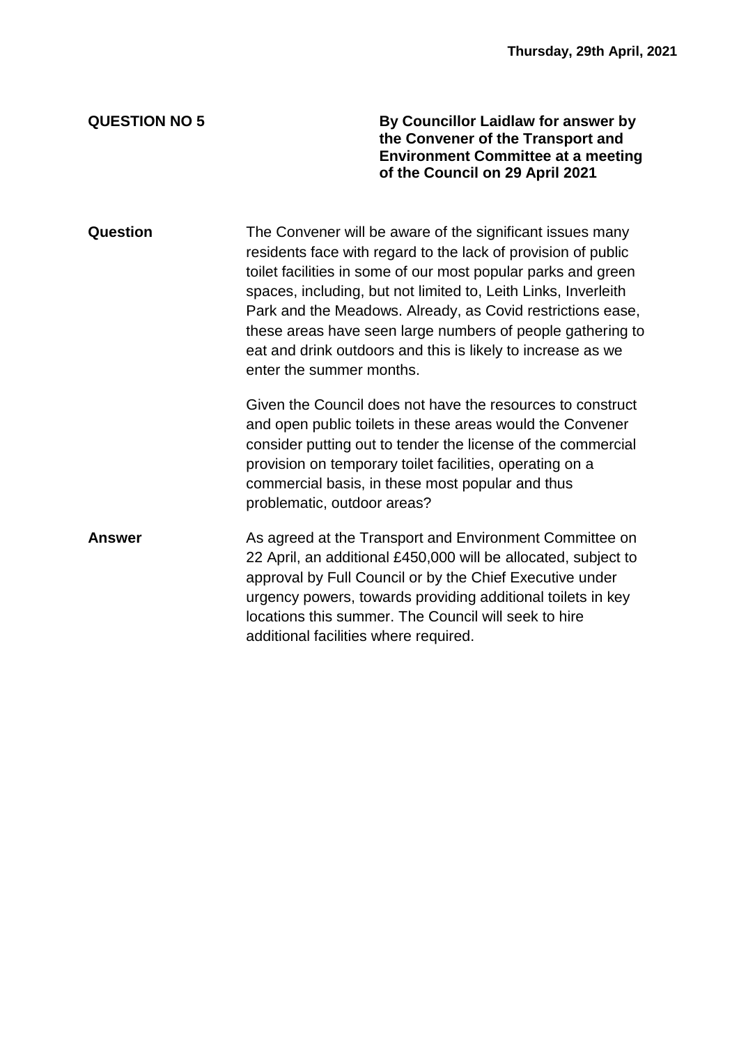**Thursday, 29th April, 2021**

**QUESTION NO 5**

**By Councillor Laidlaw for answer by the Convener of the Transport and Environment Committee at a meeting of the Council on 29 April 2021**

**Question**

The Convener will be aware of the significant issues many residents face with regard to the lack of provision of public toilet facilities in some of our most popular parks and green spaces, including, but not limited to, Leith Links, Inverleith Park and the Meadows. Already, as Covid restrictions ease, these areas have seen large numbers of people gathering to eat and drink outdoors and this is likely to increase as we enter the summer months.

Given the Council does not have the resources to construct and open public toilets in these areas would the Convener consider putting out to tender the license of the commercial provision on temporary toilet facilities, operating on a commercial basis, in these most popular and thus problematic, outdoor areas?

**Answer**

As agreed at the Transport and Environment Committee on 22 April, an additional £450,000 will be allocated, subject to approval by Full Council or by the Chief Executive under urgency powers, towards providing additional toilets in key locations this summer. The Council will seek to hire additional facilities where required.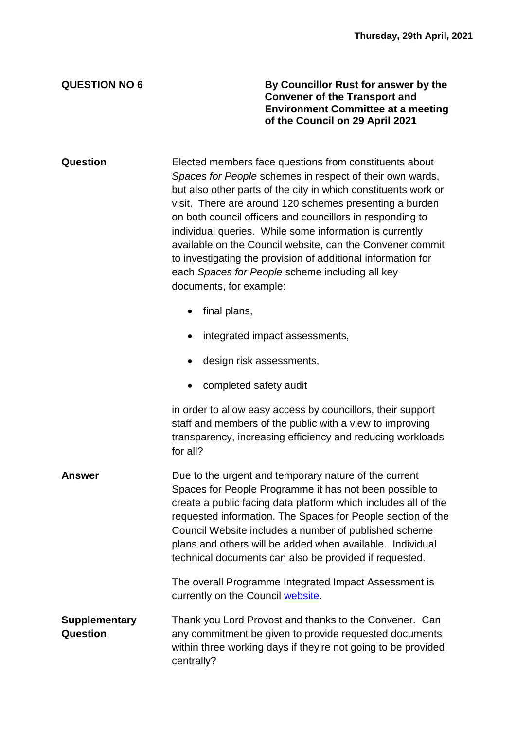**Thursday, 29th April, 2021**

**QUESTION NO 6**

**By Councillor Rust for answer by the Convener of the Transport and Environment Committee at a meeting of the Council on 29 April 2021**

**Question**

Elected members face questions from constituents about *Spaces for People* schemes in respect of their own wards, but also other parts of the city in which constituents work or visit. There are around 120 schemes presenting a burden on both council officers and councillors in responding to individual queries. While some information is currently available on the Council website, can the Convener commit to investigating the provision of additional information for each *Spaces for People* scheme including all key documents, for example:

- final plans,
- integrated impact assessments,
- design risk assessments,
- completed safety audit

in order to allow easy access by councillors, their support staff and members of the public with a view to improving transparency, increasing efficiency and reducing workloads for all?

**Answer**

Due to the urgent and temporary nature of the current Spaces for People Programme it has not been possible to create a public facing data platform which includes all of the requested information. The Spaces for People section of the Council Website includes a number of published scheme plans and others will be added when available. Individual technical documents can also be provided if requested.

The overall Programme Integrated Impact Assessment is currently on the Council website.

**Supplementary Question**

Thank you Lord Provost and thanks to the Convener. Can any commitment be given to provide requested documents within three working days if they're not going to be provided centrally?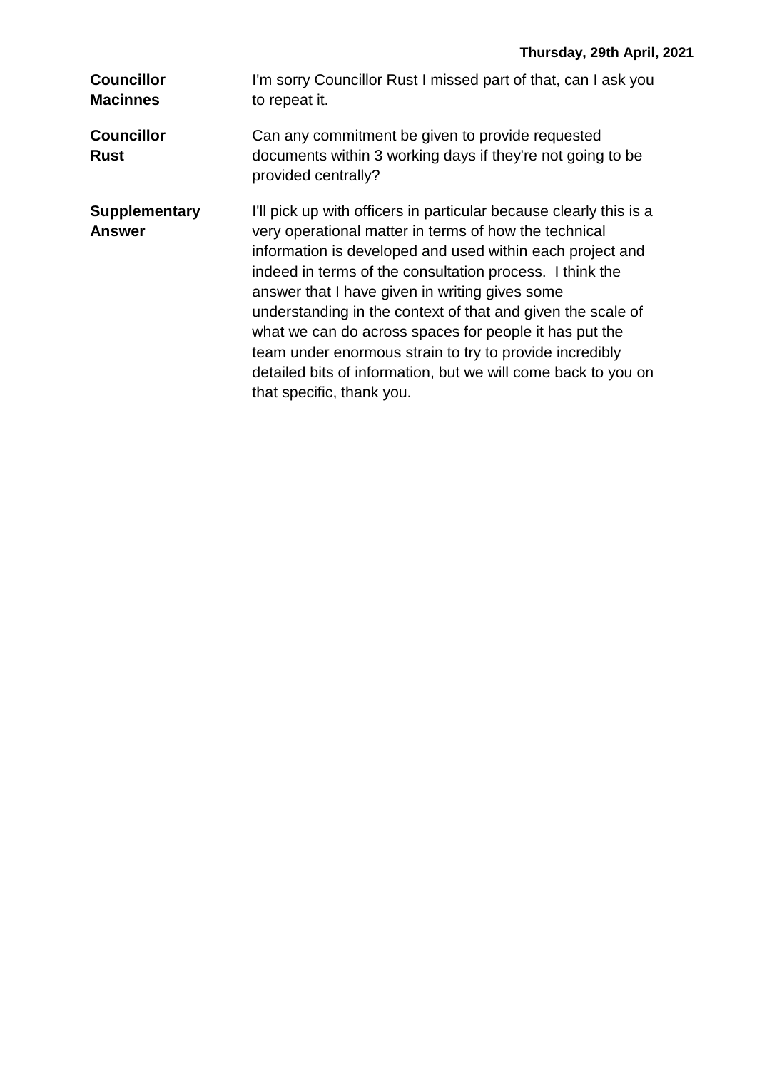| | |
|---|---|
| **Councillor Macinnes** | I'm sorry Councillor Rust I missed part of that, can I ask you to repeat it. |
| **Councillor Rust** | Can any commitment be given to provide requested documents within 3 working days if they're not going to be provided centrally? |
| **Supplementary Answer** | I'll pick up with officers in particular because clearly this is a very operational matter in terms of how the technical information is developed and used within each project and indeed in terms of the consultation process. I think the answer that I have given in writing gives some understanding in the context of that and given the scale of what we can do across spaces for people it has put the team under enormous strain to try to provide incredibly detailed bits of information, but we will come back to you on that specific, thank you. |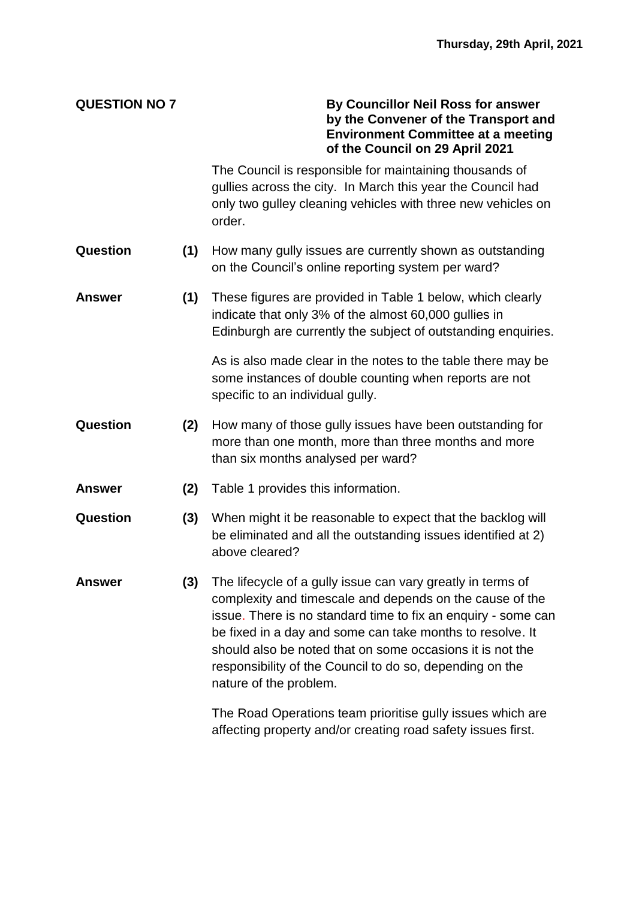**QUESTION NO 7**

**By Councillor Neil Ross for answer by the Convener of the Transport and Environment Committee at a meeting of the Council on 29 April 2021**

The Council is responsible for maintaining thousands of gullies across the city. In March this year the Council had only two gulley cleaning vehicles with three new vehicles on order.

**Question (1)** How many gully issues are currently shown as outstanding on the Council's online reporting system per ward?

**Answer (1)** These figures are provided in Table 1 below, which clearly indicate that only 3% of the almost 60,000 gullies in Edinburgh are currently the subject of outstanding enquiries.

As is also made clear in the notes to the table there may be some instances of double counting when reports are not specific to an individual gully.

**Question (2)** How many of those gully issues have been outstanding for more than one month, more than three months and more than six months analysed per ward?

**Answer (2)** Table 1 provides this information.

**Question (3)** When might it be reasonable to expect that the backlog will be eliminated and all the outstanding issues identified at 2) above cleared?

**Answer (3)** The lifecycle of a gully issue can vary greatly in terms of complexity and timescale and depends on the cause of the issue. There is no standard time to fix an enquiry - some can be fixed in a day and some can take months to resolve. It should also be noted that on some occasions it is not the responsibility of the Council to do so, depending on the nature of the problem.

The Road Operations team prioritise gully issues which are affecting property and/or creating road safety issues first.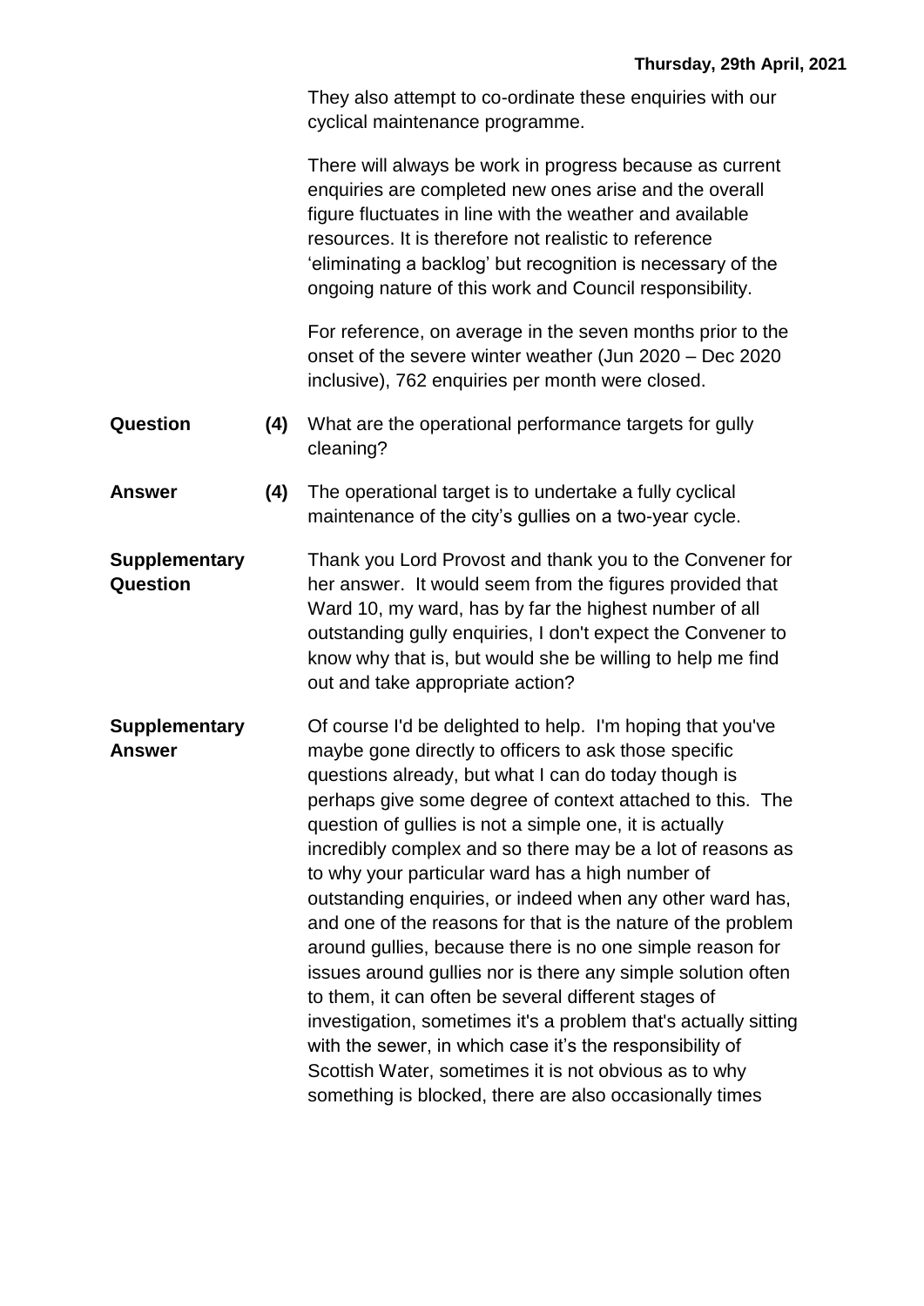They also attempt to co-ordinate these enquiries with our cyclical maintenance programme.

There will always be work in progress because as current enquiries are completed new ones arise and the overall figure fluctuates in line with the weather and available resources. It is therefore not realistic to reference 'eliminating a backlog' but recognition is necessary of the ongoing nature of this work and Council responsibility.

For reference, on average in the seven months prior to the onset of the severe winter weather (Jun 2020 – Dec 2020 inclusive), 762 enquiries per month were closed.

**Question (4)** What are the operational performance targets for gully cleaning?

**Answer (4)** The operational target is to undertake a fully cyclical maintenance of the city's gullies on a two-year cycle.

**Supplementary Question** Thank you Lord Provost and thank you to the Convener for her answer. It would seem from the figures provided that Ward 10, my ward, has by far the highest number of all outstanding gully enquiries, I don't expect the Convener to know why that is, but would she be willing to help me find out and take appropriate action?

**Supplementary Answer** Of course I'd be delighted to help. I'm hoping that you've maybe gone directly to officers to ask those specific questions already, but what I can do today though is perhaps give some degree of context attached to this. The question of gullies is not a simple one, it is actually incredibly complex and so there may be a lot of reasons as to why your particular ward has a high number of outstanding enquiries, or indeed when any other ward has, and one of the reasons for that is the nature of the problem around gullies, because there is no one simple reason for issues around gullies nor is there any simple solution often to them, it can often be several different stages of investigation, sometimes it's a problem that's actually sitting with the sewer, in which case it's the responsibility of Scottish Water, sometimes it is not obvious as to why something is blocked, there are also occasionally times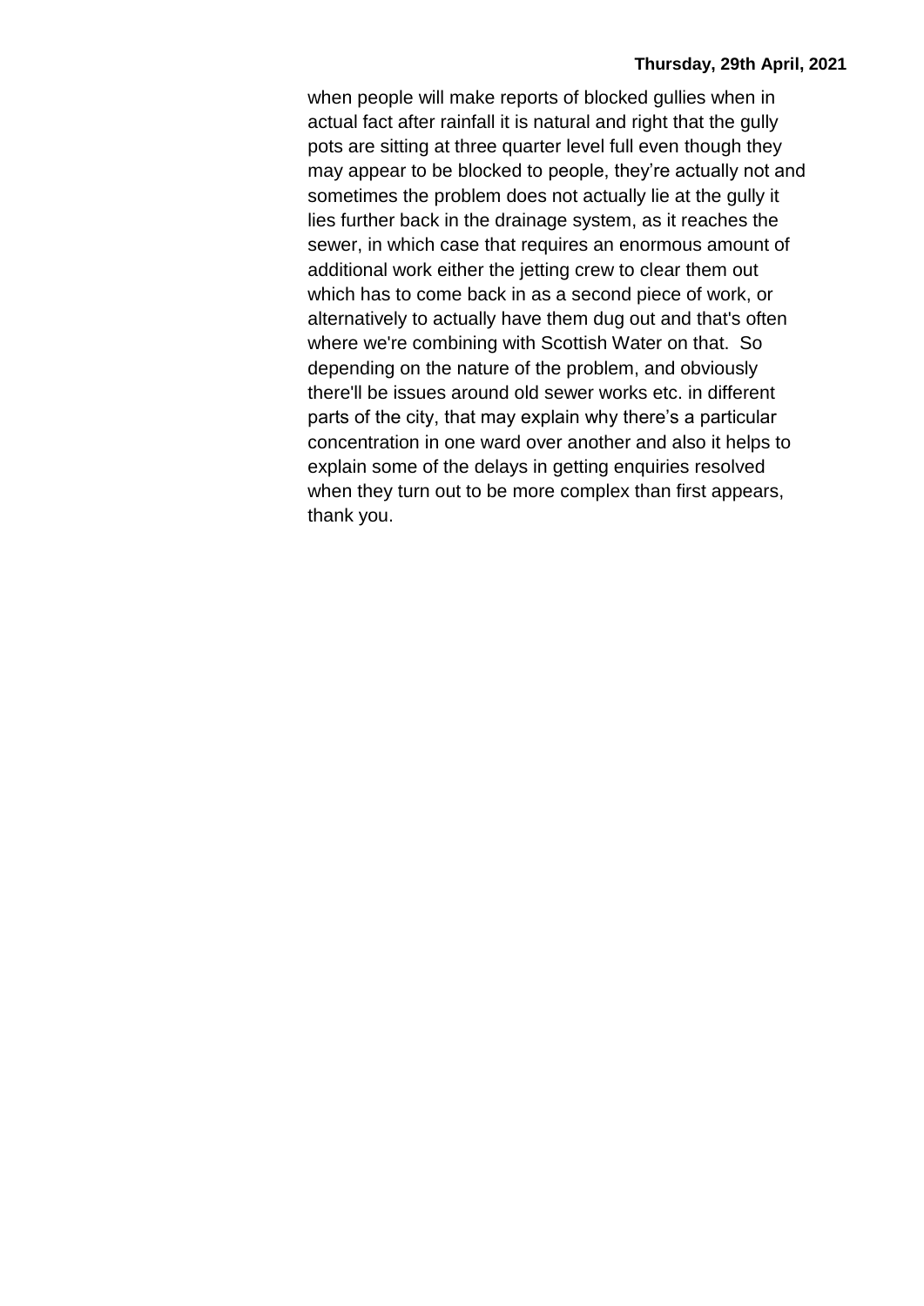when people will make reports of blocked gullies when in actual fact after rainfall it is natural and right that the gully pots are sitting at three quarter level full even though they may appear to be blocked to people, they're actually not and sometimes the problem does not actually lie at the gully it lies further back in the drainage system, as it reaches the sewer, in which case that requires an enormous amount of additional work either the jetting crew to clear them out which has to come back in as a second piece of work, or alternatively to actually have them dug out and that's often where we're combining with Scottish Water on that. So depending on the nature of the problem, and obviously there'll be issues around old sewer works etc. in different parts of the city, that may explain why there's a particular concentration in one ward over another and also it helps to explain some of the delays in getting enquiries resolved when they turn out to be more complex than first appears, thank you.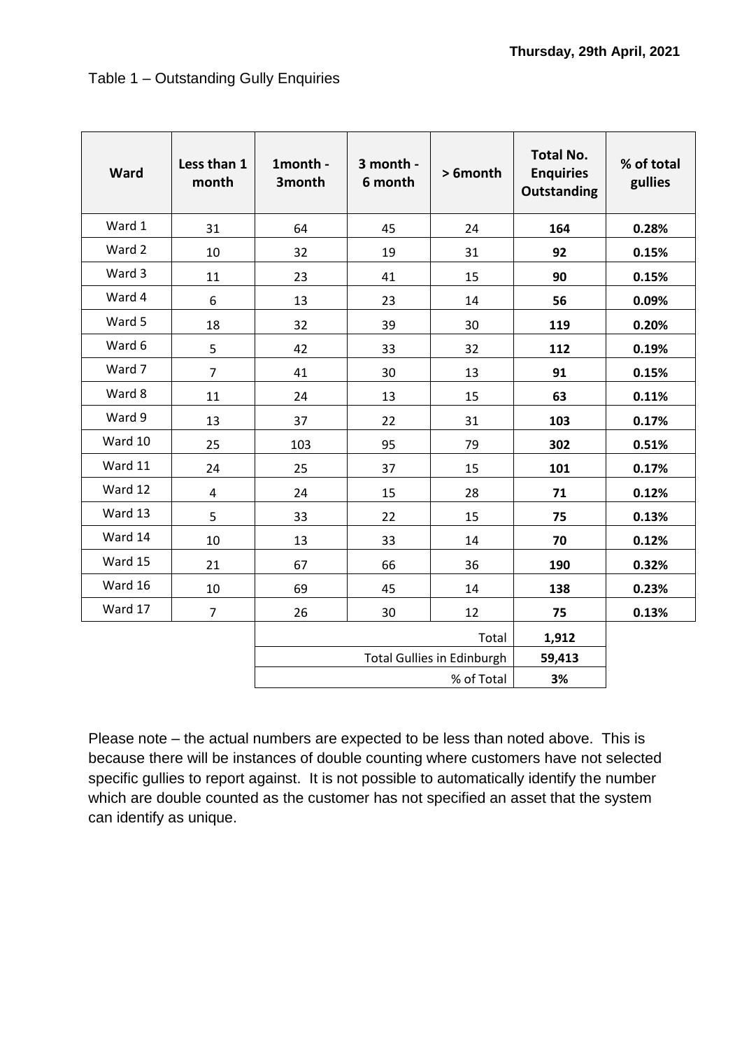Thursday, 29th April, 2021

Table 1 – Outstanding Gully Enquiries

| Ward | Less than 1 month | 1month - 3month | 3 month - 6 month | > 6month | Total No. Enquiries Outstanding | % of total gullies |
|---|---|---|---|---|---|---|
| Ward 1 | 31 | 64 | 45 | 24 | **164** | **0.28%** |
| Ward 2 | 10 | 32 | 19 | 31 | **92** | **0.15%** |
| Ward 3 | 11 | 23 | 41 | 15 | **90** | **0.15%** |
| Ward 4 | 6 | 13 | 23 | 14 | **56** | **0.09%** |
| Ward 5 | 18 | 32 | 39 | 30 | **119** | **0.20%** |
| Ward 6 | 5 | 42 | 33 | 32 | **112** | **0.19%** |
| Ward 7 | 7 | 41 | 30 | 13 | **91** | **0.15%** |
| Ward 8 | 11 | 24 | 13 | 15 | **63** | **0.11%** |
| Ward 9 | 13 | 37 | 22 | 31 | **103** | **0.17%** |
| Ward 10 | 25 | 103 | 95 | 79 | **302** | **0.51%** |
| Ward 11 | 24 | 25 | 37 | 15 | **101** | **0.17%** |
| Ward 12 | 4 | 24 | 15 | 28 | **71** | **0.12%** |
| Ward 13 | 5 | 33 | 22 | 15 | **75** | **0.13%** |
| Ward 14 | 10 | 13 | 33 | 14 | **70** | **0.12%** |
| Ward 15 | 21 | 67 | 66 | 36 | **190** | **0.32%** |
| Ward 16 | 10 | 69 | 45 | 14 | **138** | **0.23%** |
| Ward 17 | 7 | 26 | 30 | 12 | **75** | **0.13%** |
| | | Total | | | **1,912** | |
| | | Total Gullies in Edinburgh | | | **59,413** | |
| | | % of Total | | | **3%** | |

Please note – the actual numbers are expected to be less than noted above. This is because there will be instances of double counting where customers have not selected specific gullies to report against. It is not possible to automatically identify the number which are double counted as the customer has not specified an asset that the system can identify as unique.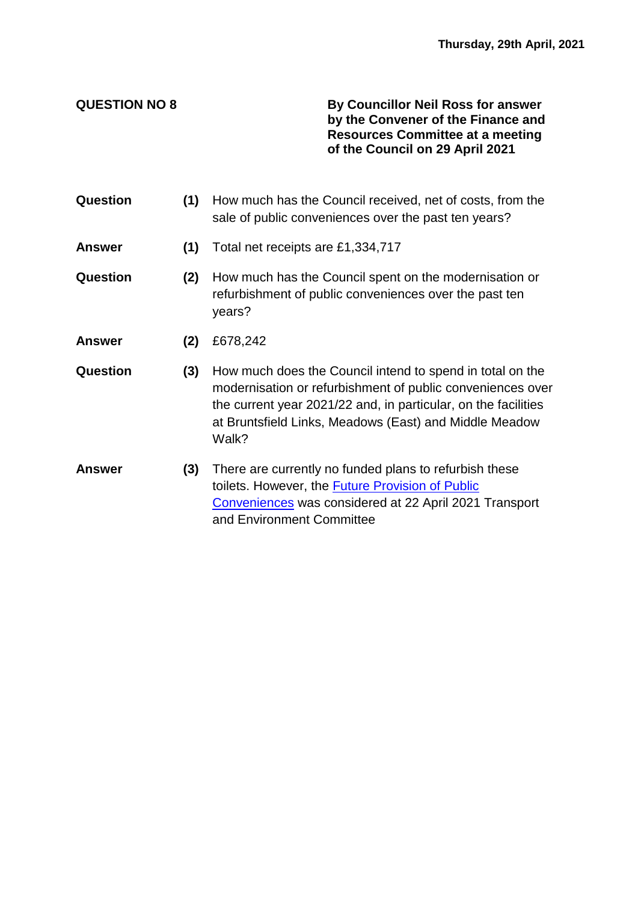**Thursday, 29th April, 2021**

**QUESTION NO 8**

**By Councillor Neil Ross for answer by the Convener of the Finance and Resources Committee at a meeting of the Council on 29 April 2021**

| | | |
|---|---|---|
| **Question** | **(1)** | How much has the Council received, net of costs, from the sale of public conveniences over the past ten years? |
| **Answer** | **(1)** | Total net receipts are £1,334,717 |
| **Question** | **(2)** | How much has the Council spent on the modernisation or refurbishment of public conveniences over the past ten years? |
| **Answer** | **(2)** | £678,242 |
| **Question** | **(3)** | How much does the Council intend to spend in total on the modernisation or refurbishment of public conveniences over the current year 2021/22 and, in particular, on the facilities at Bruntsfield Links, Meadows (East) and Middle Meadow Walk? |
| **Answer** | **(3)** | There are currently no funded plans to refurbish these toilets. However, the Future Provision of Public Conveniences was considered at 22 April 2021 Transport and Environment Committee |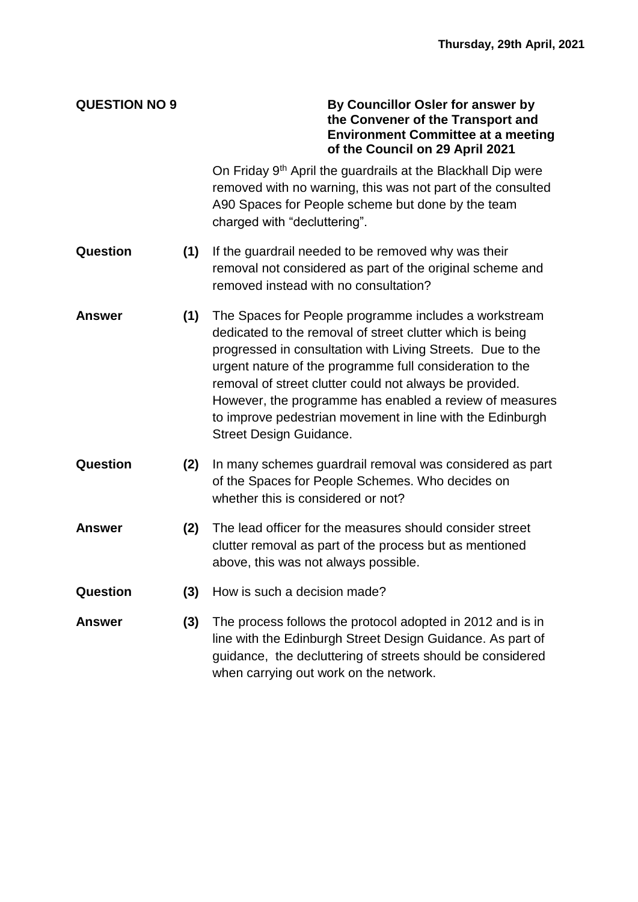**Thursday, 29th April, 2021**

**QUESTION NO 9**

**By Councillor Osler for answer by the Convener of the Transport and Environment Committee at a meeting of the Council on 29 April 2021**

On Friday 9th April the guardrails at the Blackhall Dip were removed with no warning, this was not part of the consulted A90 Spaces for People scheme but done by the team charged with "decluttering".

**Question (1)** If the guardrail needed to be removed why was their removal not considered as part of the original scheme and removed instead with no consultation?

**Answer (1)** The Spaces for People programme includes a workstream dedicated to the removal of street clutter which is being progressed in consultation with Living Streets. Due to the urgent nature of the programme full consideration to the removal of street clutter could not always be provided. However, the programme has enabled a review of measures to improve pedestrian movement in line with the Edinburgh Street Design Guidance.

**Question (2)** In many schemes guardrail removal was considered as part of the Spaces for People Schemes. Who decides on whether this is considered or not?

**Answer (2)** The lead officer for the measures should consider street clutter removal as part of the process but as mentioned above, this was not always possible.

**Question (3)** How is such a decision made?

**Answer (3)** The process follows the protocol adopted in 2012 and is in line with the Edinburgh Street Design Guidance. As part of guidance, the decluttering of streets should be considered when carrying out work on the network.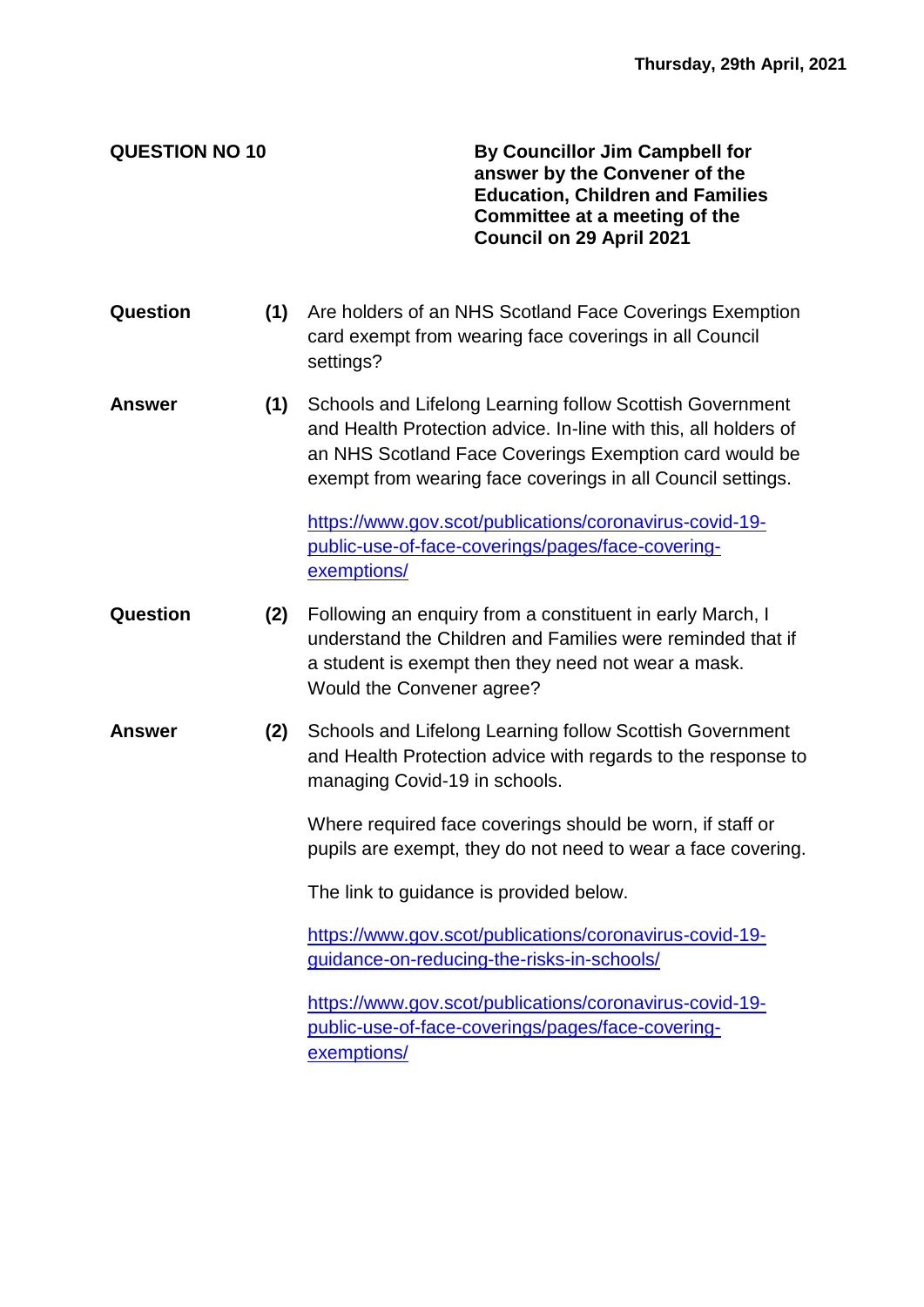**Thursday, 29th April, 2021**

**QUESTION NO 10**

**By Councillor Jim Campbell for answer by the Convener of the Education, Children and Families Committee at a meeting of the Council on 29 April 2021**

**Question (1)** Are holders of an NHS Scotland Face Coverings Exemption card exempt from wearing face coverings in all Council settings?

**Answer (1)** Schools and Lifelong Learning follow Scottish Government and Health Protection advice. In-line with this, all holders of an NHS Scotland Face Coverings Exemption card would be exempt from wearing face coverings in all Council settings.

https://www.gov.scot/publications/coronavirus-covid-19-public-use-of-face-coverings/pages/face-covering-exemptions/

**Question (2)** Following an enquiry from a constituent in early March, I understand the Children and Families were reminded that if a student is exempt then they need not wear a mask. Would the Convener agree?

**Answer (2)** Schools and Lifelong Learning follow Scottish Government and Health Protection advice with regards to the response to managing Covid-19 in schools.

Where required face coverings should be worn, if staff or pupils are exempt, they do not need to wear a face covering.

The link to guidance is provided below.

https://www.gov.scot/publications/coronavirus-covid-19-guidance-on-reducing-the-risks-in-schools/

https://www.gov.scot/publications/coronavirus-covid-19-public-use-of-face-coverings/pages/face-covering-exemptions/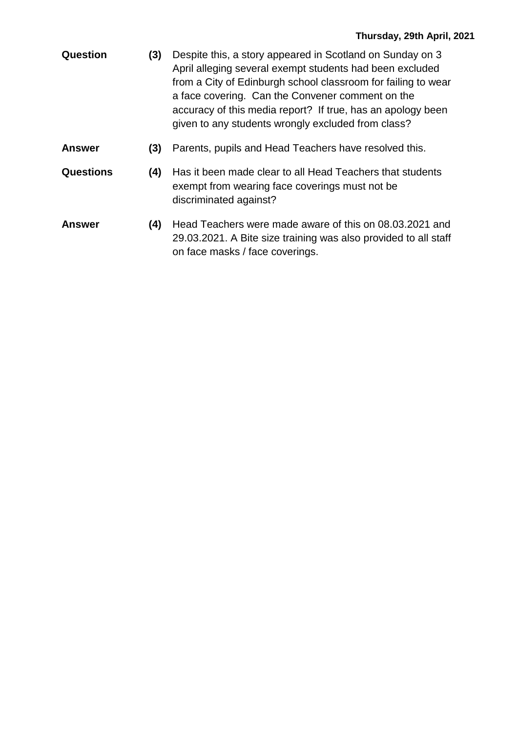**Thursday, 29th April, 2021**

| | | |
|---|---|---|
| **Question** | **(3)** | Despite this, a story appeared in Scotland on Sunday on 3 April alleging several exempt students had been excluded from a City of Edinburgh school classroom for failing to wear a face covering. Can the Convener comment on the accuracy of this media report? If true, has an apology been given to any students wrongly excluded from class? |
| **Answer** | **(3)** | Parents, pupils and Head Teachers have resolved this. |
| **Questions** | **(4)** | Has it been made clear to all Head Teachers that students exempt from wearing face coverings must not be discriminated against? |
| **Answer** | **(4)** | Head Teachers were made aware of this on 08.03.2021 and 29.03.2021. A Bite size training was also provided to all staff on face masks / face coverings. |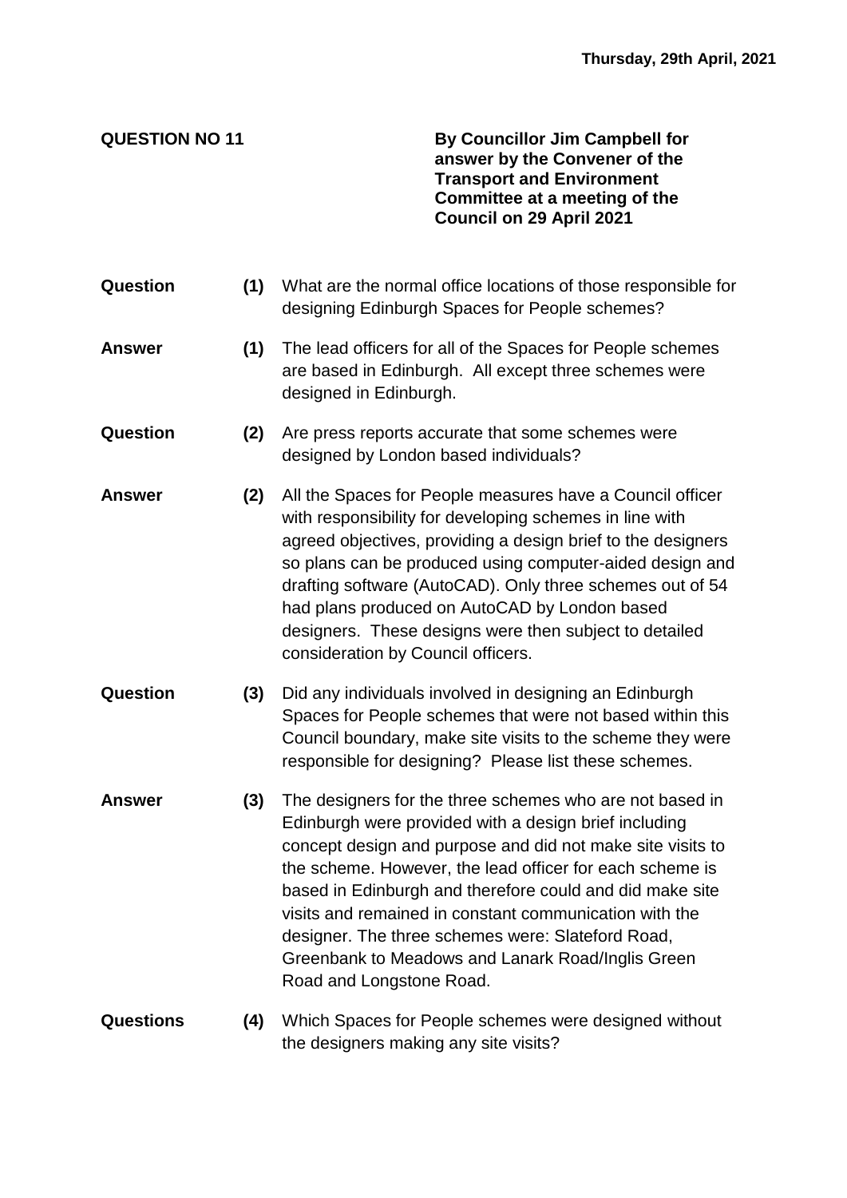Thursday, 29th April, 2021

**QUESTION NO 11**

**By Councillor Jim Campbell for answer by the Convener of the Transport and Environment Committee at a meeting of the Council on 29 April 2021**

**Question (1)** What are the normal office locations of those responsible for designing Edinburgh Spaces for People schemes?

**Answer (1)** The lead officers for all of the Spaces for People schemes are based in Edinburgh. All except three schemes were designed in Edinburgh.

**Question (2)** Are press reports accurate that some schemes were designed by London based individuals?

**Answer (2)** All the Spaces for People measures have a Council officer with responsibility for developing schemes in line with agreed objectives, providing a design brief to the designers so plans can be produced using computer-aided design and drafting software (AutoCAD). Only three schemes out of 54 had plans produced on AutoCAD by London based designers. These designs were then subject to detailed consideration by Council officers.

**Question (3)** Did any individuals involved in designing an Edinburgh Spaces for People schemes that were not based within this Council boundary, make site visits to the scheme they were responsible for designing? Please list these schemes.

**Answer (3)** The designers for the three schemes who are not based in Edinburgh were provided with a design brief including concept design and purpose and did not make site visits to the scheme. However, the lead officer for each scheme is based in Edinburgh and therefore could and did make site visits and remained in constant communication with the designer. The three schemes were: Slateford Road, Greenbank to Meadows and Lanark Road/Inglis Green Road and Longstone Road.

**Questions (4)** Which Spaces for People schemes were designed without the designers making any site visits?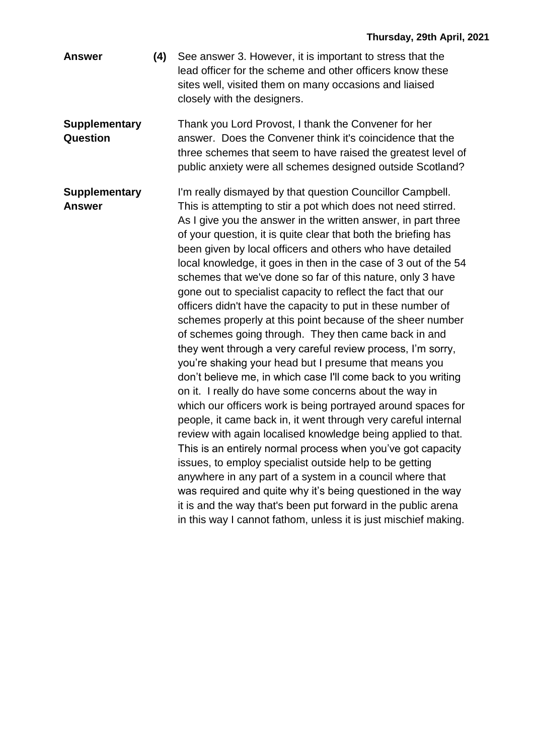**Answer** **(4)** See answer 3. However, it is important to stress that the lead officer for the scheme and other officers know these sites well, visited them on many occasions and liaised closely with the designers.

**Supplementary Question**

Thank you Lord Provost, I thank the Convener for her answer. Does the Convener think it's coincidence that the three schemes that seem to have raised the greatest level of public anxiety were all schemes designed outside Scotland?

**Supplementary Answer**

I'm really dismayed by that question Councillor Campbell. This is attempting to stir a pot which does not need stirred. As I give you the answer in the written answer, in part three of your question, it is quite clear that both the briefing has been given by local officers and others who have detailed local knowledge, it goes in then in the case of 3 out of the 54 schemes that we've done so far of this nature, only 3 have gone out to specialist capacity to reflect the fact that our officers didn't have the capacity to put in these number of schemes properly at this point because of the sheer number of schemes going through. They then came back in and they went through a very careful review process, I'm sorry, you're shaking your head but I presume that means you don't believe me, in which case I'll come back to you writing on it. I really do have some concerns about the way in which our officers work is being portrayed around spaces for people, it came back in, it went through very careful internal review with again localised knowledge being applied to that. This is an entirely normal process when you've got capacity issues, to employ specialist outside help to be getting anywhere in any part of a system in a council where that was required and quite why it's being questioned in the way it is and the way that's been put forward in the public arena in this way I cannot fathom, unless it is just mischief making.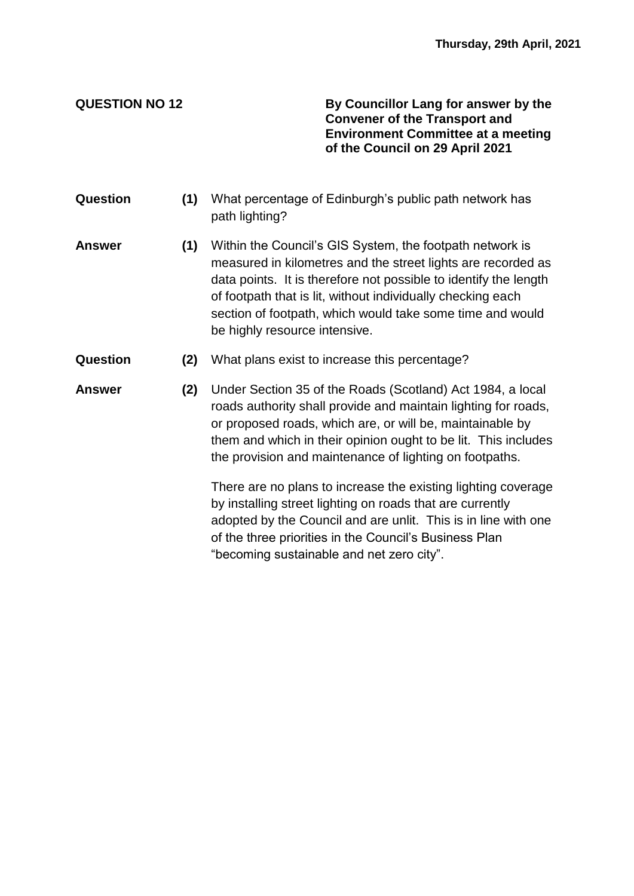**Thursday, 29th April, 2021**

**QUESTION NO 12**

**By Councillor Lang for answer by the Convener of the Transport and Environment Committee at a meeting of the Council on 29 April 2021**

**Question (1)** What percentage of Edinburgh's public path network has path lighting?

**Answer (1)** Within the Council's GIS System, the footpath network is measured in kilometres and the street lights are recorded as data points. It is therefore not possible to identify the length of footpath that is lit, without individually checking each section of footpath, which would take some time and would be highly resource intensive.

**Question (2)** What plans exist to increase this percentage?

**Answer (2)** Under Section 35 of the Roads (Scotland) Act 1984, a local roads authority shall provide and maintain lighting for roads, or proposed roads, which are, or will be, maintainable by them and which in their opinion ought to be lit. This includes the provision and maintenance of lighting on footpaths.

There are no plans to increase the existing lighting coverage by installing street lighting on roads that are currently adopted by the Council and are unlit. This is in line with one of the three priorities in the Council's Business Plan "becoming sustainable and net zero city".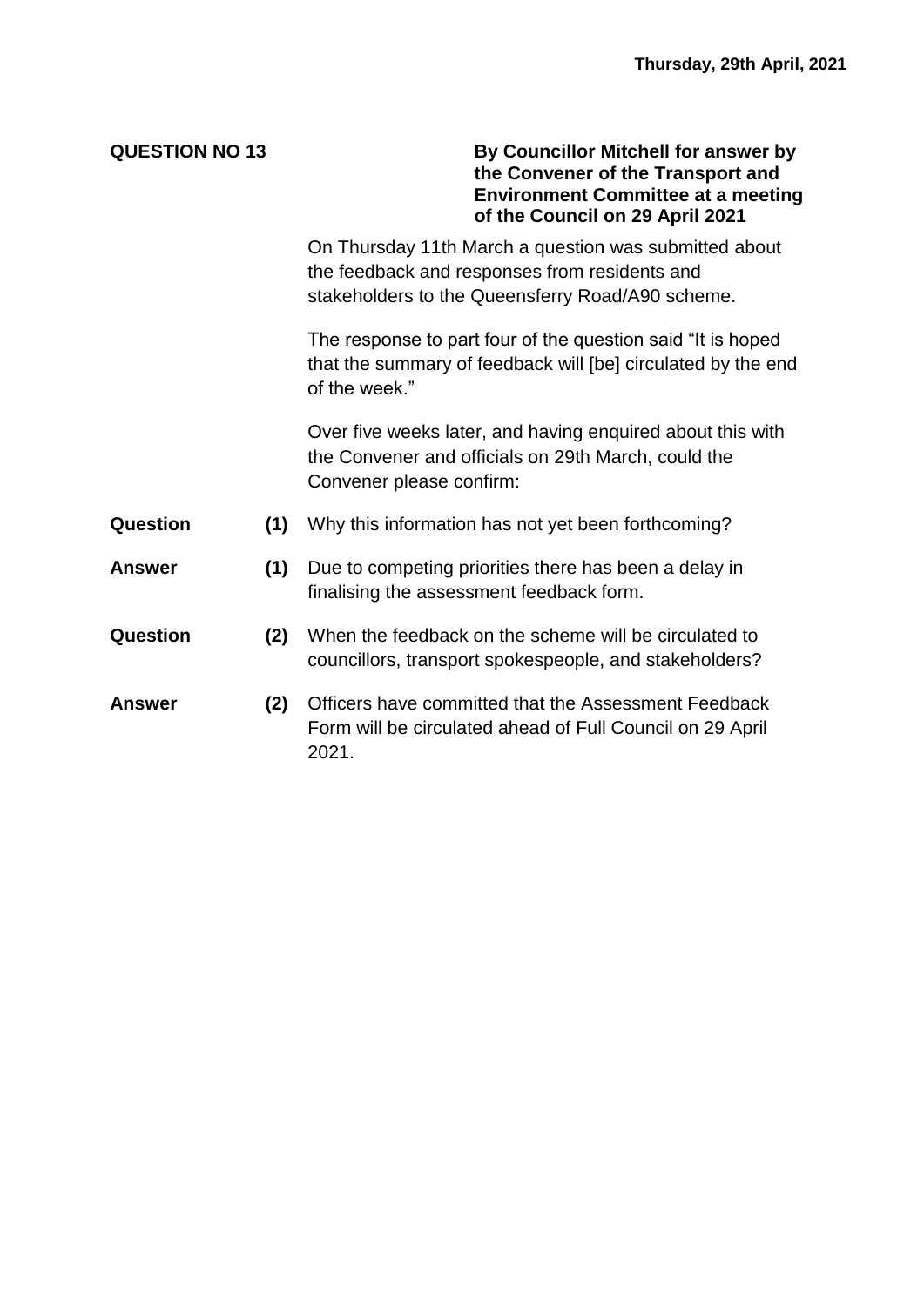**QUESTION NO 13**

**By Councillor Mitchell for answer by the Convener of the Transport and Environment Committee at a meeting of the Council on 29 April 2021**

On Thursday 11th March a question was submitted about the feedback and responses from residents and stakeholders to the Queensferry Road/A90 scheme.

The response to part four of the question said "It is hoped that the summary of feedback will [be] circulated by the end of the week."

Over five weeks later, and having enquired about this with the Convener and officials on 29th March, could the Convener please confirm:

**Question (1)** Why this information has not yet been forthcoming?

**Answer (1)** Due to competing priorities there has been a delay in finalising the assessment feedback form.

**Question (2)** When the feedback on the scheme will be circulated to councillors, transport spokespeople, and stakeholders?

**Answer (2)** Officers have committed that the Assessment Feedback Form will be circulated ahead of Full Council on 29 April 2021.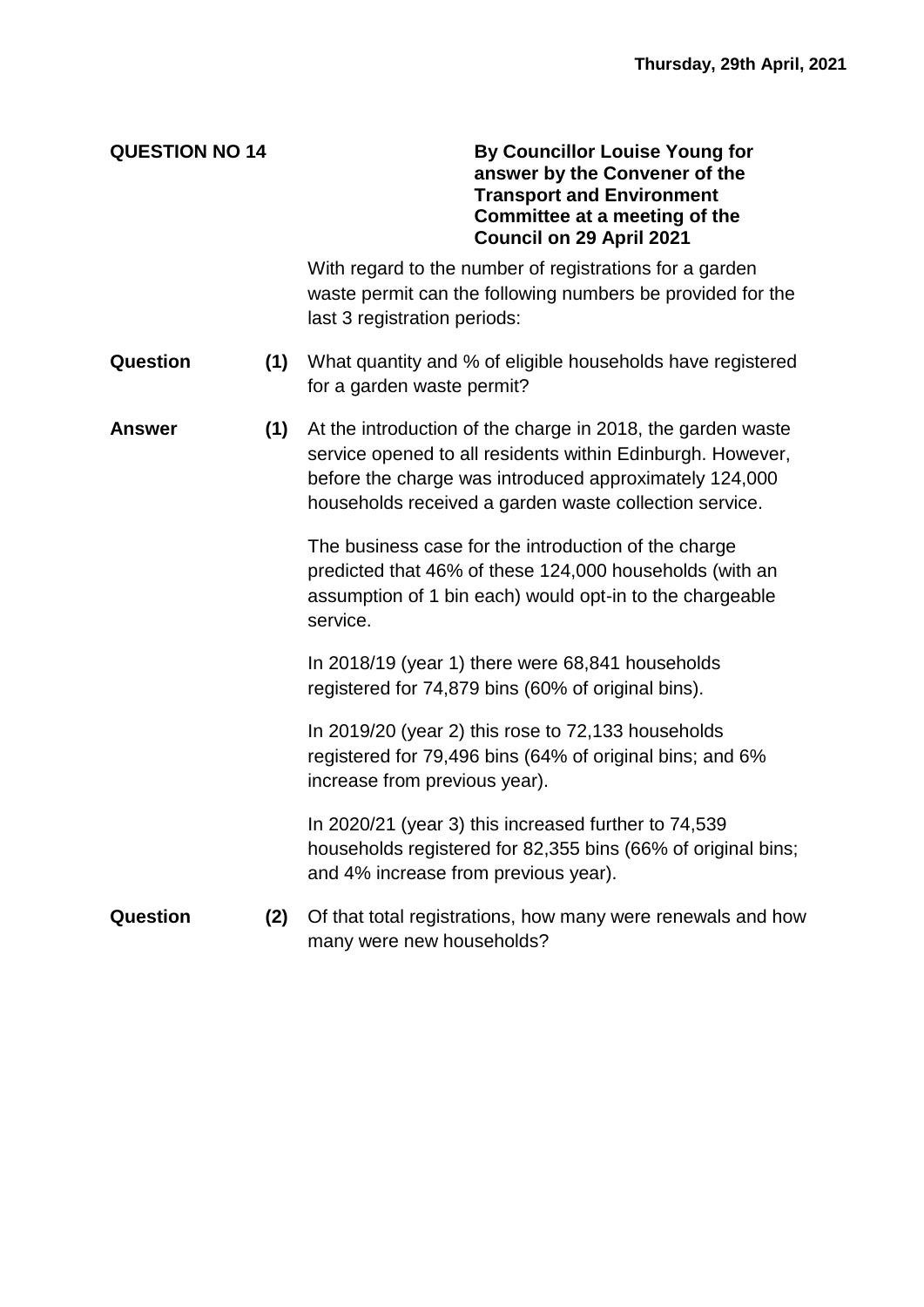**QUESTION NO 14**

**By Councillor Louise Young for answer by the Convener of the Transport and Environment Committee at a meeting of the Council on 29 April 2021**

With regard to the number of registrations for a garden waste permit can the following numbers be provided for the last 3 registration periods:

**Question (1)** What quantity and % of eligible households have registered for a garden waste permit?

**Answer (1)** At the introduction of the charge in 2018, the garden waste service opened to all residents within Edinburgh. However, before the charge was introduced approximately 124,000 households received a garden waste collection service.

The business case for the introduction of the charge predicted that 46% of these 124,000 households (with an assumption of 1 bin each) would opt-in to the chargeable service.

In 2018/19 (year 1) there were 68,841 households registered for 74,879 bins (60% of original bins).

In 2019/20 (year 2) this rose to 72,133 households registered for 79,496 bins (64% of original bins; and 6% increase from previous year).

In 2020/21 (year 3) this increased further to 74,539 households registered for 82,355 bins (66% of original bins; and 4% increase from previous year).

**Question (2)** Of that total registrations, how many were renewals and how many were new households?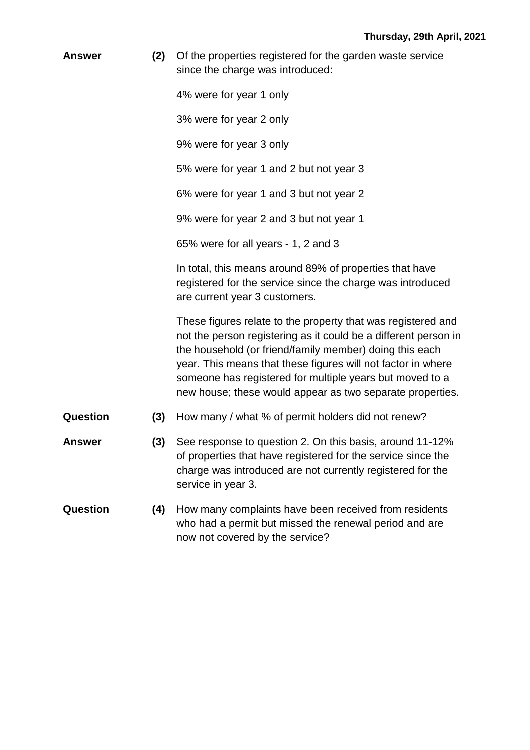**Answer** **(2)** Of the properties registered for the garden waste service since the charge was introduced:

4% were for year 1 only

3% were for year 2 only

9% were for year 3 only

5% were for year 1 and 2 but not year 3

6% were for year 1 and 3 but not year 2

9% were for year 2 and 3 but not year 1

65% were for all years - 1, 2 and 3

In total, this means around 89% of properties that have registered for the service since the charge was introduced are current year 3 customers.

These figures relate to the property that was registered and not the person registering as it could be a different person in the household (or friend/family member) doing this each year. This means that these figures will not factor in where someone has registered for multiple years but moved to a new house; these would appear as two separate properties.

**Question** **(3)** How many / what % of permit holders did not renew?

**Answer** **(3)** See response to question 2. On this basis, around 11-12% of properties that have registered for the service since the charge was introduced are not currently registered for the service in year 3.

**Question** **(4)** How many complaints have been received from residents who had a permit but missed the renewal period and are now not covered by the service?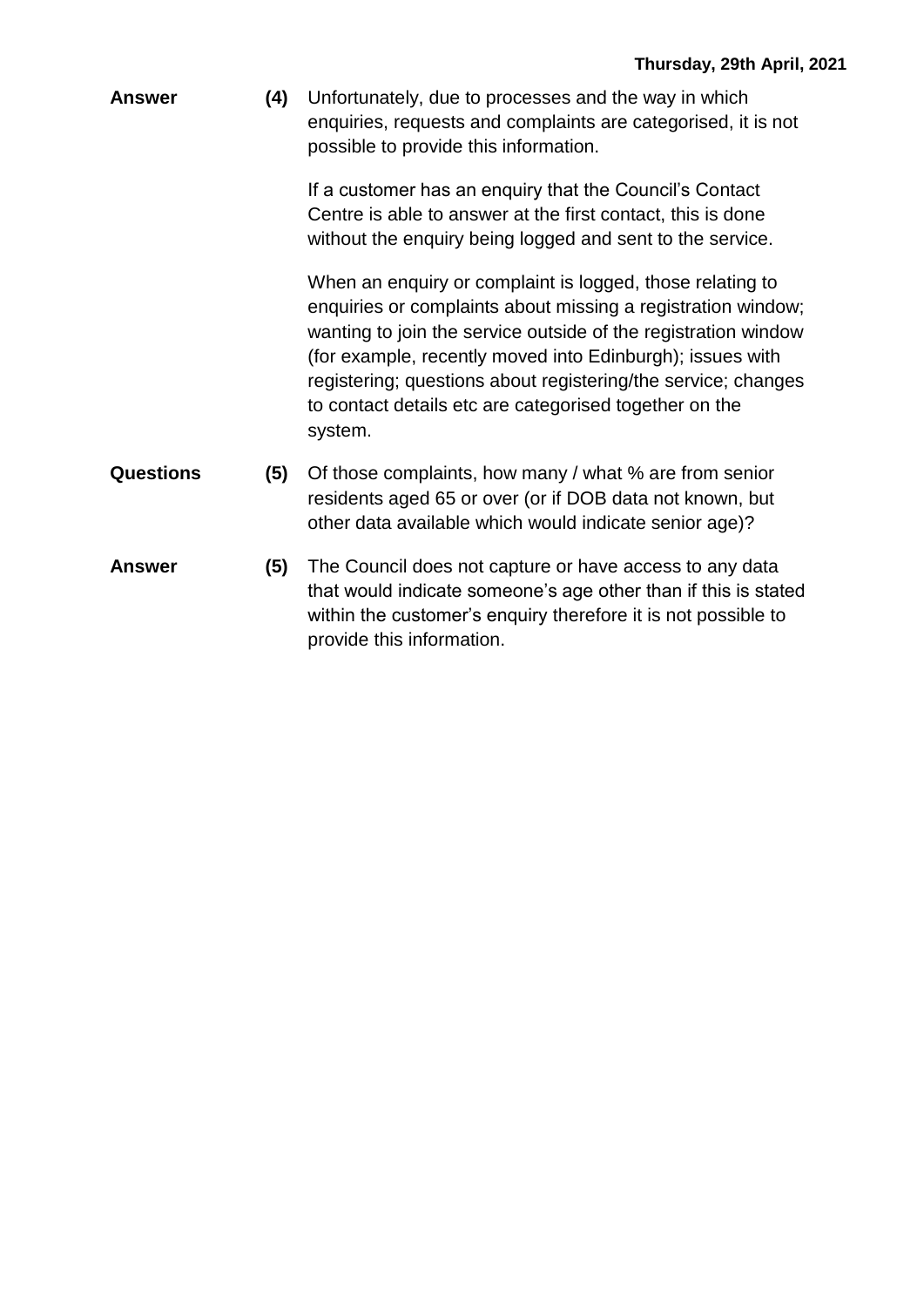**Answer** **(4)** Unfortunately, due to processes and the way in which enquiries, requests and complaints are categorised, it is not possible to provide this information.

If a customer has an enquiry that the Council's Contact Centre is able to answer at the first contact, this is done without the enquiry being logged and sent to the service.

When an enquiry or complaint is logged, those relating to enquiries or complaints about missing a registration window; wanting to join the service outside of the registration window (for example, recently moved into Edinburgh); issues with registering; questions about registering/the service; changes to contact details etc are categorised together on the system.

**Questions** **(5)** Of those complaints, how many / what % are from senior residents aged 65 or over (or if DOB data not known, but other data available which would indicate senior age)?

**Answer** **(5)** The Council does not capture or have access to any data that would indicate someone's age other than if this is stated within the customer's enquiry therefore it is not possible to provide this information.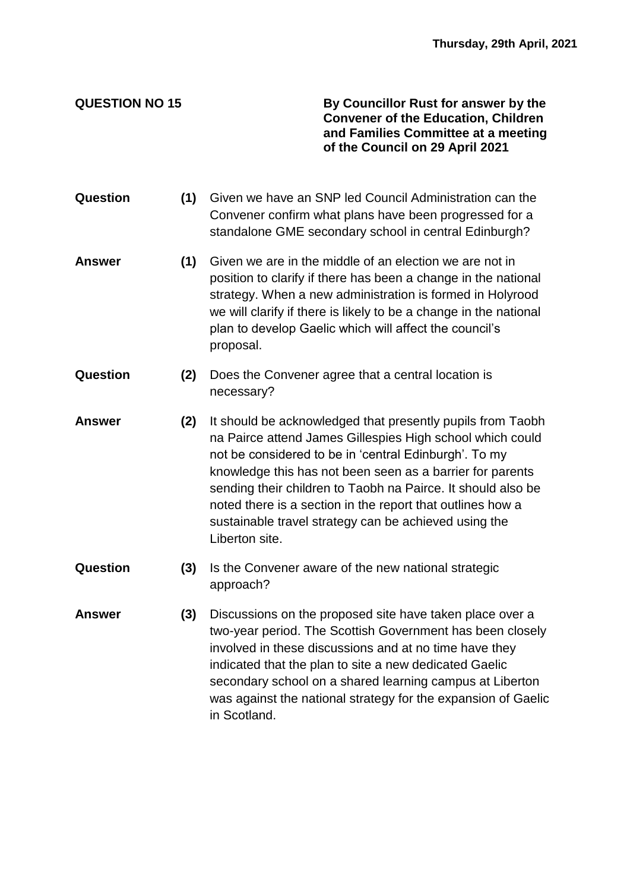**Thursday, 29th April, 2021**

**QUESTION NO 15** 

**By Councillor Rust for answer by the Convener of the Education, Children and Families Committee at a meeting of the Council on 29 April 2021**

**Question (1)** Given we have an SNP led Council Administration can the Convener confirm what plans have been progressed for a standalone GME secondary school in central Edinburgh?

**Answer (1)** Given we are in the middle of an election we are not in position to clarify if there has been a change in the national strategy. When a new administration is formed in Holyrood we will clarify if there is likely to be a change in the national plan to develop Gaelic which will affect the council's proposal.

**Question (2)** Does the Convener agree that a central location is necessary?

**Answer (2)** It should be acknowledged that presently pupils from Taobh na Pairce attend James Gillespies High school which could not be considered to be in 'central Edinburgh'. To my knowledge this has not been seen as a barrier for parents sending their children to Taobh na Pairce. It should also be noted there is a section in the report that outlines how a sustainable travel strategy can be achieved using the Liberton site.

**Question (3)** Is the Convener aware of the new national strategic approach?

**Answer (3)** Discussions on the proposed site have taken place over a two-year period. The Scottish Government has been closely involved in these discussions and at no time have they indicated that the plan to site a new dedicated Gaelic secondary school on a shared learning campus at Liberton was against the national strategy for the expansion of Gaelic in Scotland.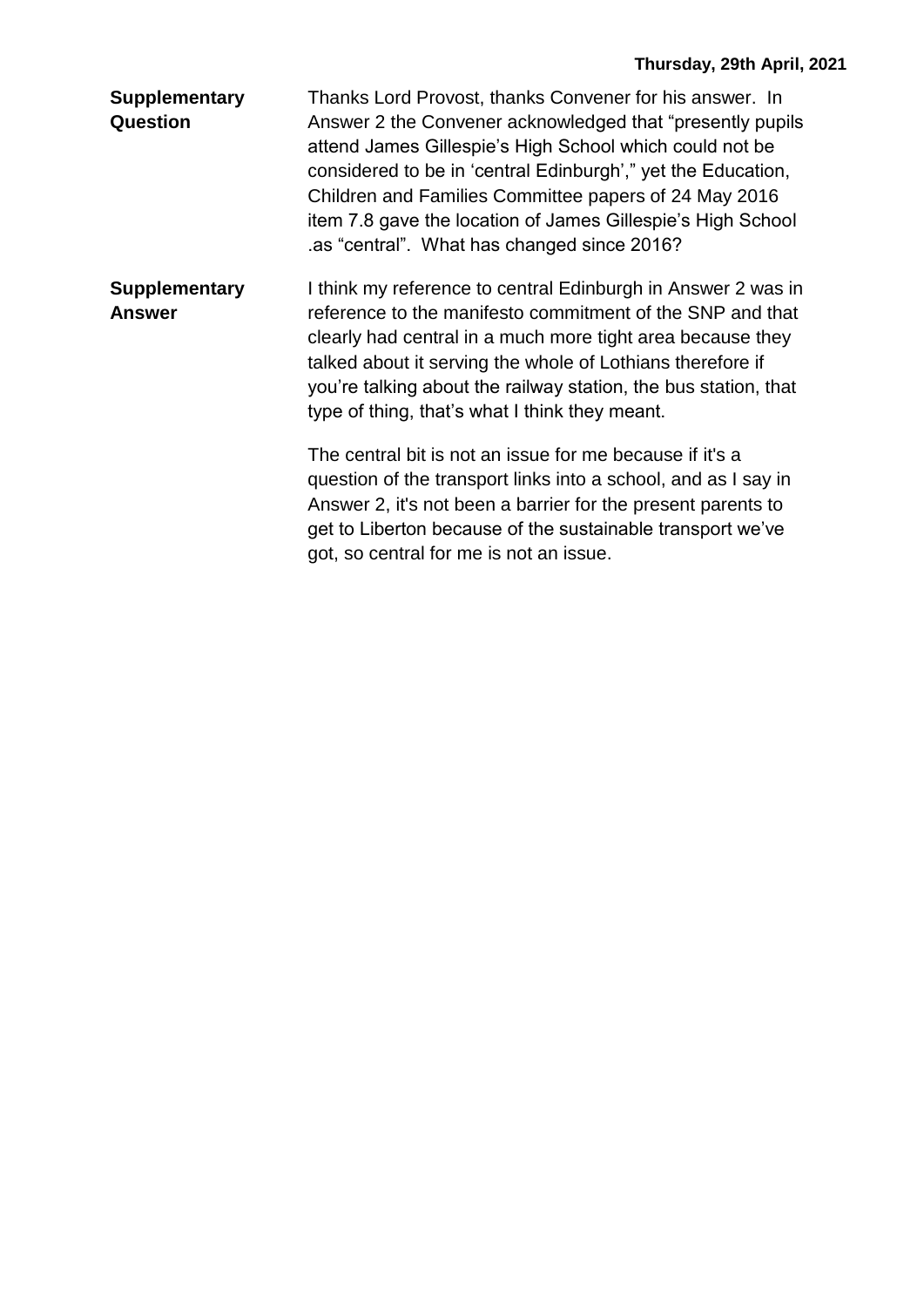**Thursday, 29th April, 2021**

**Supplementary Question**

Thanks Lord Provost, thanks Convener for his answer. In Answer 2 the Convener acknowledged that "presently pupils attend James Gillespie's High School which could not be considered to be in 'central Edinburgh'," yet the Education, Children and Families Committee papers of 24 May 2016 item 7.8 gave the location of James Gillespie's High School .as "central". What has changed since 2016?

**Supplementary Answer**

I think my reference to central Edinburgh in Answer 2 was in reference to the manifesto commitment of the SNP and that clearly had central in a much more tight area because they talked about it serving the whole of Lothians therefore if you're talking about the railway station, the bus station, that type of thing, that's what I think they meant.

The central bit is not an issue for me because if it's a question of the transport links into a school, and as I say in Answer 2, it's not been a barrier for the present parents to get to Liberton because of the sustainable transport we've got, so central for me is not an issue.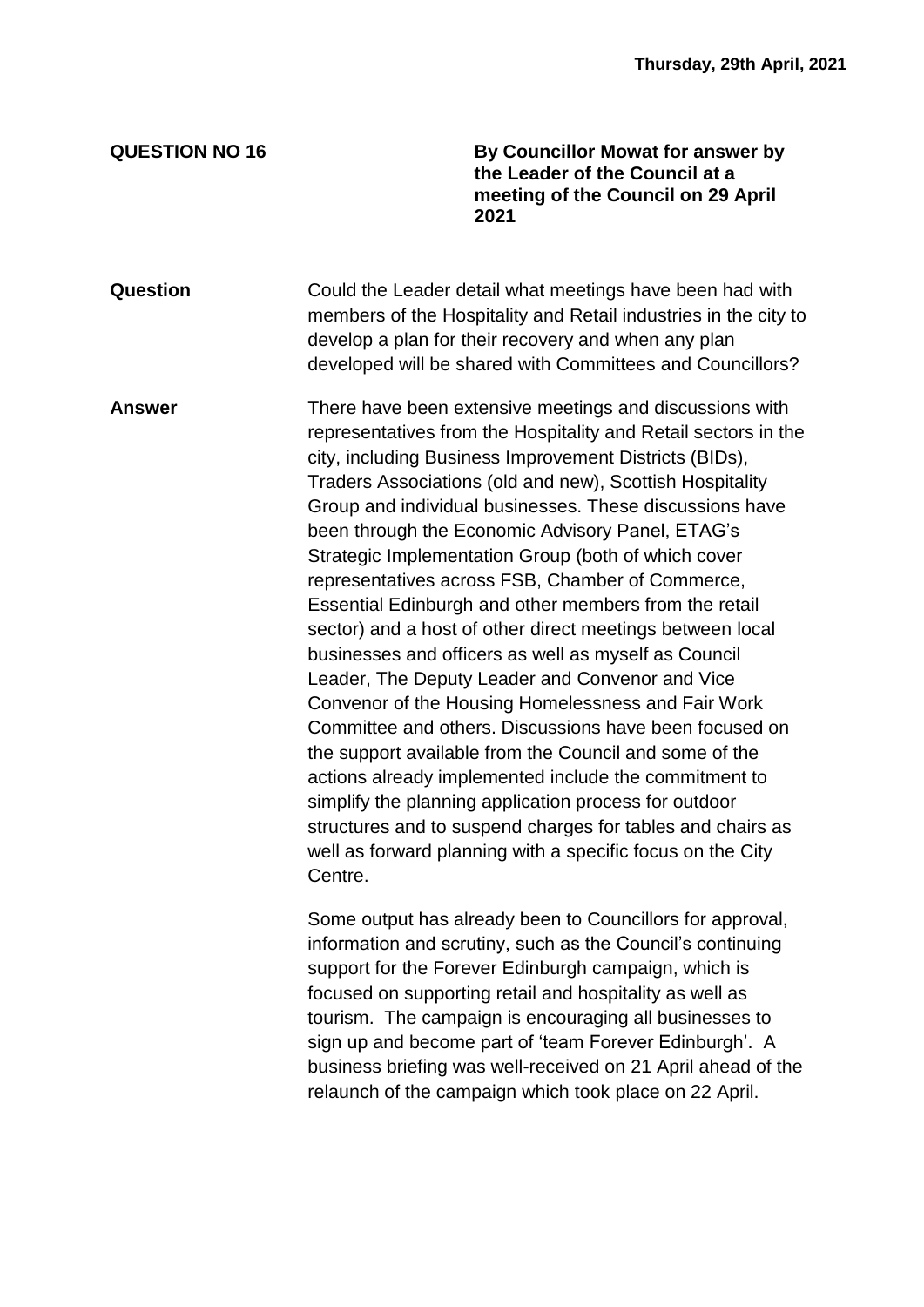**Thursday, 29th April, 2021**

**QUESTION NO 16**

**By Councillor Mowat for answer by the Leader of the Council at a meeting of the Council on 29 April 2021**

**Question**

Could the Leader detail what meetings have been had with members of the Hospitality and Retail industries in the city to develop a plan for their recovery and when any plan developed will be shared with Committees and Councillors?

**Answer**

There have been extensive meetings and discussions with representatives from the Hospitality and Retail sectors in the city, including Business Improvement Districts (BIDs), Traders Associations (old and new), Scottish Hospitality Group and individual businesses. These discussions have been through the Economic Advisory Panel, ETAG's Strategic Implementation Group (both of which cover representatives across FSB, Chamber of Commerce, Essential Edinburgh and other members from the retail sector) and a host of other direct meetings between local businesses and officers as well as myself as Council Leader, The Deputy Leader and Convenor and Vice Convenor of the Housing Homelessness and Fair Work Committee and others. Discussions have been focused on the support available from the Council and some of the actions already implemented include the commitment to simplify the planning application process for outdoor structures and to suspend charges for tables and chairs as well as forward planning with a specific focus on the City Centre.

Some output has already been to Councillors for approval, information and scrutiny, such as the Council's continuing support for the Forever Edinburgh campaign, which is focused on supporting retail and hospitality as well as tourism. The campaign is encouraging all businesses to sign up and become part of 'team Forever Edinburgh'. A business briefing was well-received on 21 April ahead of the relaunch of the campaign which took place on 22 April.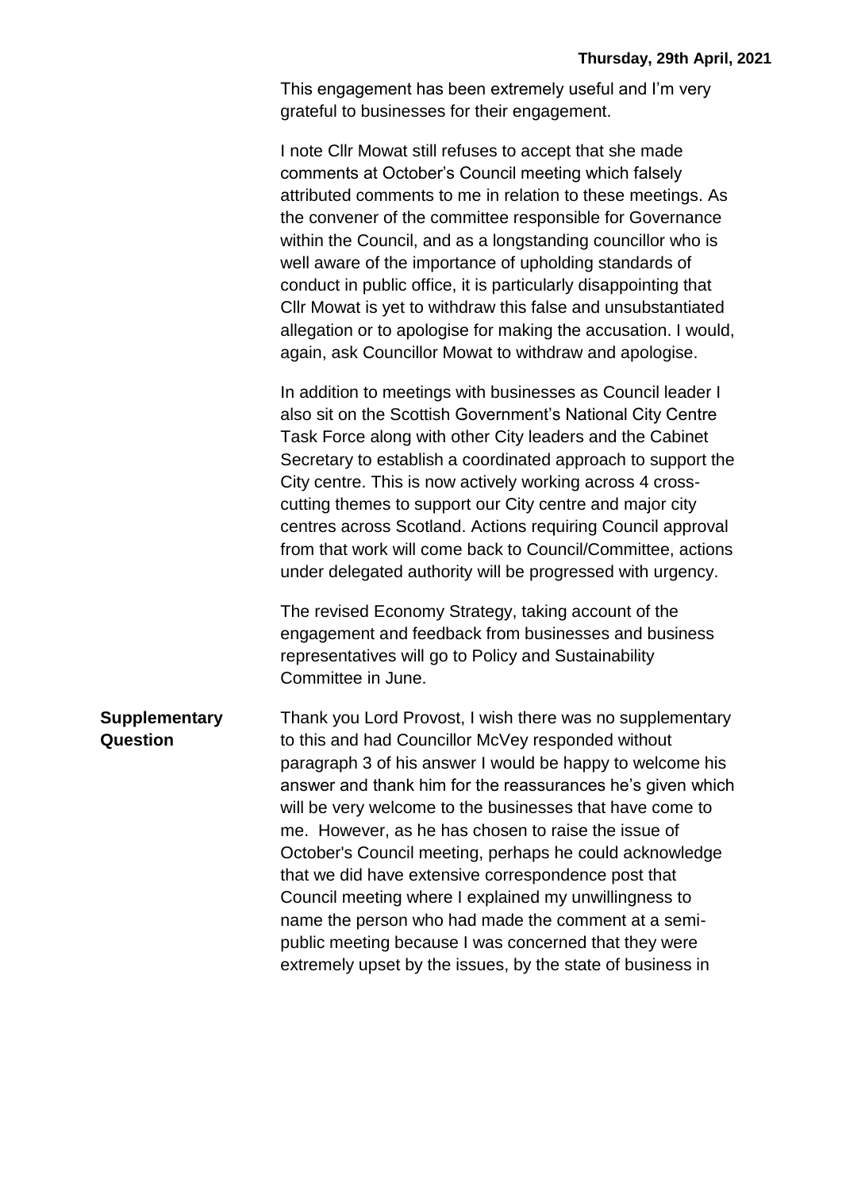This engagement has been extremely useful and I'm very grateful to businesses for their engagement.

I note Cllr Mowat still refuses to accept that she made comments at October's Council meeting which falsely attributed comments to me in relation to these meetings. As the convener of the committee responsible for Governance within the Council, and as a longstanding councillor who is well aware of the importance of upholding standards of conduct in public office, it is particularly disappointing that Cllr Mowat is yet to withdraw this false and unsubstantiated allegation or to apologise for making the accusation. I would, again, ask Councillor Mowat to withdraw and apologise.

In addition to meetings with businesses as Council leader I also sit on the Scottish Government's National City Centre Task Force along with other City leaders and the Cabinet Secretary to establish a coordinated approach to support the City centre. This is now actively working across 4 cross-cutting themes to support our City centre and major city centres across Scotland. Actions requiring Council approval from that work will come back to Council/Committee, actions under delegated authority will be progressed with urgency.

The revised Economy Strategy, taking account of the engagement and feedback from businesses and business representatives will go to Policy and Sustainability Committee in June.

**Supplementary Question**

Thank you Lord Provost, I wish there was no supplementary to this and had Councillor McVey responded without paragraph 3 of his answer I would be happy to welcome his answer and thank him for the reassurances he's given which will be very welcome to the businesses that have come to me. However, as he has chosen to raise the issue of October's Council meeting, perhaps he could acknowledge that we did have extensive correspondence post that Council meeting where I explained my unwillingness to name the person who had made the comment at a semi-public meeting because I was concerned that they were extremely upset by the issues, by the state of business in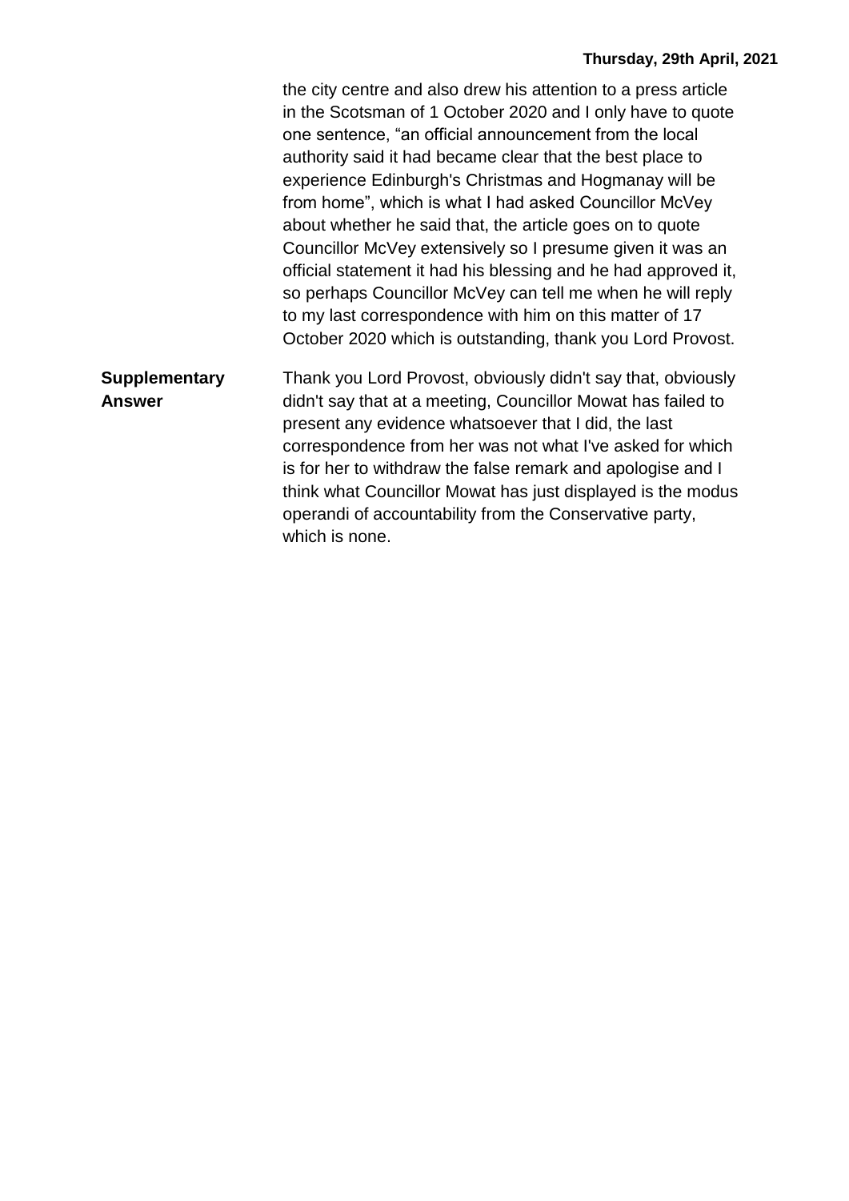the city centre and also drew his attention to a press article in the Scotsman of 1 October 2020 and I only have to quote one sentence, "an official announcement from the local authority said it had became clear that the best place to experience Edinburgh's Christmas and Hogmanay will be from home", which is what I had asked Councillor McVey about whether he said that, the article goes on to quote Councillor McVey extensively so I presume given it was an official statement it had his blessing and he had approved it, so perhaps Councillor McVey can tell me when he will reply to my last correspondence with him on this matter of 17 October 2020 which is outstanding, thank you Lord Provost.

**Supplementary Answer**

Thank you Lord Provost, obviously didn't say that, obviously didn't say that at a meeting, Councillor Mowat has failed to present any evidence whatsoever that I did, the last correspondence from her was not what I've asked for which is for her to withdraw the false remark and apologise and I think what Councillor Mowat has just displayed is the modus operandi of accountability from the Conservative party, which is none.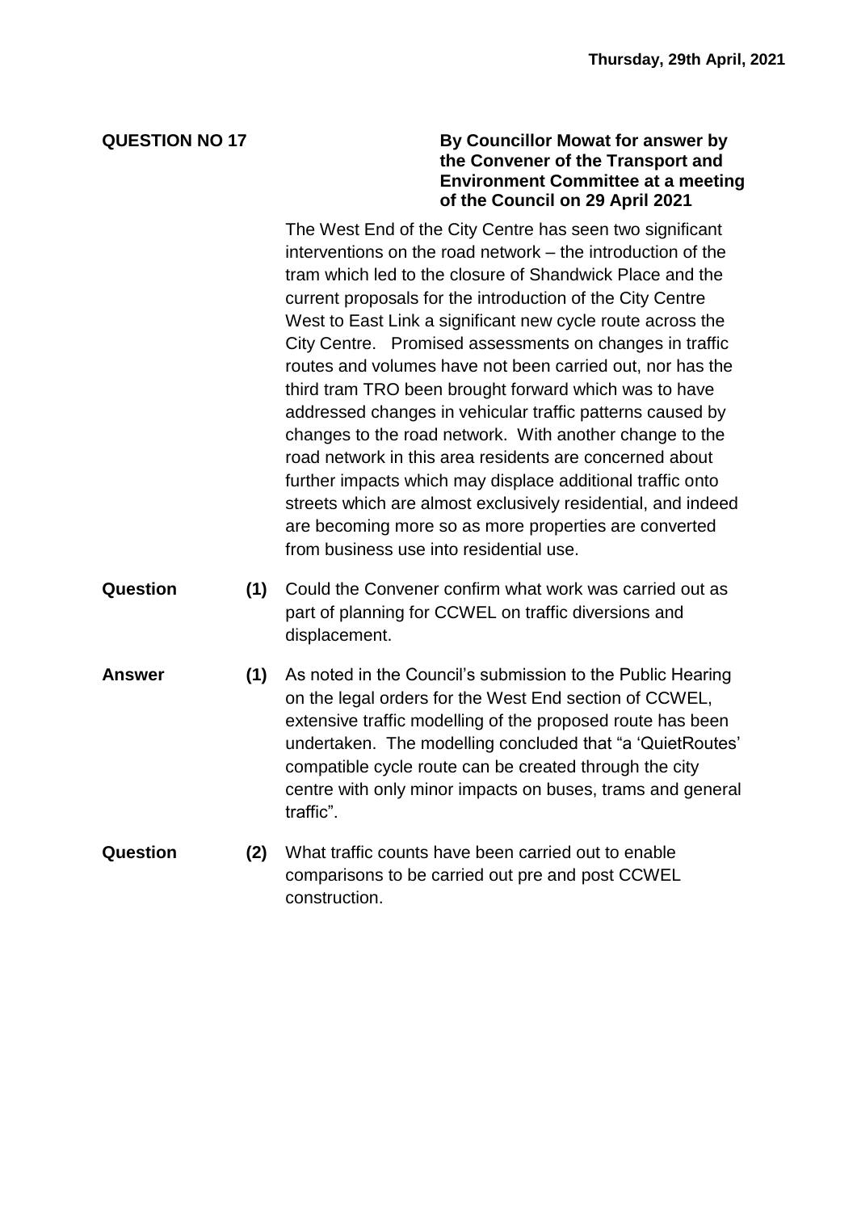**QUESTION NO 17**

**By Councillor Mowat for answer by the Convener of the Transport and Environment Committee at a meeting of the Council on 29 April 2021**

The West End of the City Centre has seen two significant interventions on the road network – the introduction of the tram which led to the closure of Shandwick Place and the current proposals for the introduction of the City Centre West to East Link a significant new cycle route across the City Centre. Promised assessments on changes in traffic routes and volumes have not been carried out, nor has the third tram TRO been brought forward which was to have addressed changes in vehicular traffic patterns caused by changes to the road network. With another change to the road network in this area residents are concerned about further impacts which may displace additional traffic onto streets which are almost exclusively residential, and indeed are becoming more so as more properties are converted from business use into residential use.

**Question (1)** Could the Convener confirm what work was carried out as part of planning for CCWEL on traffic diversions and displacement.

**Answer (1)** As noted in the Council's submission to the Public Hearing on the legal orders for the West End section of CCWEL, extensive traffic modelling of the proposed route has been undertaken. The modelling concluded that "a 'QuietRoutes' compatible cycle route can be created through the city centre with only minor impacts on buses, trams and general traffic".

**Question (2)** What traffic counts have been carried out to enable comparisons to be carried out pre and post CCWEL construction.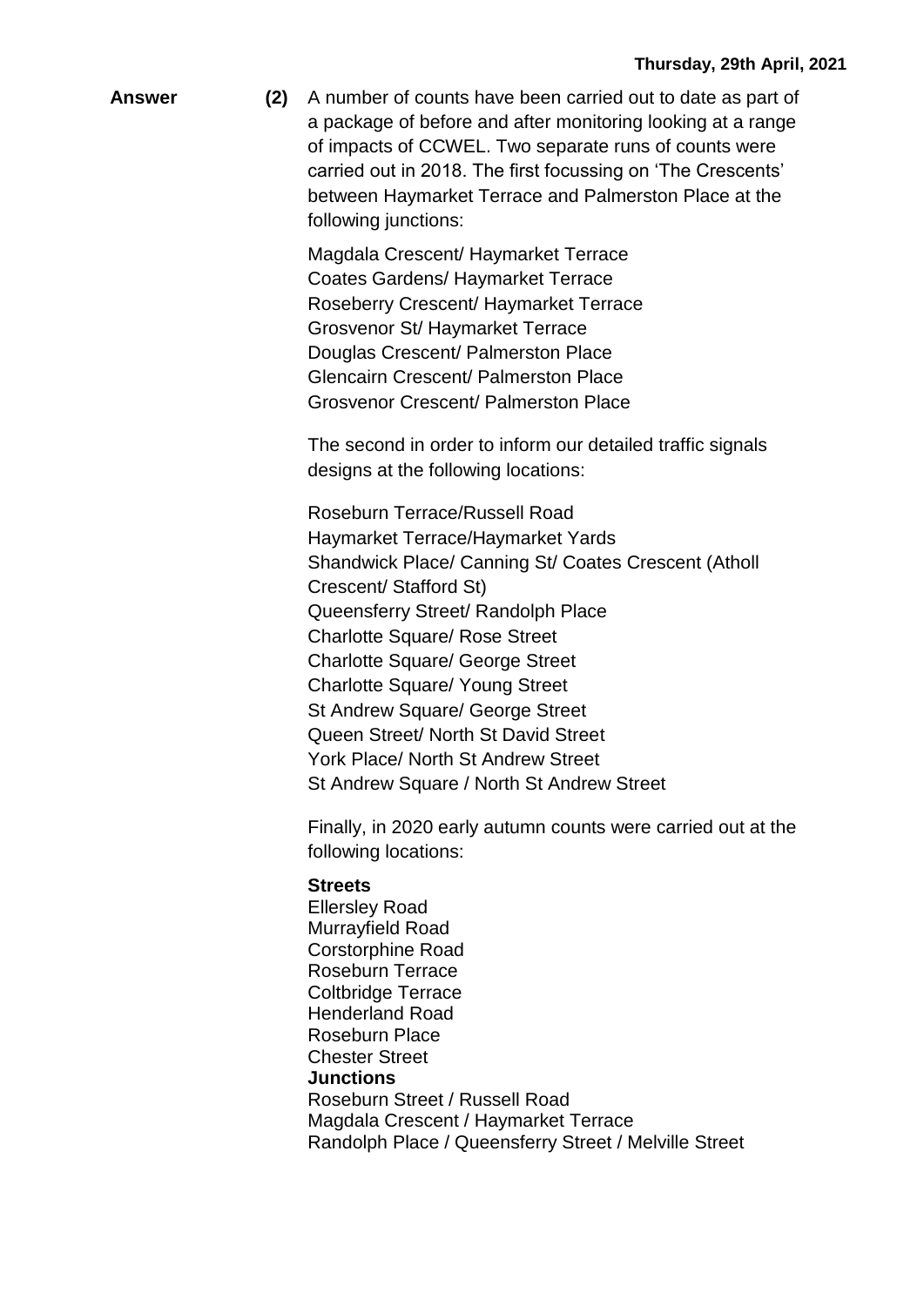**Answer** **(2)** A number of counts have been carried out to date as part of a package of before and after monitoring looking at a range of impacts of CCWEL. Two separate runs of counts were carried out in 2018. The first focussing on 'The Crescents' between Haymarket Terrace and Palmerston Place at the following junctions:

Magdala Crescent/ Haymarket Terrace
Coates Gardens/ Haymarket Terrace
Roseberry Crescent/ Haymarket Terrace
Grosvenor St/ Haymarket Terrace
Douglas Crescent/ Palmerston Place
Glencairn Crescent/ Palmerston Place
Grosvenor Crescent/ Palmerston Place

The second in order to inform our detailed traffic signals designs at the following locations:

Roseburn Terrace/Russell Road
Haymarket Terrace/Haymarket Yards
Shandwick Place/ Canning St/ Coates Crescent (Atholl Crescent/ Stafford St)
Queensferry Street/ Randolph Place
Charlotte Square/ Rose Street
Charlotte Square/ George Street
Charlotte Square/ Young Street
St Andrew Square/ George Street
Queen Street/ North St David Street
York Place/ North St Andrew Street
St Andrew Square / North St Andrew Street

Finally, in 2020 early autumn counts were carried out at the following locations:

**Streets**
Ellersley Road
Murrayfield Road
Corstorphine Road
Roseburn Terrace
Coltbridge Terrace
Henderland Road
Roseburn Place
Chester Street
**Junctions**
Roseburn Street / Russell Road
Magdala Crescent / Haymarket Terrace
Randolph Place / Queensferry Street / Melville Street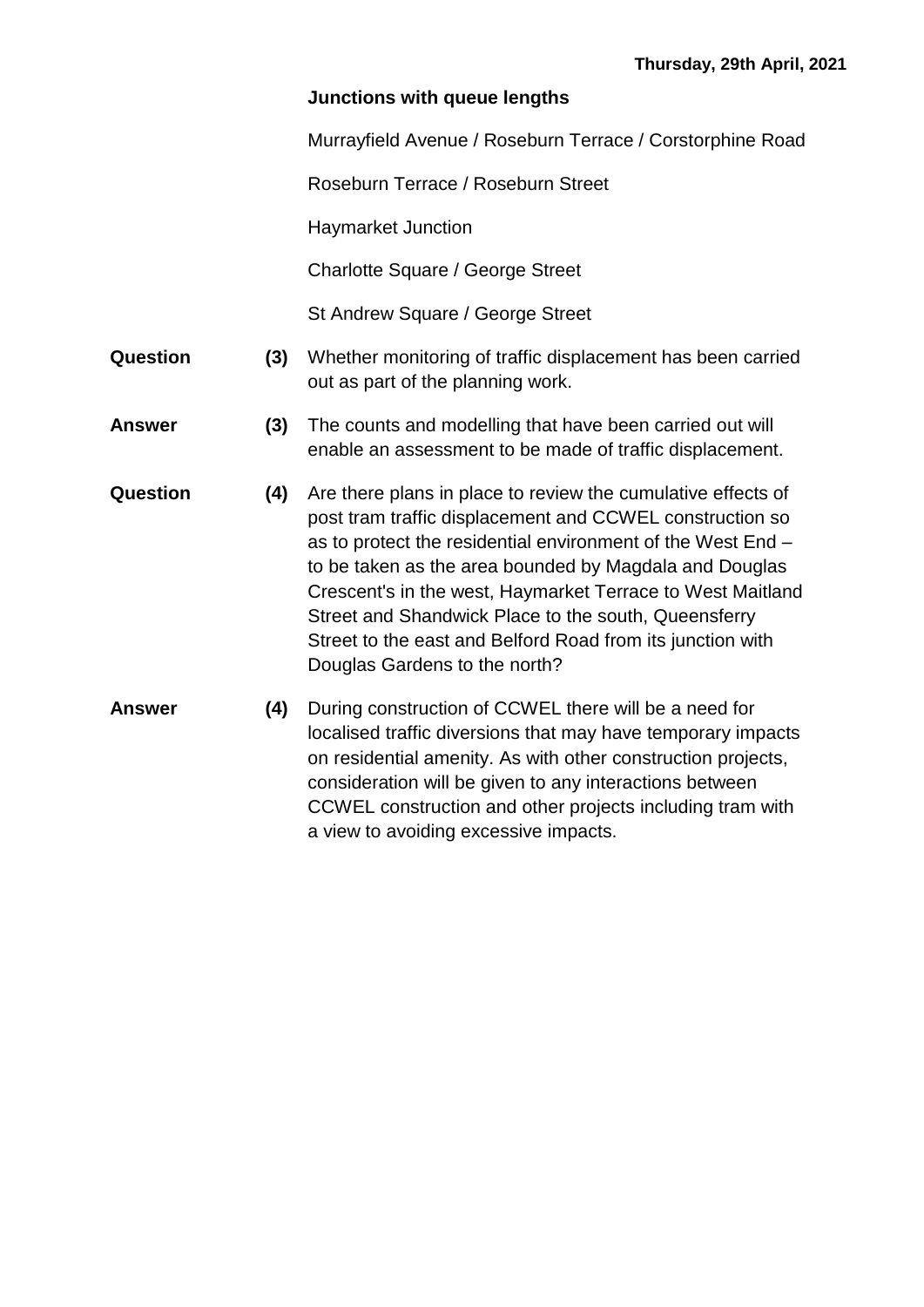**Junctions with queue lengths**

Murrayfield Avenue / Roseburn Terrace / Corstorphine Road

Roseburn Terrace / Roseburn Street

Haymarket Junction

Charlotte Square / George Street

St Andrew Square / George Street

**Question (3)** Whether monitoring of traffic displacement has been carried out as part of the planning work.

**Answer (3)** The counts and modelling that have been carried out will enable an assessment to be made of traffic displacement.

**Question (4)** Are there plans in place to review the cumulative effects of post tram traffic displacement and CCWEL construction so as to protect the residential environment of the West End – to be taken as the area bounded by Magdala and Douglas Crescent's in the west, Haymarket Terrace to West Maitland Street and Shandwick Place to the south, Queensferry Street to the east and Belford Road from its junction with Douglas Gardens to the north?

**Answer (4)** During construction of CCWEL there will be a need for localised traffic diversions that may have temporary impacts on residential amenity. As with other construction projects, consideration will be given to any interactions between CCWEL construction and other projects including tram with a view to avoiding excessive impacts.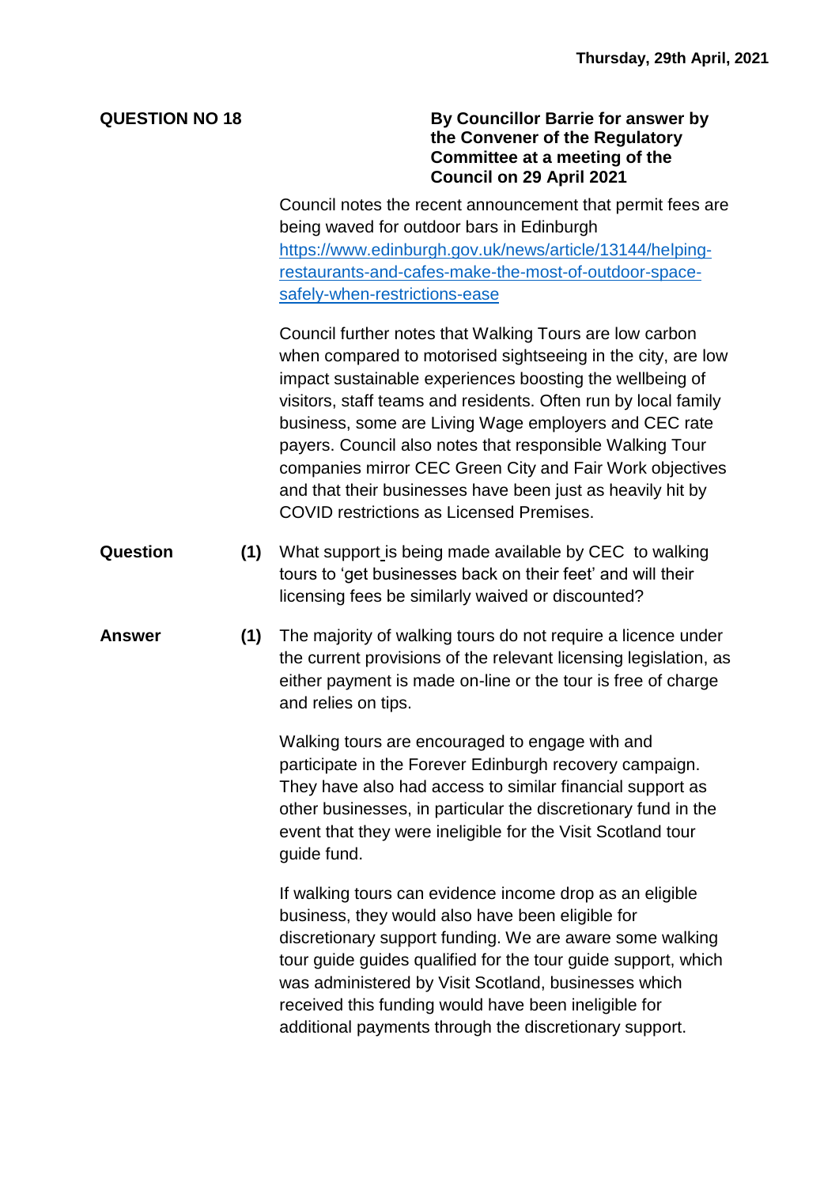Thursday, 29th April, 2021

**QUESTION NO 18**

**By Councillor Barrie for answer by the Convener of the Regulatory Committee at a meeting of the Council on 29 April 2021**

Council notes the recent announcement that permit fees are being waved for outdoor bars in Edinburgh https://www.edinburgh.gov.uk/news/article/13144/helping-restaurants-and-cafes-make-the-most-of-outdoor-space-safely-when-restrictions-ease

Council further notes that Walking Tours are low carbon when compared to motorised sightseeing in the city, are low impact sustainable experiences boosting the wellbeing of visitors, staff teams and residents. Often run by local family business, some are Living Wage employers and CEC rate payers. Council also notes that responsible Walking Tour companies mirror CEC Green City and Fair Work objectives and that their businesses have been just as heavily hit by COVID restrictions as Licensed Premises.

**Question** **(1)** What support is being made available by CEC to walking tours to 'get businesses back on their feet' and will their licensing fees be similarly waived or discounted?

**Answer** **(1)** The majority of walking tours do not require a licence under the current provisions of the relevant licensing legislation, as either payment is made on-line or the tour is free of charge and relies on tips.

Walking tours are encouraged to engage with and participate in the Forever Edinburgh recovery campaign. They have also had access to similar financial support as other businesses, in particular the discretionary fund in the event that they were ineligible for the Visit Scotland tour guide fund.

If walking tours can evidence income drop as an eligible business, they would also have been eligible for discretionary support funding. We are aware some walking tour guide guides qualified for the tour guide support, which was administered by Visit Scotland, businesses which received this funding would have been ineligible for additional payments through the discretionary support.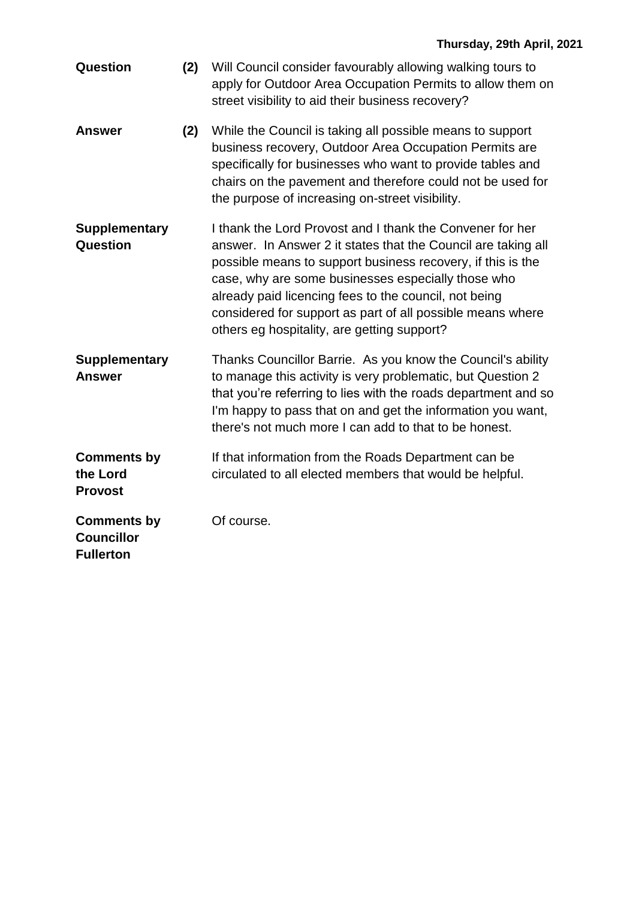**Thursday, 29th April, 2021**

**Question (2)** Will Council consider favourably allowing walking tours to apply for Outdoor Area Occupation Permits to allow them on street visibility to aid their business recovery?

**Answer (2)** While the Council is taking all possible means to support business recovery, Outdoor Area Occupation Permits are specifically for businesses who want to provide tables and chairs on the pavement and therefore could not be used for the purpose of increasing on-street visibility.

**Supplementary Question** I thank the Lord Provost and I thank the Convener for her answer. In Answer 2 it states that the Council are taking all possible means to support business recovery, if this is the case, why are some businesses especially those who already paid licencing fees to the council, not being considered for support as part of all possible means where others eg hospitality, are getting support?

**Supplementary Answer** Thanks Councillor Barrie. As you know the Council's ability to manage this activity is very problematic, but Question 2 that you're referring to lies with the roads department and so I'm happy to pass that on and get the information you want, there's not much more I can add to that to be honest.

**Comments by the Lord Provost** If that information from the Roads Department can be circulated to all elected members that would be helpful.

**Comments by Councillor Fullerton** Of course.